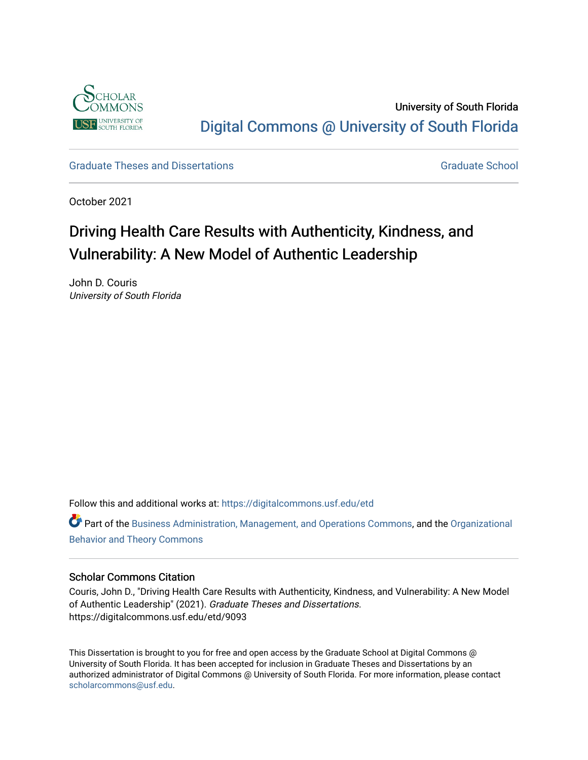University of South Florida

Digital Commons @ University of South Florida

Graduate Theses and Dissertations

Graduate School

October 2021

# Driving Health Care Results with Authenticity, Kindness, and Vulnerability: A New Model of Authentic Leadership

John D. Couris
*University of South Florida*

Follow this and additional works at: https://digitalcommons.usf.edu/etd

Part of the Business Administration, Management, and Operations Commons, and the Organizational Behavior and Theory Commons

## Scholar Commons Citation

Couris, John D., "Driving Health Care Results with Authenticity, Kindness, and Vulnerability: A New Model of Authentic Leadership" (2021). *Graduate Theses and Dissertations.* https://digitalcommons.usf.edu/etd/9093

This Dissertation is brought to you for free and open access by the Graduate School at Digital Commons @ University of South Florida. It has been accepted for inclusion in Graduate Theses and Dissertations by an authorized administrator of Digital Commons @ University of South Florida. For more information, please contact scholarcommons@usf.edu.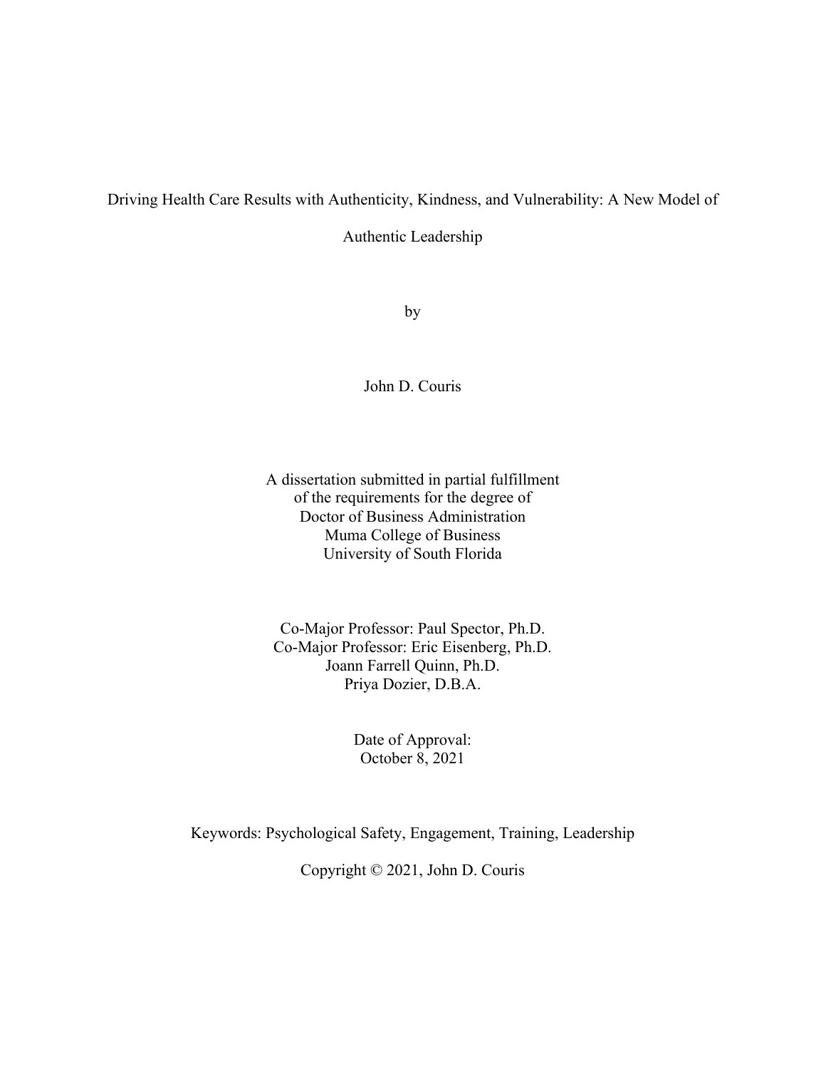Driving Health Care Results with Authenticity, Kindness, and Vulnerability: A New Model of Authentic Leadership

by

John D. Couris

A dissertation submitted in partial fulfillment
of the requirements for the degree of
Doctor of Business Administration
Muma College of Business
University of South Florida

Co-Major Professor: Paul Spector, Ph.D.
Co-Major Professor: Eric Eisenberg, Ph.D.
Joann Farrell Quinn, Ph.D.
Priya Dozier, D.B.A.

Date of Approval:
October 8, 2021

Keywords: Psychological Safety, Engagement, Training, Leadership

Copyright © 2021, John D. Couris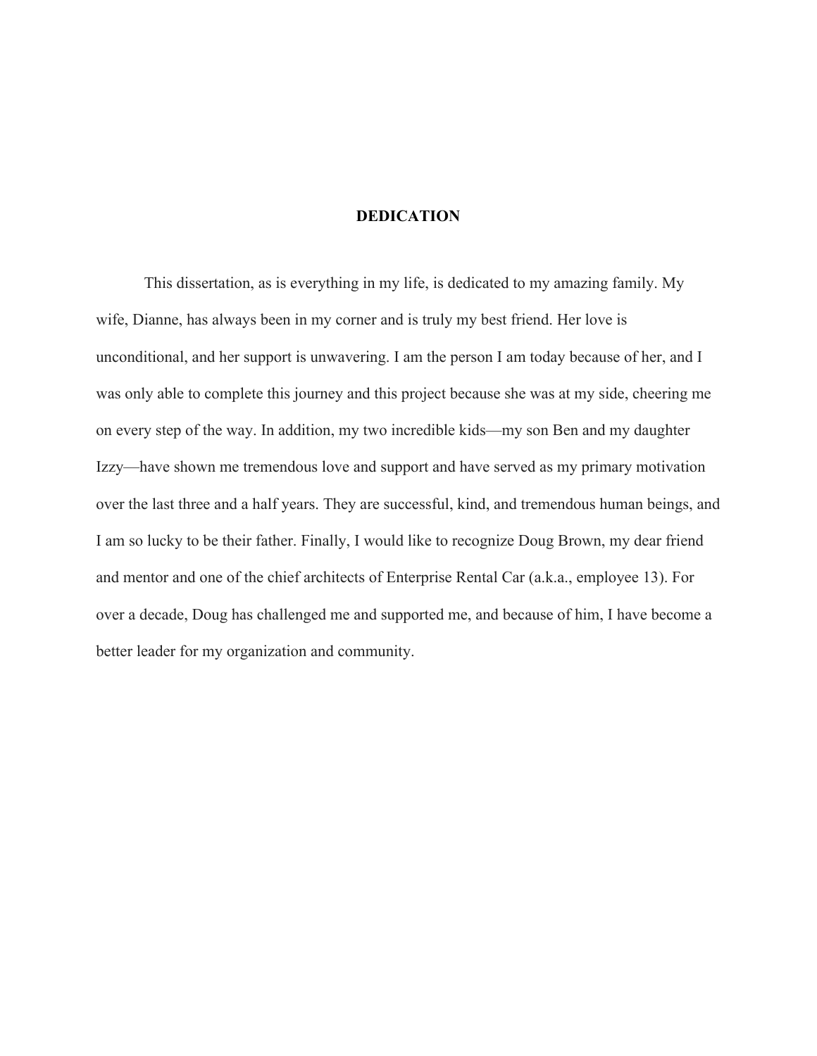# DEDICATION

This dissertation, as is everything in my life, is dedicated to my amazing family. My wife, Dianne, has always been in my corner and is truly my best friend. Her love is unconditional, and her support is unwavering. I am the person I am today because of her, and I was only able to complete this journey and this project because she was at my side, cheering me on every step of the way. In addition, my two incredible kids—my son Ben and my daughter Izzy—have shown me tremendous love and support and have served as my primary motivation over the last three and a half years. They are successful, kind, and tremendous human beings, and I am so lucky to be their father. Finally, I would like to recognize Doug Brown, my dear friend and mentor and one of the chief architects of Enterprise Rental Car (a.k.a., employee 13). For over a decade, Doug has challenged me and supported me, and because of him, I have become a better leader for my organization and community.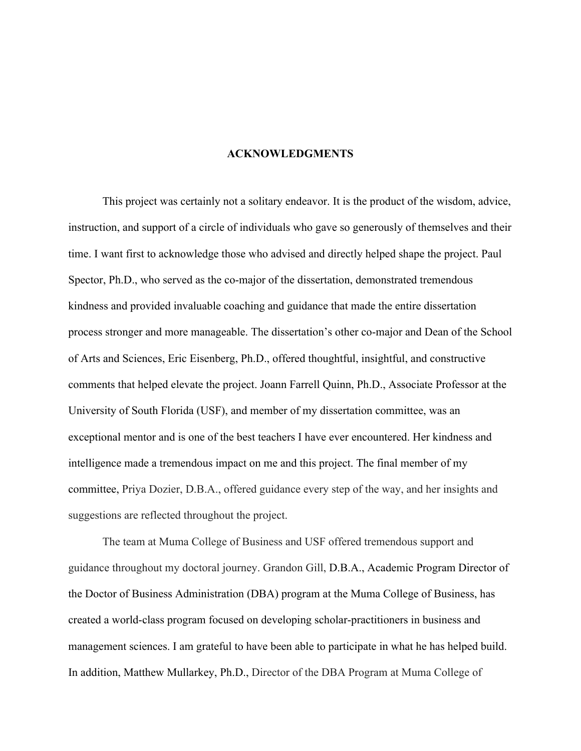# ACKNOWLEDGMENTS

This project was certainly not a solitary endeavor. It is the product of the wisdom, advice, instruction, and support of a circle of individuals who gave so generously of themselves and their time. I want first to acknowledge those who advised and directly helped shape the project. Paul Spector, Ph.D., who served as the co-major of the dissertation, demonstrated tremendous kindness and provided invaluable coaching and guidance that made the entire dissertation process stronger and more manageable. The dissertation's other co-major and Dean of the School of Arts and Sciences, Eric Eisenberg, Ph.D., offered thoughtful, insightful, and constructive comments that helped elevate the project. Joann Farrell Quinn, Ph.D., Associate Professor at the University of South Florida (USF), and member of my dissertation committee, was an exceptional mentor and is one of the best teachers I have ever encountered. Her kindness and intelligence made a tremendous impact on me and this project. The final member of my committee, Priya Dozier, D.B.A., offered guidance every step of the way, and her insights and suggestions are reflected throughout the project.

The team at Muma College of Business and USF offered tremendous support and guidance throughout my doctoral journey. Grandon Gill, D.B.A., Academic Program Director of the Doctor of Business Administration (DBA) program at the Muma College of Business, has created a world-class program focused on developing scholar-practitioners in business and management sciences. I am grateful to have been able to participate in what he has helped build. In addition, Matthew Mullarkey, Ph.D., Director of the DBA Program at Muma College of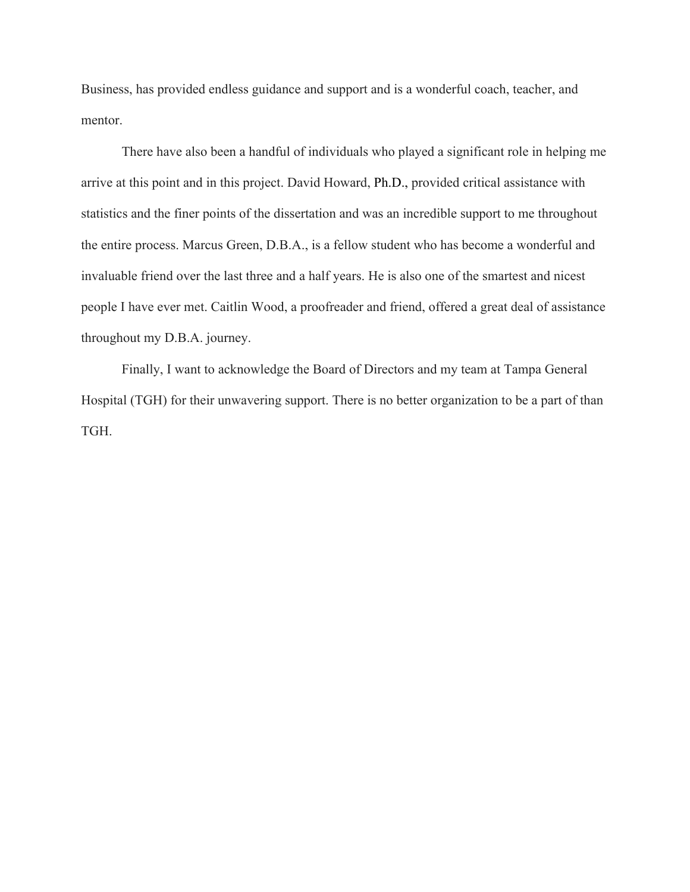Business, has provided endless guidance and support and is a wonderful coach, teacher, and mentor.

There have also been a handful of individuals who played a significant role in helping me arrive at this point and in this project. David Howard, Ph.D., provided critical assistance with statistics and the finer points of the dissertation and was an incredible support to me throughout the entire process. Marcus Green, D.B.A., is a fellow student who has become a wonderful and invaluable friend over the last three and a half years. He is also one of the smartest and nicest people I have ever met. Caitlin Wood, a proofreader and friend, offered a great deal of assistance throughout my D.B.A. journey.

Finally, I want to acknowledge the Board of Directors and my team at Tampa General Hospital (TGH) for their unwavering support. There is no better organization to be a part of than TGH.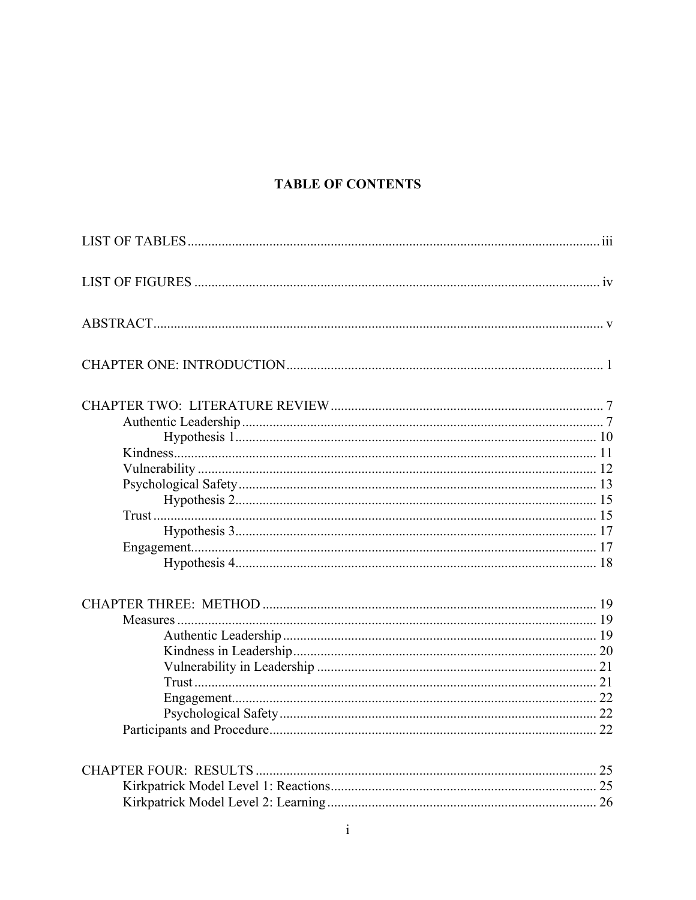# TABLE OF CONTENTS

LIST OF TABLES ..................................................... iii

LIST OF FIGURES ..................................................... iv

ABSTRACT ..................................................... v

CHAPTER ONE: INTRODUCTION ..................................................... 1

CHAPTER TWO: LITERATURE REVIEW ..................................................... 7
- Authentic Leadership ..................................................... 7
  - Hypothesis 1 ..................................................... 10
- Kindness ..................................................... 11
- Vulnerability ..................................................... 12
- Psychological Safety ..................................................... 13
  - Hypothesis 2 ..................................................... 15
- Trust ..................................................... 15
  - Hypothesis 3 ..................................................... 17
- Engagement ..................................................... 17
  - Hypothesis 4 ..................................................... 18

CHAPTER THREE: METHOD ..................................................... 19
- Measures ..................................................... 19
  - Authentic Leadership ..................................................... 19
  - Kindness in Leadership ..................................................... 20
  - Vulnerability in Leadership ..................................................... 21
  - Trust ..................................................... 21
  - Engagement ..................................................... 22
  - Psychological Safety ..................................................... 22
- Participants and Procedure ..................................................... 22

CHAPTER FOUR: RESULTS ..................................................... 25
- Kirkpatrick Model Level 1: Reactions ..................................................... 25
- Kirkpatrick Model Level 2: Learning ..................................................... 26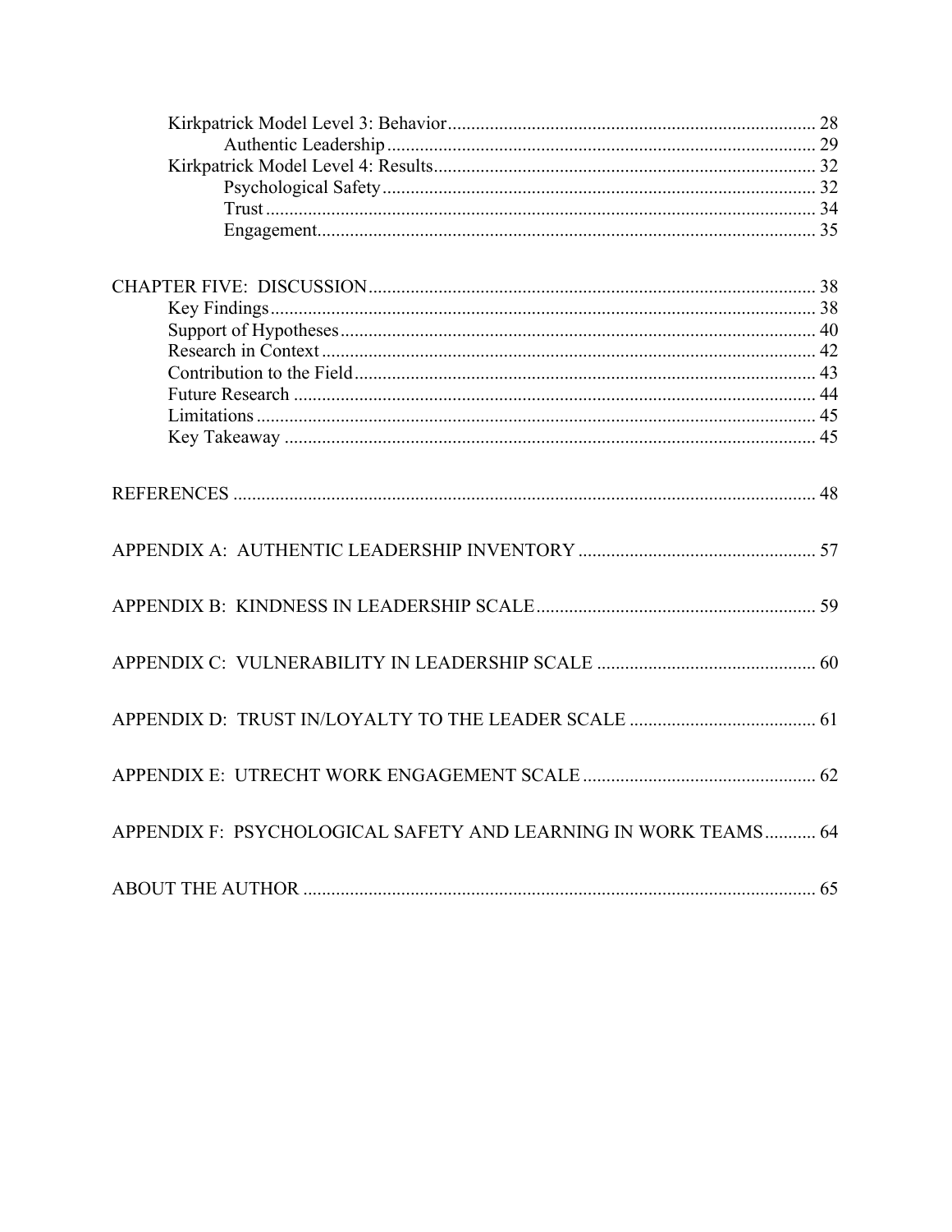Kirkpatrick Model Level 3: Behavior ..... 28
Authentic Leadership ..... 29
Kirkpatrick Model Level 4: Results ..... 32
Psychological Safety ..... 32
Trust ..... 34
Engagement ..... 35

CHAPTER FIVE: DISCUSSION ..... 38
Key Findings ..... 38
Support of Hypotheses ..... 40
Research in Context ..... 42
Contribution to the Field ..... 43
Future Research ..... 44
Limitations ..... 45
Key Takeaway ..... 45

REFERENCES ..... 48

APPENDIX A: AUTHENTIC LEADERSHIP INVENTORY ..... 57

APPENDIX B: KINDNESS IN LEADERSHIP SCALE ..... 59

APPENDIX C: VULNERABILITY IN LEADERSHIP SCALE ..... 60

APPENDIX D: TRUST IN/LOYALTY TO THE LEADER SCALE ..... 61

APPENDIX E: UTRECHT WORK ENGAGEMENT SCALE ..... 62

APPENDIX F: PSYCHOLOGICAL SAFETY AND LEARNING IN WORK TEAMS ..... 64

ABOUT THE AUTHOR ..... 65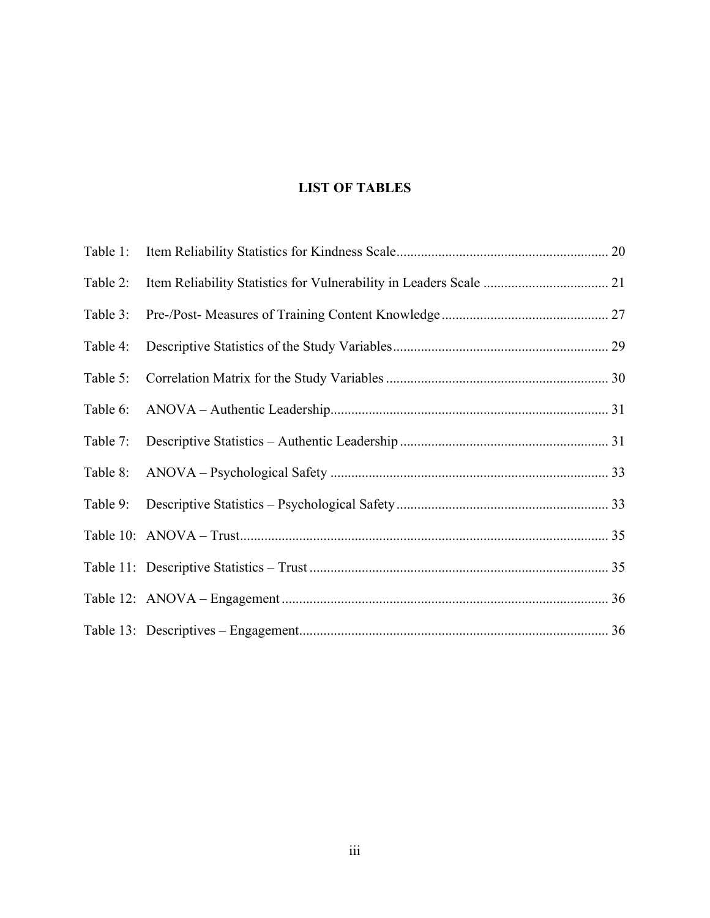# LIST OF TABLES

Table 1: Item Reliability Statistics for Kindness Scale ............................................................ 20

Table 2: Item Reliability Statistics for Vulnerability in Leaders Scale .................................... 21

Table 3: Pre-/Post- Measures of Training Content Knowledge ............................................... 27

Table 4: Descriptive Statistics of the Study Variables ............................................................. 29

Table 5: Correlation Matrix for the Study Variables ............................................................... 30

Table 6: ANOVA – Authentic Leadership ............................................................................... 31

Table 7: Descriptive Statistics – Authentic Leadership ........................................................... 31

Table 8: ANOVA – Psychological Safety ............................................................................... 33

Table 9: Descriptive Statistics – Psychological Safety ............................................................ 33

Table 10: ANOVA – Trust ......................................................................................................... 35

Table 11: Descriptive Statistics – Trust ..................................................................................... 35

Table 12: ANOVA – Engagement ............................................................................................. 36

Table 13: Descriptives – Engagement ........................................................................................ 36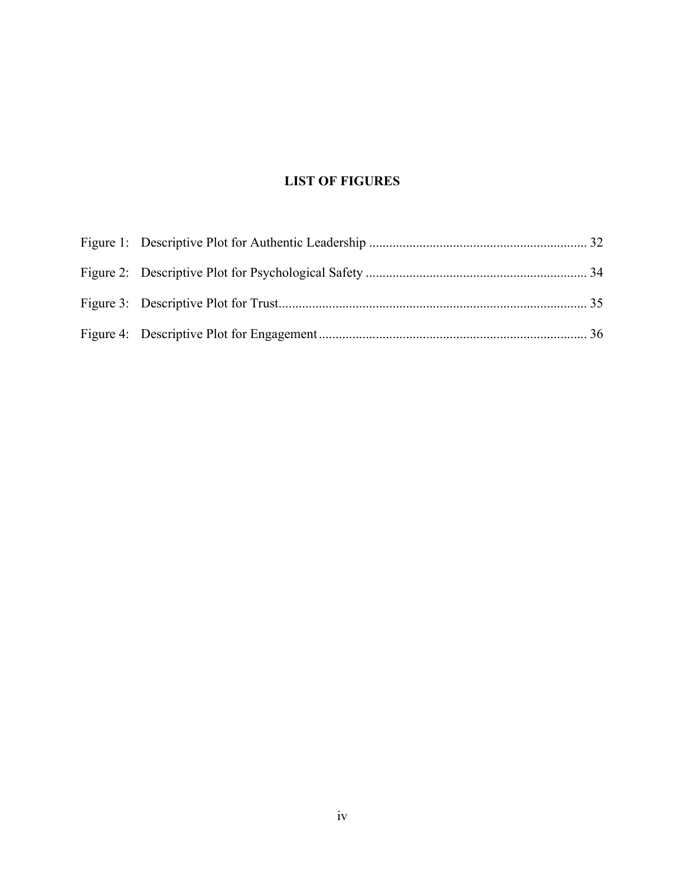## LIST OF FIGURES

Figure 1: Descriptive Plot for Authentic Leadership ................................................................ 32

Figure 2: Descriptive Plot for Psychological Safety ................................................................. 34

Figure 3: Descriptive Plot for Trust........................................................................................... 35

Figure 4: Descriptive Plot for Engagement............................................................................... 36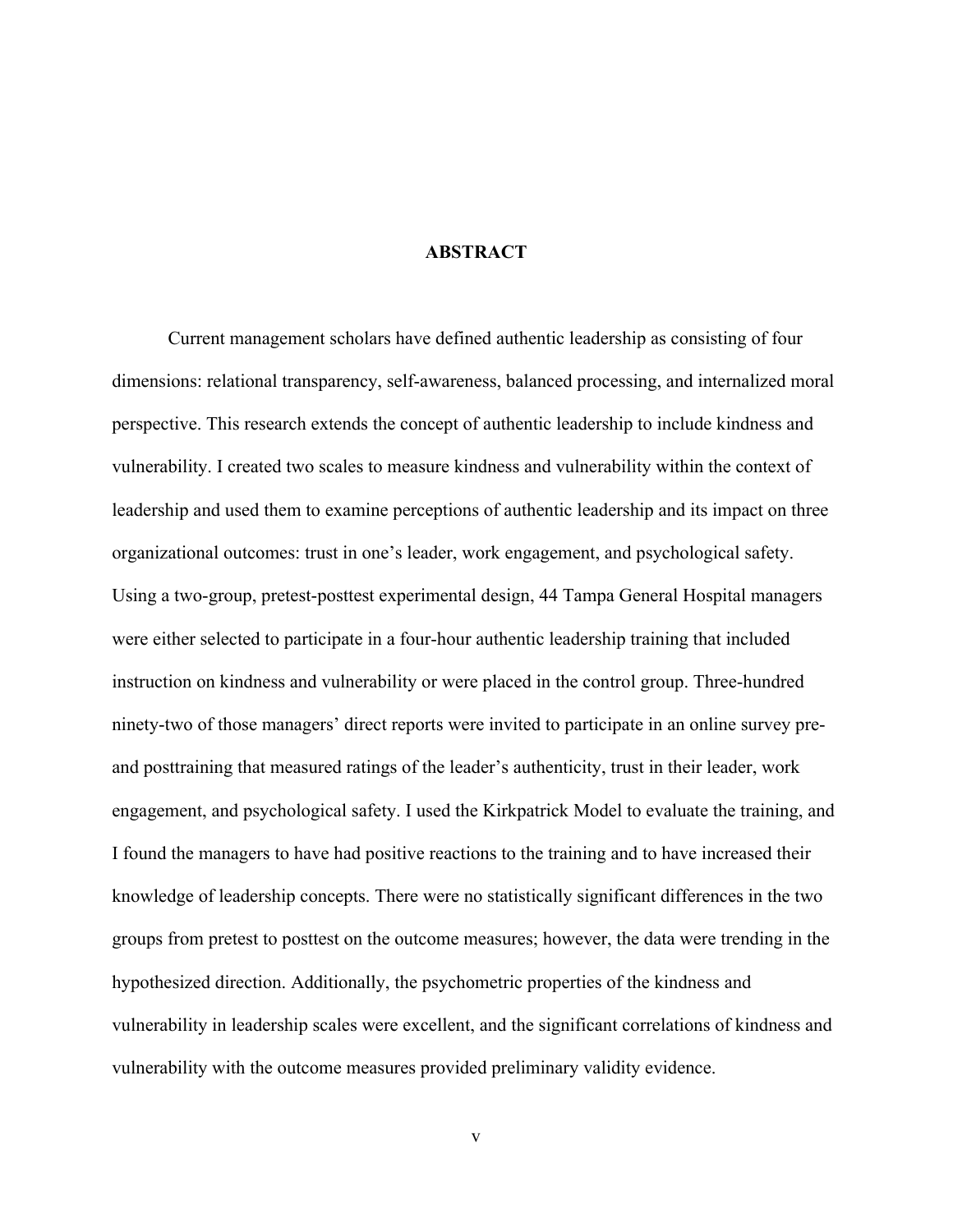# ABSTRACT

Current management scholars have defined authentic leadership as consisting of four dimensions: relational transparency, self-awareness, balanced processing, and internalized moral perspective. This research extends the concept of authentic leadership to include kindness and vulnerability. I created two scales to measure kindness and vulnerability within the context of leadership and used them to examine perceptions of authentic leadership and its impact on three organizational outcomes: trust in one's leader, work engagement, and psychological safety. Using a two-group, pretest-posttest experimental design, 44 Tampa General Hospital managers were either selected to participate in a four-hour authentic leadership training that included instruction on kindness and vulnerability or were placed in the control group. Three-hundred ninety-two of those managers' direct reports were invited to participate in an online survey pre- and posttraining that measured ratings of the leader's authenticity, trust in their leader, work engagement, and psychological safety. I used the Kirkpatrick Model to evaluate the training, and I found the managers to have had positive reactions to the training and to have increased their knowledge of leadership concepts. There were no statistically significant differences in the two groups from pretest to posttest on the outcome measures; however, the data were trending in the hypothesized direction. Additionally, the psychometric properties of the kindness and vulnerability in leadership scales were excellent, and the significant correlations of kindness and vulnerability with the outcome measures provided preliminary validity evidence.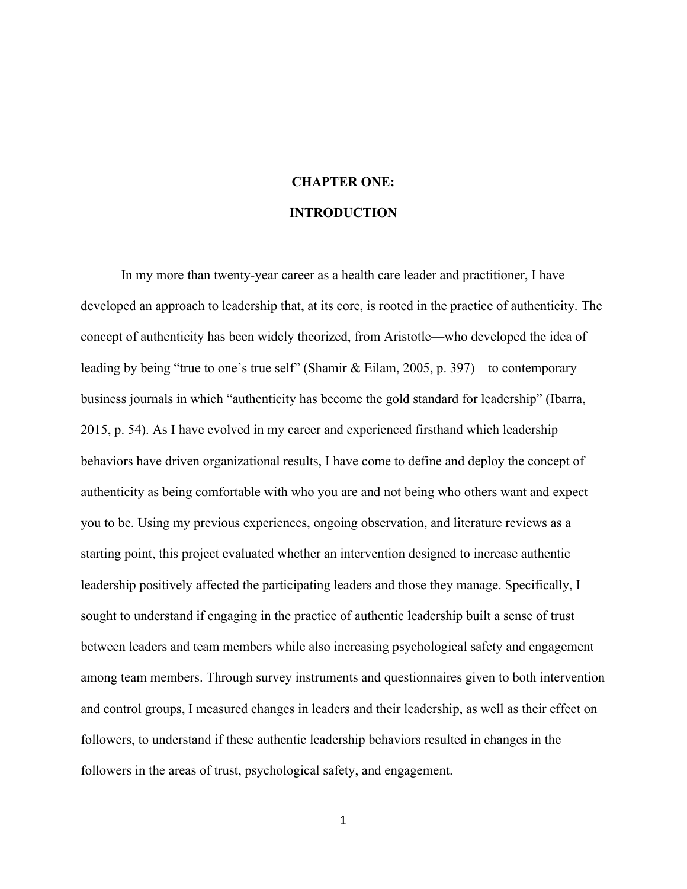# CHAPTER ONE:

# INTRODUCTION

In my more than twenty-year career as a health care leader and practitioner, I have developed an approach to leadership that, at its core, is rooted in the practice of authenticity. The concept of authenticity has been widely theorized, from Aristotle—who developed the idea of leading by being "true to one's true self" (Shamir & Eilam, 2005, p. 397)—to contemporary business journals in which "authenticity has become the gold standard for leadership" (Ibarra, 2015, p. 54). As I have evolved in my career and experienced firsthand which leadership behaviors have driven organizational results, I have come to define and deploy the concept of authenticity as being comfortable with who you are and not being who others want and expect you to be. Using my previous experiences, ongoing observation, and literature reviews as a starting point, this project evaluated whether an intervention designed to increase authentic leadership positively affected the participating leaders and those they manage. Specifically, I sought to understand if engaging in the practice of authentic leadership built a sense of trust between leaders and team members while also increasing psychological safety and engagement among team members. Through survey instruments and questionnaires given to both intervention and control groups, I measured changes in leaders and their leadership, as well as their effect on followers, to understand if these authentic leadership behaviors resulted in changes in the followers in the areas of trust, psychological safety, and engagement.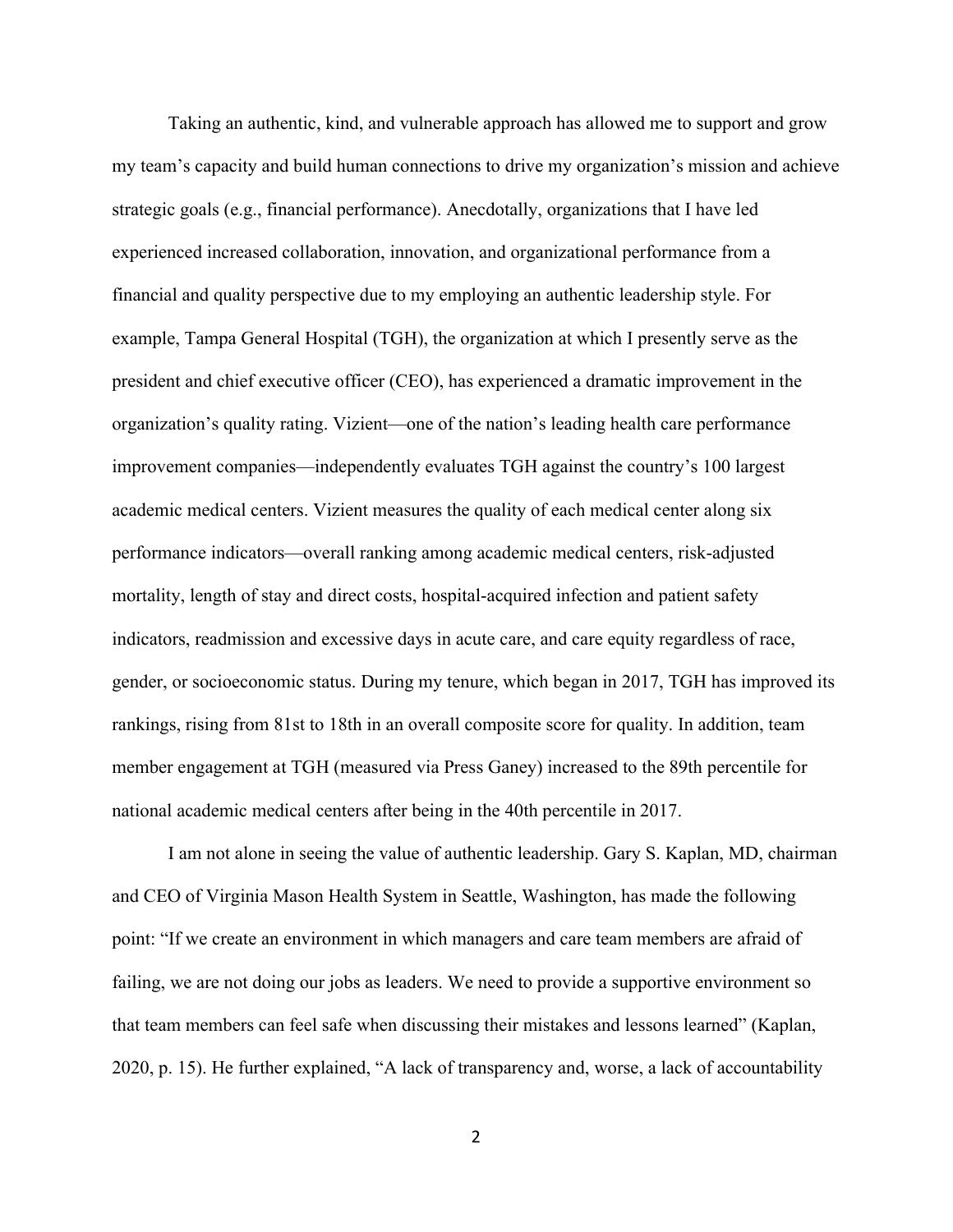Taking an authentic, kind, and vulnerable approach has allowed me to support and grow my team's capacity and build human connections to drive my organization's mission and achieve strategic goals (e.g., financial performance). Anecdotally, organizations that I have led experienced increased collaboration, innovation, and organizational performance from a financial and quality perspective due to my employing an authentic leadership style. For example, Tampa General Hospital (TGH), the organization at which I presently serve as the president and chief executive officer (CEO), has experienced a dramatic improvement in the organization's quality rating. Vizient—one of the nation's leading health care performance improvement companies—independently evaluates TGH against the country's 100 largest academic medical centers. Vizient measures the quality of each medical center along six performance indicators—overall ranking among academic medical centers, risk-adjusted mortality, length of stay and direct costs, hospital-acquired infection and patient safety indicators, readmission and excessive days in acute care, and care equity regardless of race, gender, or socioeconomic status. During my tenure, which began in 2017, TGH has improved its rankings, rising from 81st to 18th in an overall composite score for quality. In addition, team member engagement at TGH (measured via Press Ganey) increased to the 89th percentile for national academic medical centers after being in the 40th percentile in 2017.

I am not alone in seeing the value of authentic leadership. Gary S. Kaplan, MD, chairman and CEO of Virginia Mason Health System in Seattle, Washington, has made the following point: "If we create an environment in which managers and care team members are afraid of failing, we are not doing our jobs as leaders. We need to provide a supportive environment so that team members can feel safe when discussing their mistakes and lessons learned" (Kaplan, 2020, p. 15). He further explained, "A lack of transparency and, worse, a lack of accountability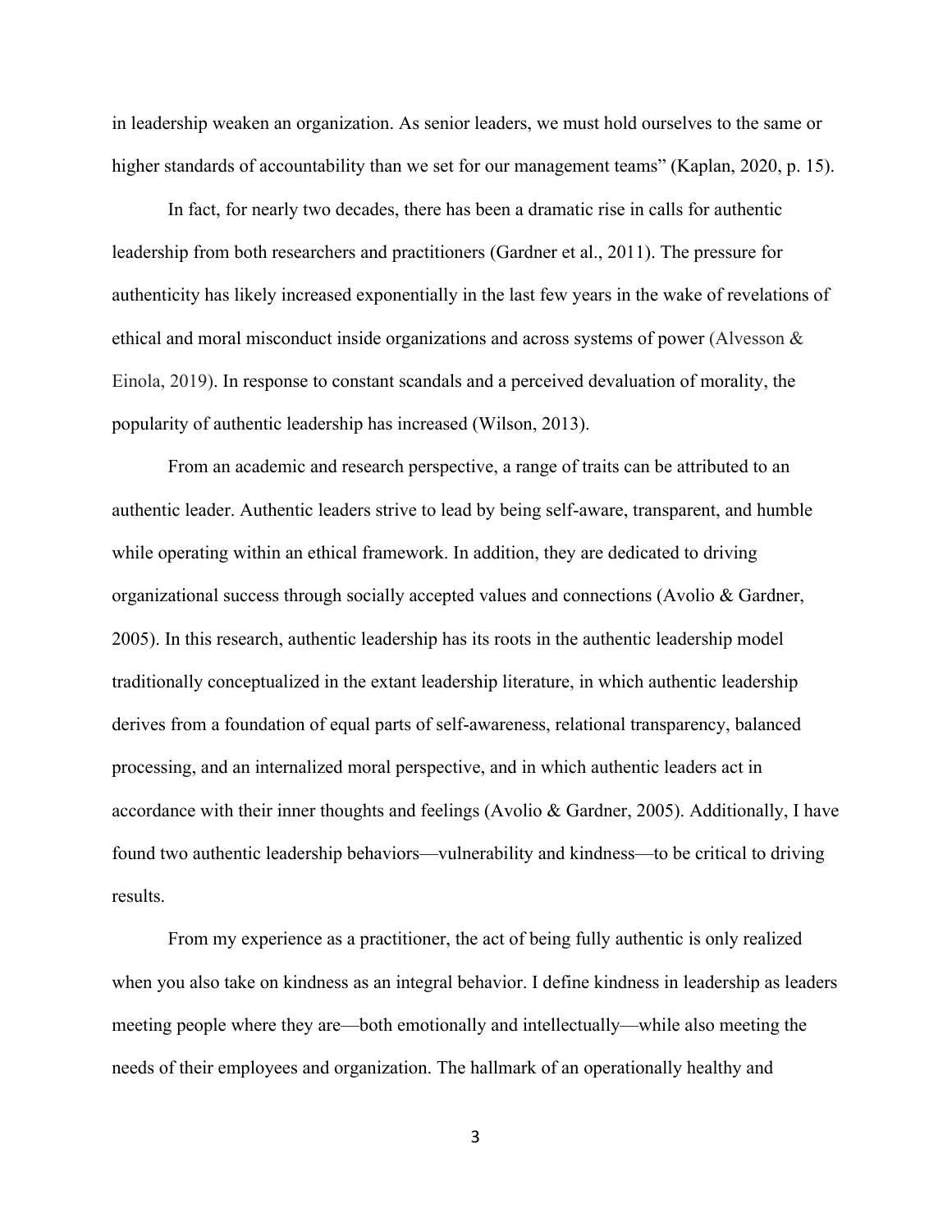in leadership weaken an organization. As senior leaders, we must hold ourselves to the same or higher standards of accountability than we set for our management teams" (Kaplan, 2020, p. 15).

In fact, for nearly two decades, there has been a dramatic rise in calls for authentic leadership from both researchers and practitioners (Gardner et al., 2011). The pressure for authenticity has likely increased exponentially in the last few years in the wake of revelations of ethical and moral misconduct inside organizations and across systems of power (Alvesson & Einola, 2019). In response to constant scandals and a perceived devaluation of morality, the popularity of authentic leadership has increased (Wilson, 2013).

From an academic and research perspective, a range of traits can be attributed to an authentic leader. Authentic leaders strive to lead by being self-aware, transparent, and humble while operating within an ethical framework. In addition, they are dedicated to driving organizational success through socially accepted values and connections (Avolio & Gardner, 2005). In this research, authentic leadership has its roots in the authentic leadership model traditionally conceptualized in the extant leadership literature, in which authentic leadership derives from a foundation of equal parts of self-awareness, relational transparency, balanced processing, and an internalized moral perspective, and in which authentic leaders act in accordance with their inner thoughts and feelings (Avolio & Gardner, 2005). Additionally, I have found two authentic leadership behaviors—vulnerability and kindness—to be critical to driving results.

From my experience as a practitioner, the act of being fully authentic is only realized when you also take on kindness as an integral behavior. I define kindness in leadership as leaders meeting people where they are—both emotionally and intellectually—while also meeting the needs of their employees and organization. The hallmark of an operationally healthy and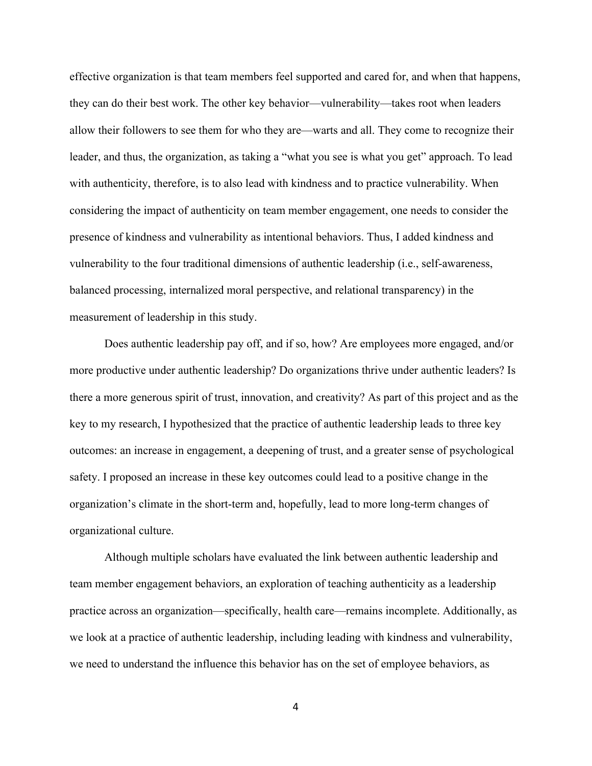effective organization is that team members feel supported and cared for, and when that happens, they can do their best work. The other key behavior—vulnerability—takes root when leaders allow their followers to see them for who they are—warts and all. They come to recognize their leader, and thus, the organization, as taking a "what you see is what you get" approach. To lead with authenticity, therefore, is to also lead with kindness and to practice vulnerability. When considering the impact of authenticity on team member engagement, one needs to consider the presence of kindness and vulnerability as intentional behaviors. Thus, I added kindness and vulnerability to the four traditional dimensions of authentic leadership (i.e., self-awareness, balanced processing, internalized moral perspective, and relational transparency) in the measurement of leadership in this study.

Does authentic leadership pay off, and if so, how? Are employees more engaged, and/or more productive under authentic leadership? Do organizations thrive under authentic leaders? Is there a more generous spirit of trust, innovation, and creativity? As part of this project and as the key to my research, I hypothesized that the practice of authentic leadership leads to three key outcomes: an increase in engagement, a deepening of trust, and a greater sense of psychological safety. I proposed an increase in these key outcomes could lead to a positive change in the organization's climate in the short-term and, hopefully, lead to more long-term changes of organizational culture.

Although multiple scholars have evaluated the link between authentic leadership and team member engagement behaviors, an exploration of teaching authenticity as a leadership practice across an organization—specifically, health care—remains incomplete. Additionally, as we look at a practice of authentic leadership, including leading with kindness and vulnerability, we need to understand the influence this behavior has on the set of employee behaviors, as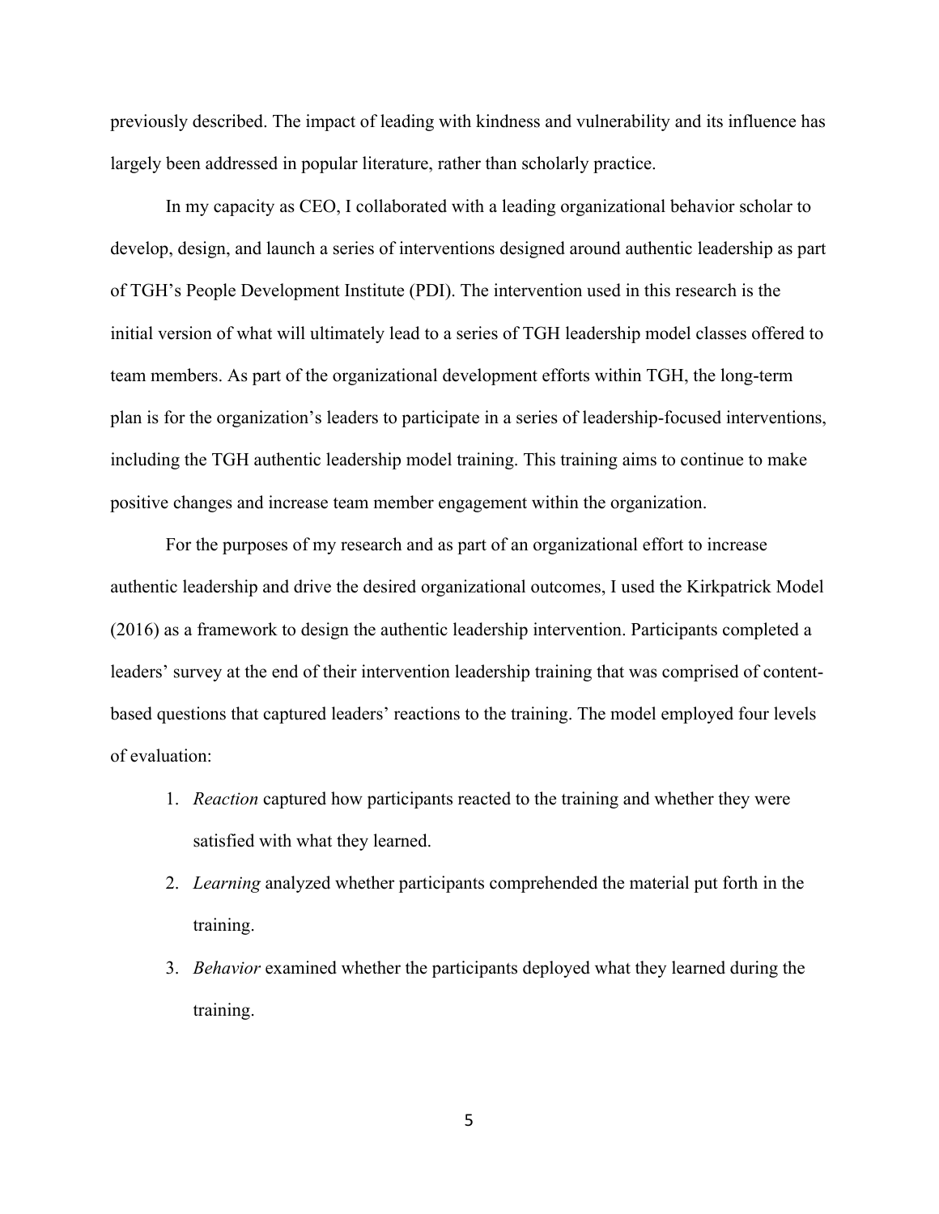previously described. The impact of leading with kindness and vulnerability and its influence has largely been addressed in popular literature, rather than scholarly practice.

In my capacity as CEO, I collaborated with a leading organizational behavior scholar to develop, design, and launch a series of interventions designed around authentic leadership as part of TGH's People Development Institute (PDI). The intervention used in this research is the initial version of what will ultimately lead to a series of TGH leadership model classes offered to team members. As part of the organizational development efforts within TGH, the long-term plan is for the organization's leaders to participate in a series of leadership-focused interventions, including the TGH authentic leadership model training. This training aims to continue to make positive changes and increase team member engagement within the organization.

For the purposes of my research and as part of an organizational effort to increase authentic leadership and drive the desired organizational outcomes, I used the Kirkpatrick Model (2016) as a framework to design the authentic leadership intervention. Participants completed a leaders' survey at the end of their intervention leadership training that was comprised of content-based questions that captured leaders' reactions to the training. The model employed four levels of evaluation:

1. *Reaction* captured how participants reacted to the training and whether they were satisfied with what they learned.
2. *Learning* analyzed whether participants comprehended the material put forth in the training.
3. *Behavior* examined whether the participants deployed what they learned during the training.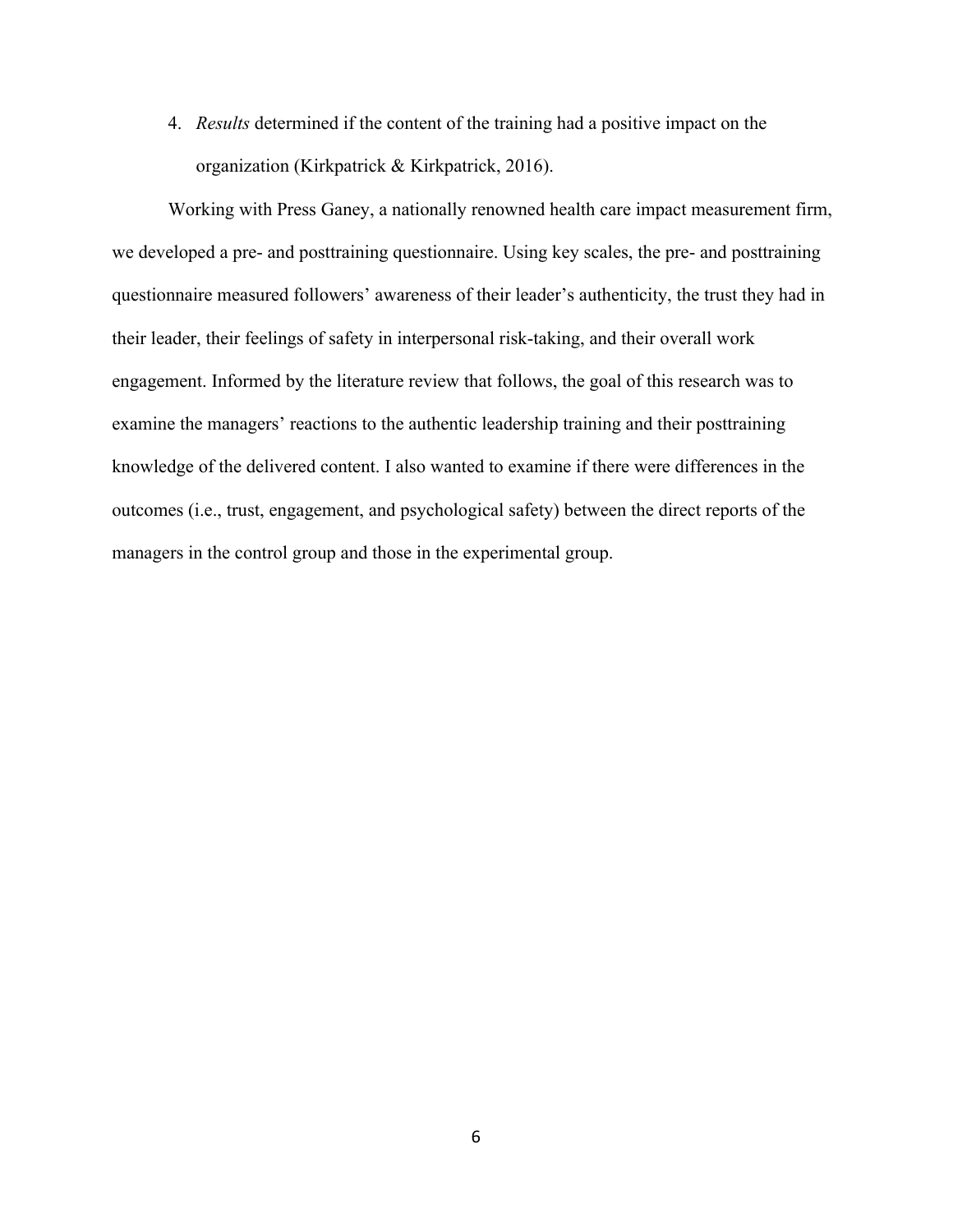4. *Results* determined if the content of the training had a positive impact on the organization (Kirkpatrick & Kirkpatrick, 2016).

Working with Press Ganey, a nationally renowned health care impact measurement firm, we developed a pre- and posttraining questionnaire. Using key scales, the pre- and posttraining questionnaire measured followers' awareness of their leader's authenticity, the trust they had in their leader, their feelings of safety in interpersonal risk-taking, and their overall work engagement. Informed by the literature review that follows, the goal of this research was to examine the managers' reactions to the authentic leadership training and their posttraining knowledge of the delivered content. I also wanted to examine if there were differences in the outcomes (i.e., trust, engagement, and psychological safety) between the direct reports of the managers in the control group and those in the experimental group.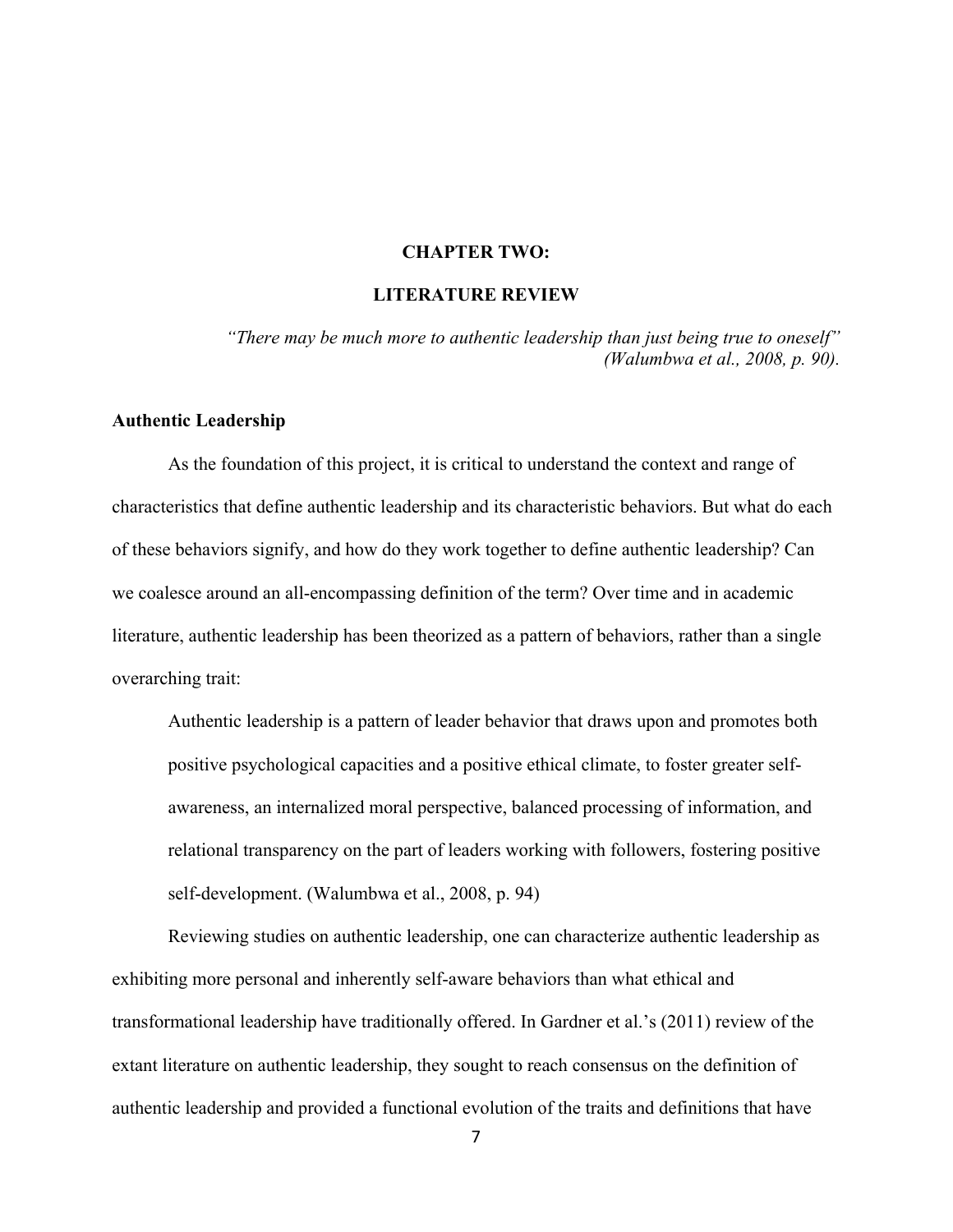# CHAPTER TWO:

# LITERATURE REVIEW

*"There may be much more to authentic leadership than just being true to oneself" (Walumbwa et al., 2008, p. 90).*

## Authentic Leadership

As the foundation of this project, it is critical to understand the context and range of characteristics that define authentic leadership and its characteristic behaviors. But what do each of these behaviors signify, and how do they work together to define authentic leadership? Can we coalesce around an all-encompassing definition of the term? Over time and in academic literature, authentic leadership has been theorized as a pattern of behaviors, rather than a single overarching trait:

> Authentic leadership is a pattern of leader behavior that draws upon and promotes both positive psychological capacities and a positive ethical climate, to foster greater self-awareness, an internalized moral perspective, balanced processing of information, and relational transparency on the part of leaders working with followers, fostering positive self-development. (Walumbwa et al., 2008, p. 94)

Reviewing studies on authentic leadership, one can characterize authentic leadership as exhibiting more personal and inherently self-aware behaviors than what ethical and transformational leadership have traditionally offered. In Gardner et al.'s (2011) review of the extant literature on authentic leadership, they sought to reach consensus on the definition of authentic leadership and provided a functional evolution of the traits and definitions that have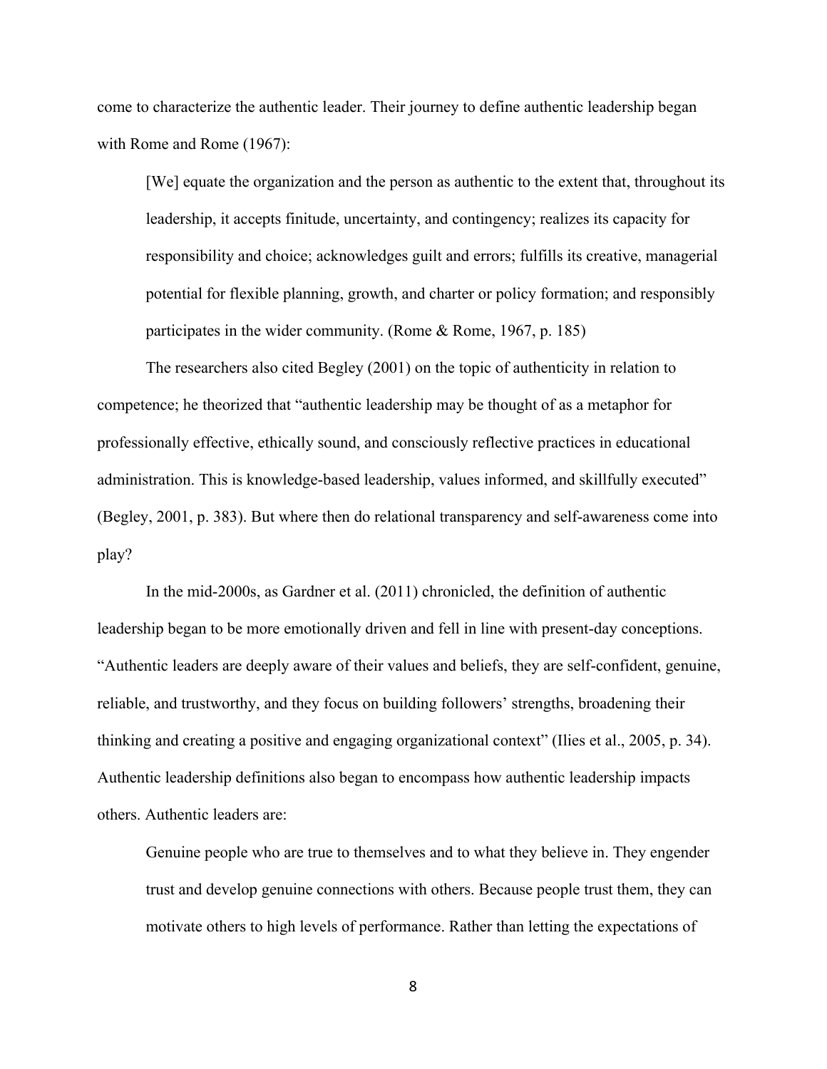come to characterize the authentic leader. Their journey to define authentic leadership began with Rome and Rome (1967):

> [We] equate the organization and the person as authentic to the extent that, throughout its leadership, it accepts finitude, uncertainty, and contingency; realizes its capacity for responsibility and choice; acknowledges guilt and errors; fulfills its creative, managerial potential for flexible planning, growth, and charter or policy formation; and responsibly participates in the wider community. (Rome & Rome, 1967, p. 185)

The researchers also cited Begley (2001) on the topic of authenticity in relation to competence; he theorized that "authentic leadership may be thought of as a metaphor for professionally effective, ethically sound, and consciously reflective practices in educational administration. This is knowledge-based leadership, values informed, and skillfully executed" (Begley, 2001, p. 383). But where then do relational transparency and self-awareness come into play?

In the mid-2000s, as Gardner et al. (2011) chronicled, the definition of authentic leadership began to be more emotionally driven and fell in line with present-day conceptions. "Authentic leaders are deeply aware of their values and beliefs, they are self-confident, genuine, reliable, and trustworthy, and they focus on building followers' strengths, broadening their thinking and creating a positive and engaging organizational context" (Ilies et al., 2005, p. 34). Authentic leadership definitions also began to encompass how authentic leadership impacts others. Authentic leaders are:

> Genuine people who are true to themselves and to what they believe in. They engender trust and develop genuine connections with others. Because people trust them, they can motivate others to high levels of performance. Rather than letting the expectations of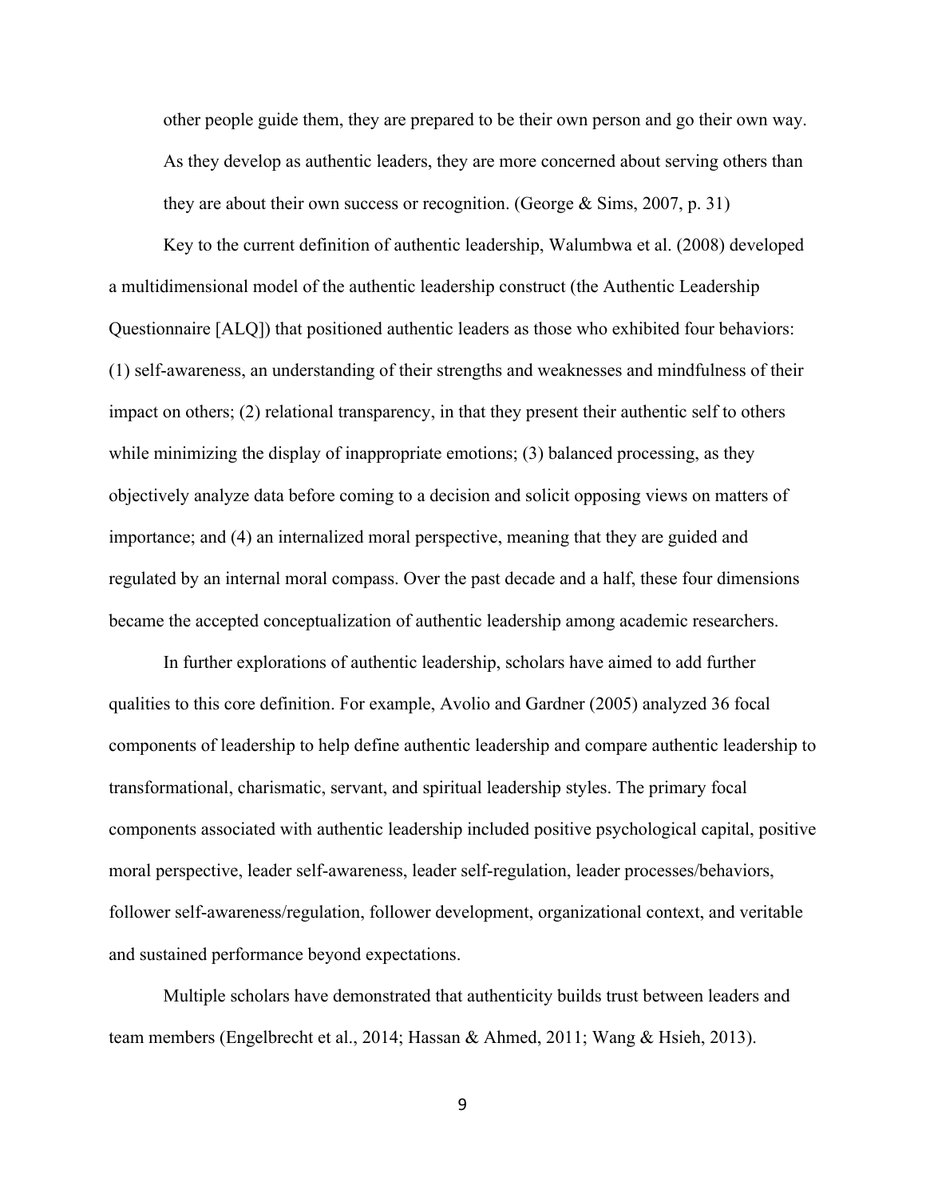> other people guide them, they are prepared to be their own person and go their own way. As they develop as authentic leaders, they are more concerned about serving others than they are about their own success or recognition. (George & Sims, 2007, p. 31)

Key to the current definition of authentic leadership, Walumbwa et al. (2008) developed a multidimensional model of the authentic leadership construct (the Authentic Leadership Questionnaire [ALQ]) that positioned authentic leaders as those who exhibited four behaviors: (1) self-awareness, an understanding of their strengths and weaknesses and mindfulness of their impact on others; (2) relational transparency, in that they present their authentic self to others while minimizing the display of inappropriate emotions; (3) balanced processing, as they objectively analyze data before coming to a decision and solicit opposing views on matters of importance; and (4) an internalized moral perspective, meaning that they are guided and regulated by an internal moral compass. Over the past decade and a half, these four dimensions became the accepted conceptualization of authentic leadership among academic researchers.

In further explorations of authentic leadership, scholars have aimed to add further qualities to this core definition. For example, Avolio and Gardner (2005) analyzed 36 focal components of leadership to help define authentic leadership and compare authentic leadership to transformational, charismatic, servant, and spiritual leadership styles. The primary focal components associated with authentic leadership included positive psychological capital, positive moral perspective, leader self-awareness, leader self-regulation, leader processes/behaviors, follower self-awareness/regulation, follower development, organizational context, and veritable and sustained performance beyond expectations.

Multiple scholars have demonstrated that authenticity builds trust between leaders and team members (Engelbrecht et al., 2014; Hassan & Ahmed, 2011; Wang & Hsieh, 2013).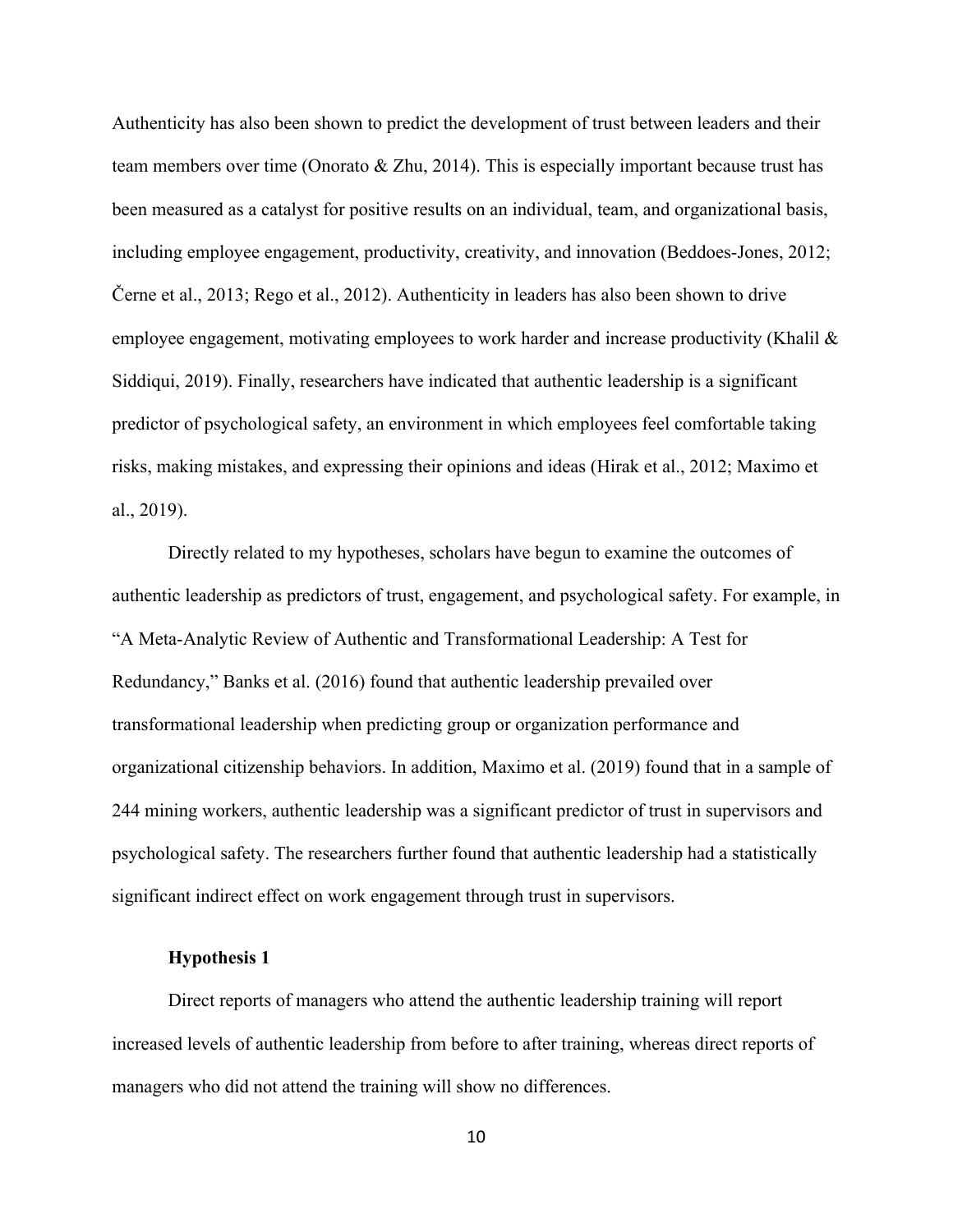Authenticity has also been shown to predict the development of trust between leaders and their team members over time (Onorato & Zhu, 2014). This is especially important because trust has been measured as a catalyst for positive results on an individual, team, and organizational basis, including employee engagement, productivity, creativity, and innovation (Beddoes-Jones, 2012; Černe et al., 2013; Rego et al., 2012). Authenticity in leaders has also been shown to drive employee engagement, motivating employees to work harder and increase productivity (Khalil & Siddiqui, 2019). Finally, researchers have indicated that authentic leadership is a significant predictor of psychological safety, an environment in which employees feel comfortable taking risks, making mistakes, and expressing their opinions and ideas (Hirak et al., 2012; Maximo et al., 2019).

Directly related to my hypotheses, scholars have begun to examine the outcomes of authentic leadership as predictors of trust, engagement, and psychological safety. For example, in "A Meta-Analytic Review of Authentic and Transformational Leadership: A Test for Redundancy," Banks et al. (2016) found that authentic leadership prevailed over transformational leadership when predicting group or organization performance and organizational citizenship behaviors. In addition, Maximo et al. (2019) found that in a sample of 244 mining workers, authentic leadership was a significant predictor of trust in supervisors and psychological safety. The researchers further found that authentic leadership had a statistically significant indirect effect on work engagement through trust in supervisors.

### Hypothesis 1

Direct reports of managers who attend the authentic leadership training will report increased levels of authentic leadership from before to after training, whereas direct reports of managers who did not attend the training will show no differences.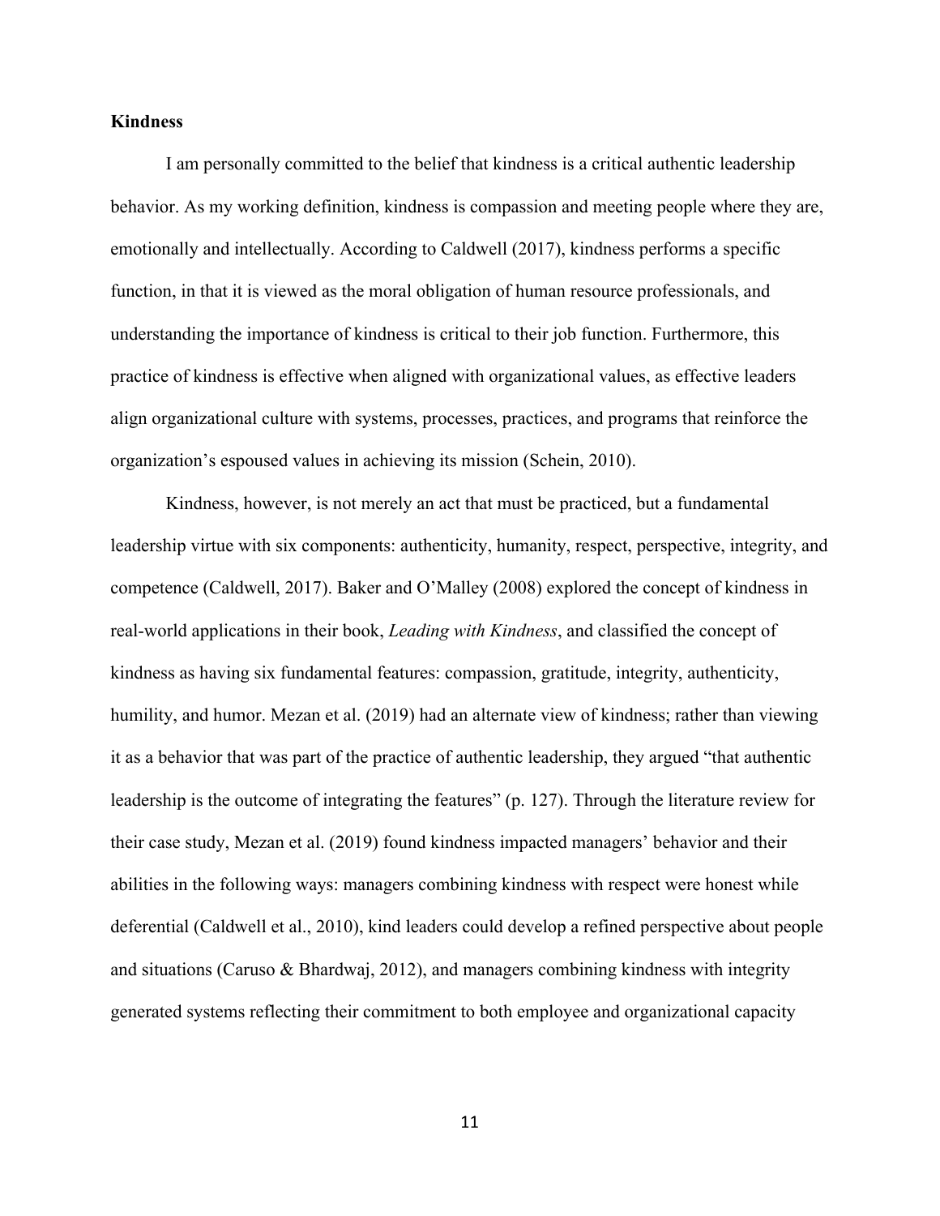**Kindness**

I am personally committed to the belief that kindness is a critical authentic leadership behavior. As my working definition, kindness is compassion and meeting people where they are, emotionally and intellectually. According to Caldwell (2017), kindness performs a specific function, in that it is viewed as the moral obligation of human resource professionals, and understanding the importance of kindness is critical to their job function. Furthermore, this practice of kindness is effective when aligned with organizational values, as effective leaders align organizational culture with systems, processes, practices, and programs that reinforce the organization's espoused values in achieving its mission (Schein, 2010).

Kindness, however, is not merely an act that must be practiced, but a fundamental leadership virtue with six components: authenticity, humanity, respect, perspective, integrity, and competence (Caldwell, 2017). Baker and O'Malley (2008) explored the concept of kindness in real-world applications in their book, *Leading with Kindness*, and classified the concept of kindness as having six fundamental features: compassion, gratitude, integrity, authenticity, humility, and humor. Mezan et al. (2019) had an alternate view of kindness; rather than viewing it as a behavior that was part of the practice of authentic leadership, they argued "that authentic leadership is the outcome of integrating the features" (p. 127). Through the literature review for their case study, Mezan et al. (2019) found kindness impacted managers' behavior and their abilities in the following ways: managers combining kindness with respect were honest while deferential (Caldwell et al., 2010), kind leaders could develop a refined perspective about people and situations (Caruso & Bhardwaj, 2012), and managers combining kindness with integrity generated systems reflecting their commitment to both employee and organizational capacity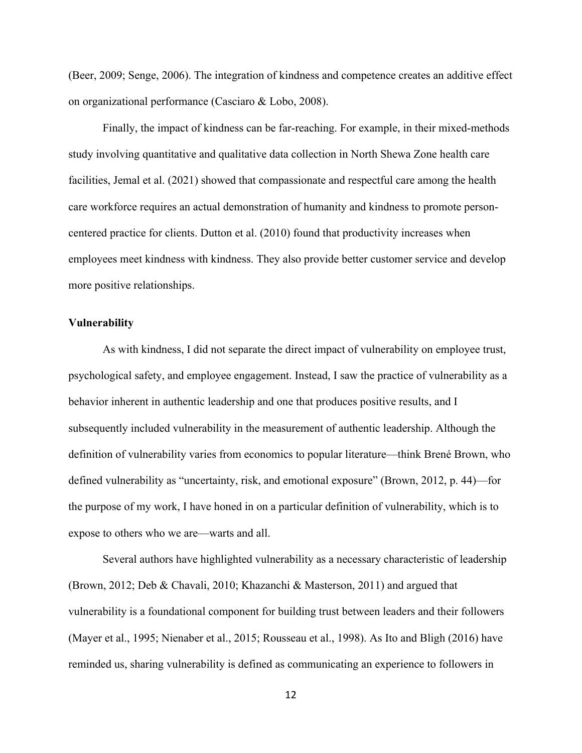(Beer, 2009; Senge, 2006). The integration of kindness and competence creates an additive effect on organizational performance (Casciaro & Lobo, 2008).

Finally, the impact of kindness can be far-reaching. For example, in their mixed-methods study involving quantitative and qualitative data collection in North Shewa Zone health care facilities, Jemal et al. (2021) showed that compassionate and respectful care among the health care workforce requires an actual demonstration of humanity and kindness to promote person-centered practice for clients. Dutton et al. (2010) found that productivity increases when employees meet kindness with kindness. They also provide better customer service and develop more positive relationships.

**Vulnerability**

As with kindness, I did not separate the direct impact of vulnerability on employee trust, psychological safety, and employee engagement. Instead, I saw the practice of vulnerability as a behavior inherent in authentic leadership and one that produces positive results, and I subsequently included vulnerability in the measurement of authentic leadership. Although the definition of vulnerability varies from economics to popular literature—think Brené Brown, who defined vulnerability as "uncertainty, risk, and emotional exposure" (Brown, 2012, p. 44)—for the purpose of my work, I have honed in on a particular definition of vulnerability, which is to expose to others who we are—warts and all.

Several authors have highlighted vulnerability as a necessary characteristic of leadership (Brown, 2012; Deb & Chavali, 2010; Khazanchi & Masterson, 2011) and argued that vulnerability is a foundational component for building trust between leaders and their followers (Mayer et al., 1995; Nienaber et al., 2015; Rousseau et al., 1998). As Ito and Bligh (2016) have reminded us, sharing vulnerability is defined as communicating an experience to followers in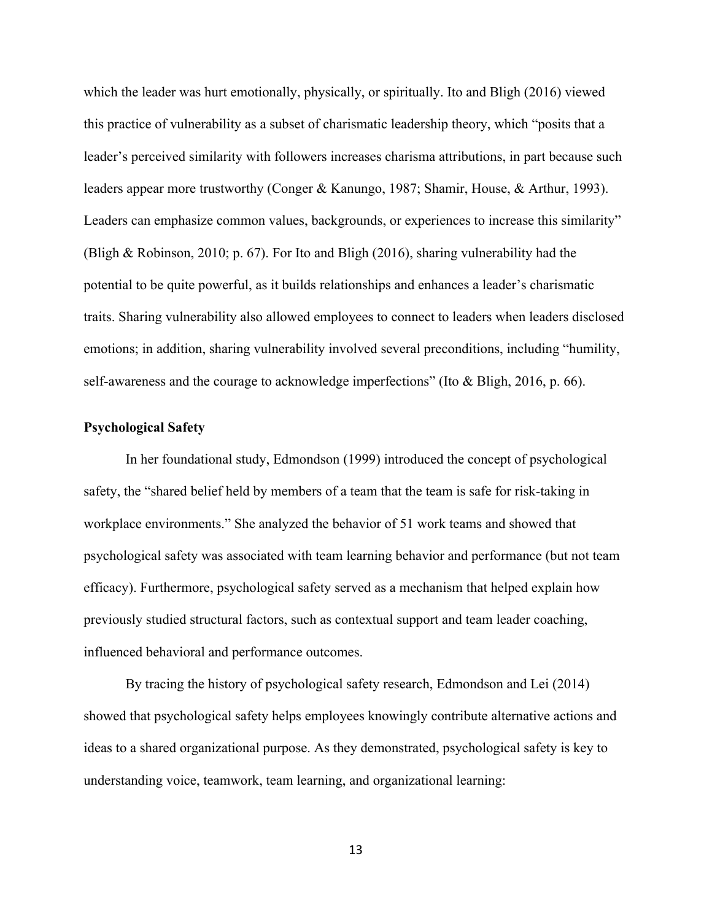which the leader was hurt emotionally, physically, or spiritually. Ito and Bligh (2016) viewed this practice of vulnerability as a subset of charismatic leadership theory, which "posits that a leader's perceived similarity with followers increases charisma attributions, in part because such leaders appear more trustworthy (Conger & Kanungo, 1987; Shamir, House, & Arthur, 1993). Leaders can emphasize common values, backgrounds, or experiences to increase this similarity" (Bligh & Robinson, 2010; p. 67). For Ito and Bligh (2016), sharing vulnerability had the potential to be quite powerful, as it builds relationships and enhances a leader's charismatic traits. Sharing vulnerability also allowed employees to connect to leaders when leaders disclosed emotions; in addition, sharing vulnerability involved several preconditions, including "humility, self-awareness and the courage to acknowledge imperfections" (Ito & Bligh, 2016, p. 66).

**Psychological Safety**

In her foundational study, Edmondson (1999) introduced the concept of psychological safety, the "shared belief held by members of a team that the team is safe for risk-taking in workplace environments." She analyzed the behavior of 51 work teams and showed that psychological safety was associated with team learning behavior and performance (but not team efficacy). Furthermore, psychological safety served as a mechanism that helped explain how previously studied structural factors, such as contextual support and team leader coaching, influenced behavioral and performance outcomes.

By tracing the history of psychological safety research, Edmondson and Lei (2014) showed that psychological safety helps employees knowingly contribute alternative actions and ideas to a shared organizational purpose. As they demonstrated, psychological safety is key to understanding voice, teamwork, team learning, and organizational learning: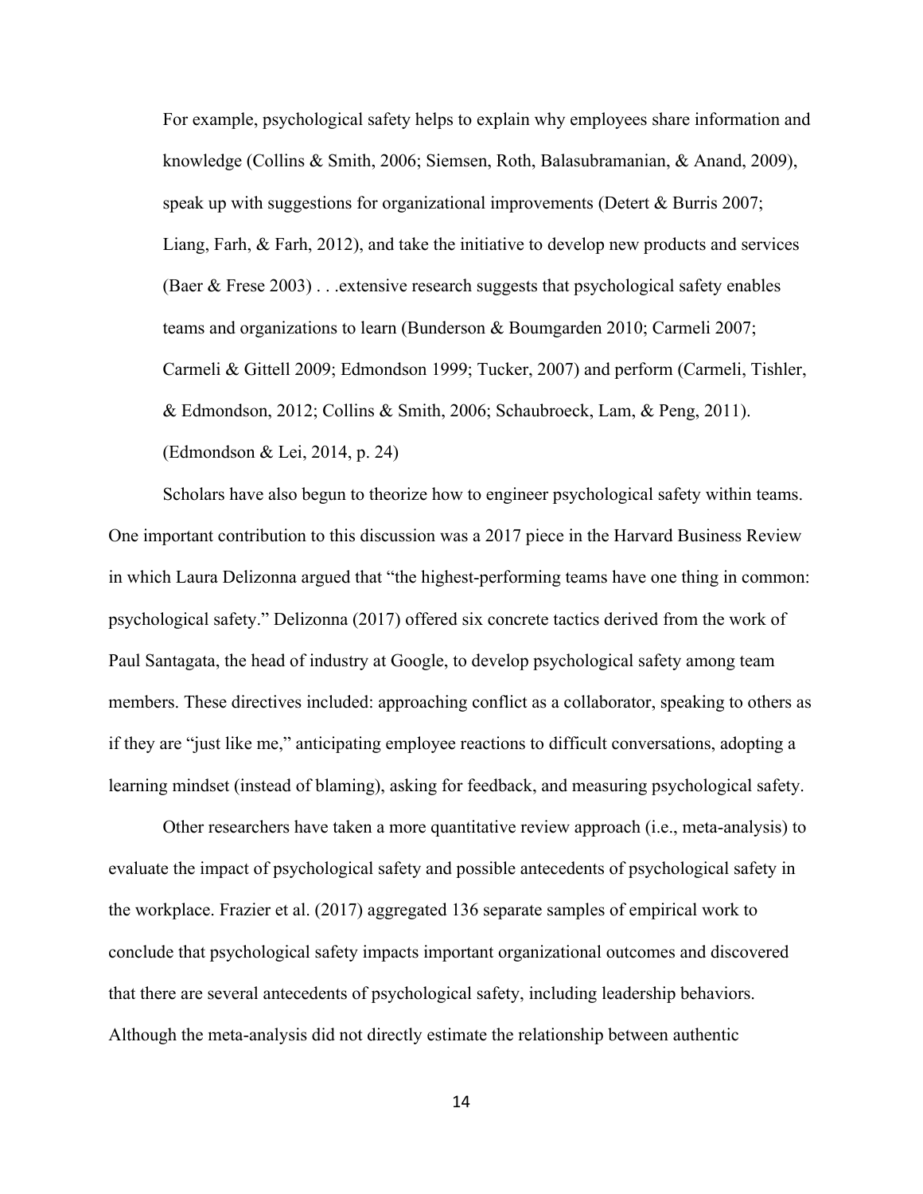> For example, psychological safety helps to explain why employees share information and knowledge (Collins & Smith, 2006; Siemsen, Roth, Balasubramanian, & Anand, 2009), speak up with suggestions for organizational improvements (Detert & Burris 2007; Liang, Farh, & Farh, 2012), and take the initiative to develop new products and services (Baer & Frese 2003) . . .extensive research suggests that psychological safety enables teams and organizations to learn (Bunderson & Boumgarden 2010; Carmeli 2007; Carmeli & Gittell 2009; Edmondson 1999; Tucker, 2007) and perform (Carmeli, Tishler, & Edmondson, 2012; Collins & Smith, 2006; Schaubroeck, Lam, & Peng, 2011). (Edmondson & Lei, 2014, p. 24)

Scholars have also begun to theorize how to engineer psychological safety within teams. One important contribution to this discussion was a 2017 piece in the Harvard Business Review in which Laura Delizonna argued that "the highest-performing teams have one thing in common: psychological safety." Delizonna (2017) offered six concrete tactics derived from the work of Paul Santagata, the head of industry at Google, to develop psychological safety among team members. These directives included: approaching conflict as a collaborator, speaking to others as if they are "just like me," anticipating employee reactions to difficult conversations, adopting a learning mindset (instead of blaming), asking for feedback, and measuring psychological safety.

Other researchers have taken a more quantitative review approach (i.e., meta-analysis) to evaluate the impact of psychological safety and possible antecedents of psychological safety in the workplace. Frazier et al. (2017) aggregated 136 separate samples of empirical work to conclude that psychological safety impacts important organizational outcomes and discovered that there are several antecedents of psychological safety, including leadership behaviors. Although the meta-analysis did not directly estimate the relationship between authentic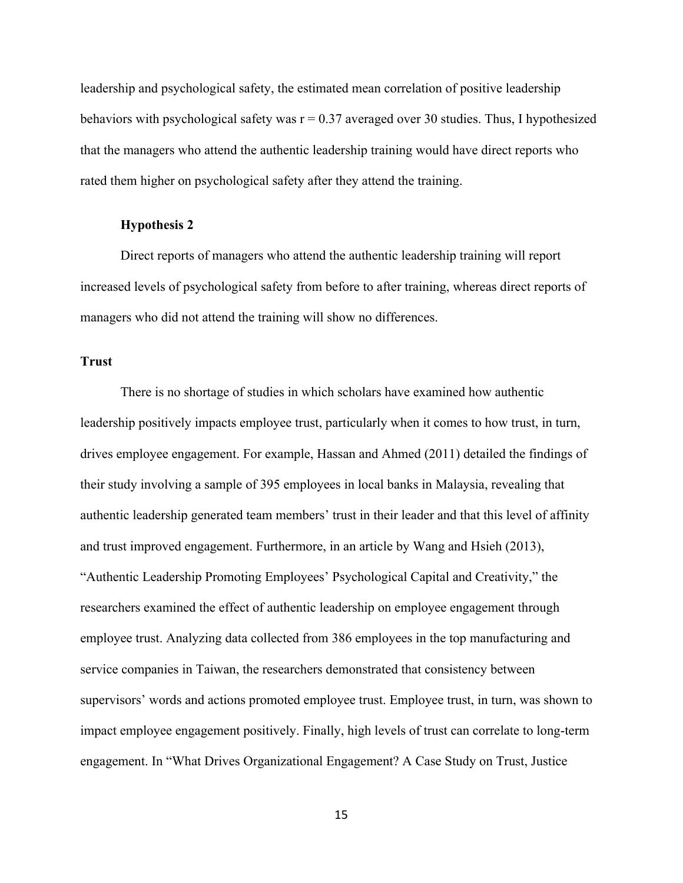leadership and psychological safety, the estimated mean correlation of positive leadership behaviors with psychological safety was $r = 0.37$ averaged over 30 studies. Thus, I hypothesized that the managers who attend the authentic leadership training would have direct reports who rated them higher on psychological safety after they attend the training.

#### Hypothesis 2

Direct reports of managers who attend the authentic leadership training will report increased levels of psychological safety from before to after training, whereas direct reports of managers who did not attend the training will show no differences.

### Trust

There is no shortage of studies in which scholars have examined how authentic leadership positively impacts employee trust, particularly when it comes to how trust, in turn, drives employee engagement. For example, Hassan and Ahmed (2011) detailed the findings of their study involving a sample of 395 employees in local banks in Malaysia, revealing that authentic leadership generated team members' trust in their leader and that this level of affinity and trust improved engagement. Furthermore, in an article by Wang and Hsieh (2013), "Authentic Leadership Promoting Employees' Psychological Capital and Creativity," the researchers examined the effect of authentic leadership on employee engagement through employee trust. Analyzing data collected from 386 employees in the top manufacturing and service companies in Taiwan, the researchers demonstrated that consistency between supervisors' words and actions promoted employee trust. Employee trust, in turn, was shown to impact employee engagement positively. Finally, high levels of trust can correlate to long-term engagement. In "What Drives Organizational Engagement? A Case Study on Trust, Justice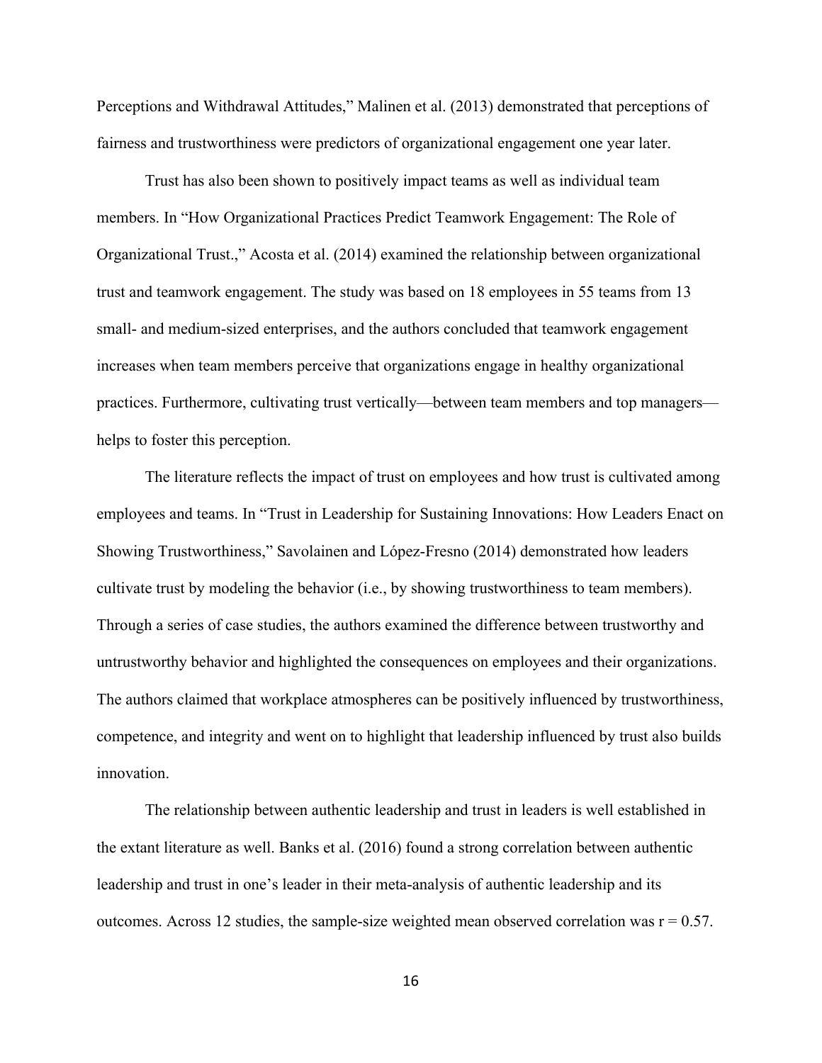Perceptions and Withdrawal Attitudes," Malinen et al. (2013) demonstrated that perceptions of fairness and trustworthiness were predictors of organizational engagement one year later.

Trust has also been shown to positively impact teams as well as individual team members. In "How Organizational Practices Predict Teamwork Engagement: The Role of Organizational Trust.," Acosta et al. (2014) examined the relationship between organizational trust and teamwork engagement. The study was based on 18 employees in 55 teams from 13 small- and medium-sized enterprises, and the authors concluded that teamwork engagement increases when team members perceive that organizations engage in healthy organizational practices. Furthermore, cultivating trust vertically—between team members and top managers—helps to foster this perception.

The literature reflects the impact of trust on employees and how trust is cultivated among employees and teams. In "Trust in Leadership for Sustaining Innovations: How Leaders Enact on Showing Trustworthiness," Savolainen and López-Fresno (2014) demonstrated how leaders cultivate trust by modeling the behavior (i.e., by showing trustworthiness to team members). Through a series of case studies, the authors examined the difference between trustworthy and untrustworthy behavior and highlighted the consequences on employees and their organizations. The authors claimed that workplace atmospheres can be positively influenced by trustworthiness, competence, and integrity and went on to highlight that leadership influenced by trust also builds innovation.

The relationship between authentic leadership and trust in leaders is well established in the extant literature as well. Banks et al. (2016) found a strong correlation between authentic leadership and trust in one's leader in their meta-analysis of authentic leadership and its outcomes. Across 12 studies, the sample-size weighted mean observed correlation was $r = 0.57$.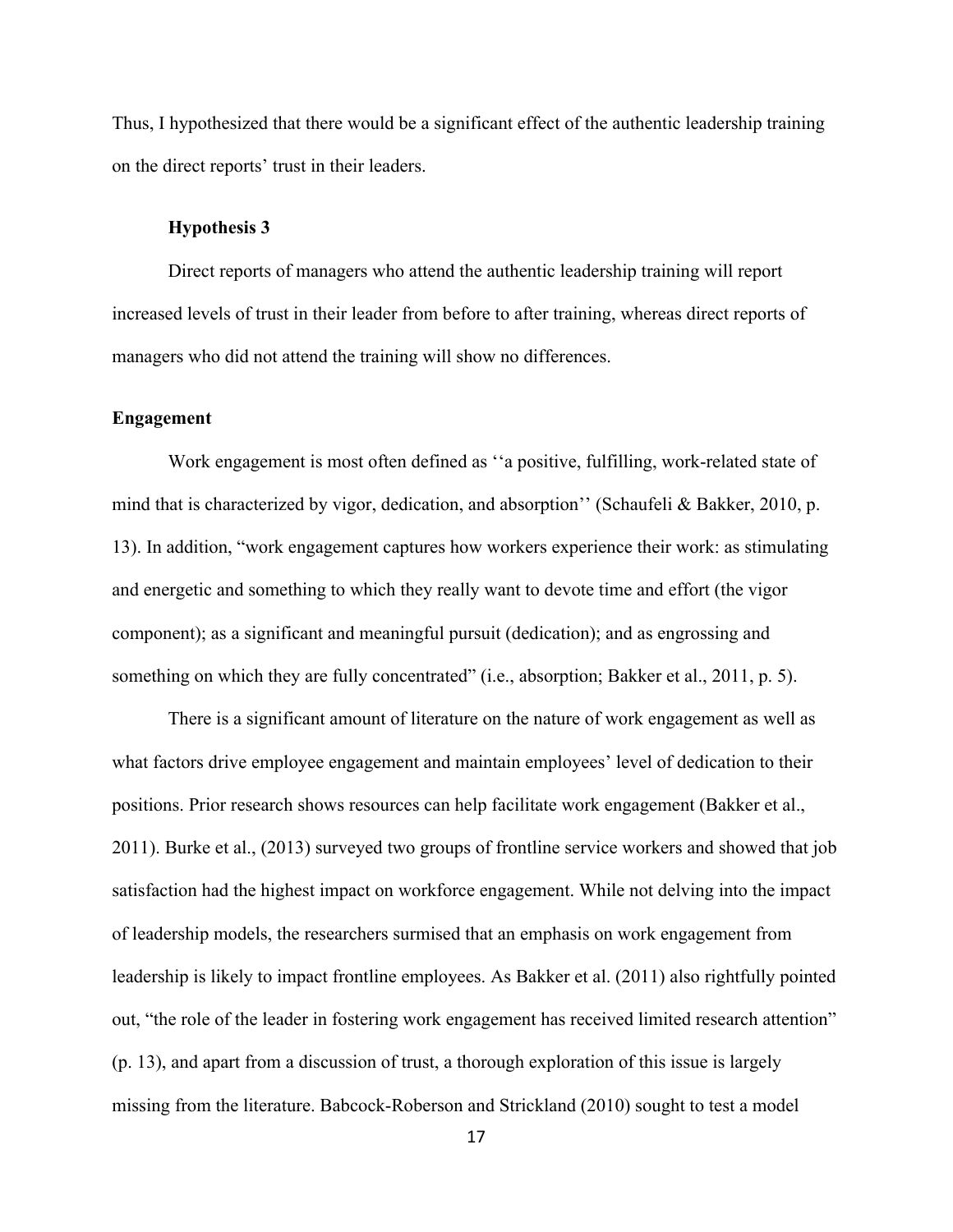Thus, I hypothesized that there would be a significant effect of the authentic leadership training on the direct reports' trust in their leaders.

### Hypothesis 3

Direct reports of managers who attend the authentic leadership training will report increased levels of trust in their leader from before to after training, whereas direct reports of managers who did not attend the training will show no differences.

## Engagement

Work engagement is most often defined as ''a positive, fulfilling, work-related state of mind that is characterized by vigor, dedication, and absorption'' (Schaufeli & Bakker, 2010, p. 13). In addition, "work engagement captures how workers experience their work: as stimulating and energetic and something to which they really want to devote time and effort (the vigor component); as a significant and meaningful pursuit (dedication); and as engrossing and something on which they are fully concentrated" (i.e., absorption; Bakker et al., 2011, p. 5).

There is a significant amount of literature on the nature of work engagement as well as what factors drive employee engagement and maintain employees' level of dedication to their positions. Prior research shows resources can help facilitate work engagement (Bakker et al., 2011). Burke et al., (2013) surveyed two groups of frontline service workers and showed that job satisfaction had the highest impact on workforce engagement. While not delving into the impact of leadership models, the researchers surmised that an emphasis on work engagement from leadership is likely to impact frontline employees. As Bakker et al. (2011) also rightfully pointed out, "the role of the leader in fostering work engagement has received limited research attention" (p. 13), and apart from a discussion of trust, a thorough exploration of this issue is largely missing from the literature. Babcock-Roberson and Strickland (2010) sought to test a model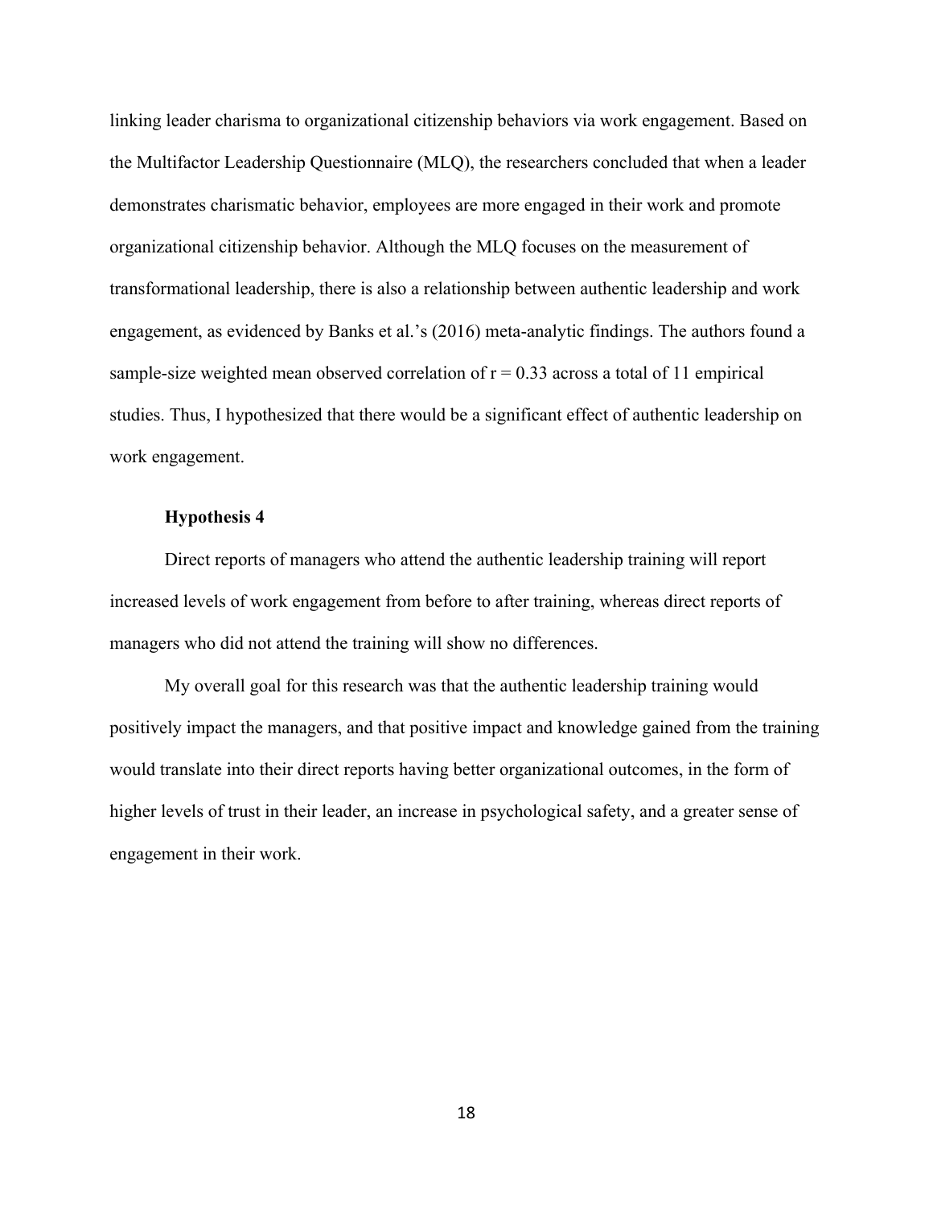linking leader charisma to organizational citizenship behaviors via work engagement. Based on the Multifactor Leadership Questionnaire (MLQ), the researchers concluded that when a leader demonstrates charismatic behavior, employees are more engaged in their work and promote organizational citizenship behavior. Although the MLQ focuses on the measurement of transformational leadership, there is also a relationship between authentic leadership and work engagement, as evidenced by Banks et al.'s (2016) meta-analytic findings. The authors found a sample-size weighted mean observed correlation of $r = 0.33$ across a total of 11 empirical studies. Thus, I hypothesized that there would be a significant effect of authentic leadership on work engagement.

### Hypothesis 4

Direct reports of managers who attend the authentic leadership training will report increased levels of work engagement from before to after training, whereas direct reports of managers who did not attend the training will show no differences.

My overall goal for this research was that the authentic leadership training would positively impact the managers, and that positive impact and knowledge gained from the training would translate into their direct reports having better organizational outcomes, in the form of higher levels of trust in their leader, an increase in psychological safety, and a greater sense of engagement in their work.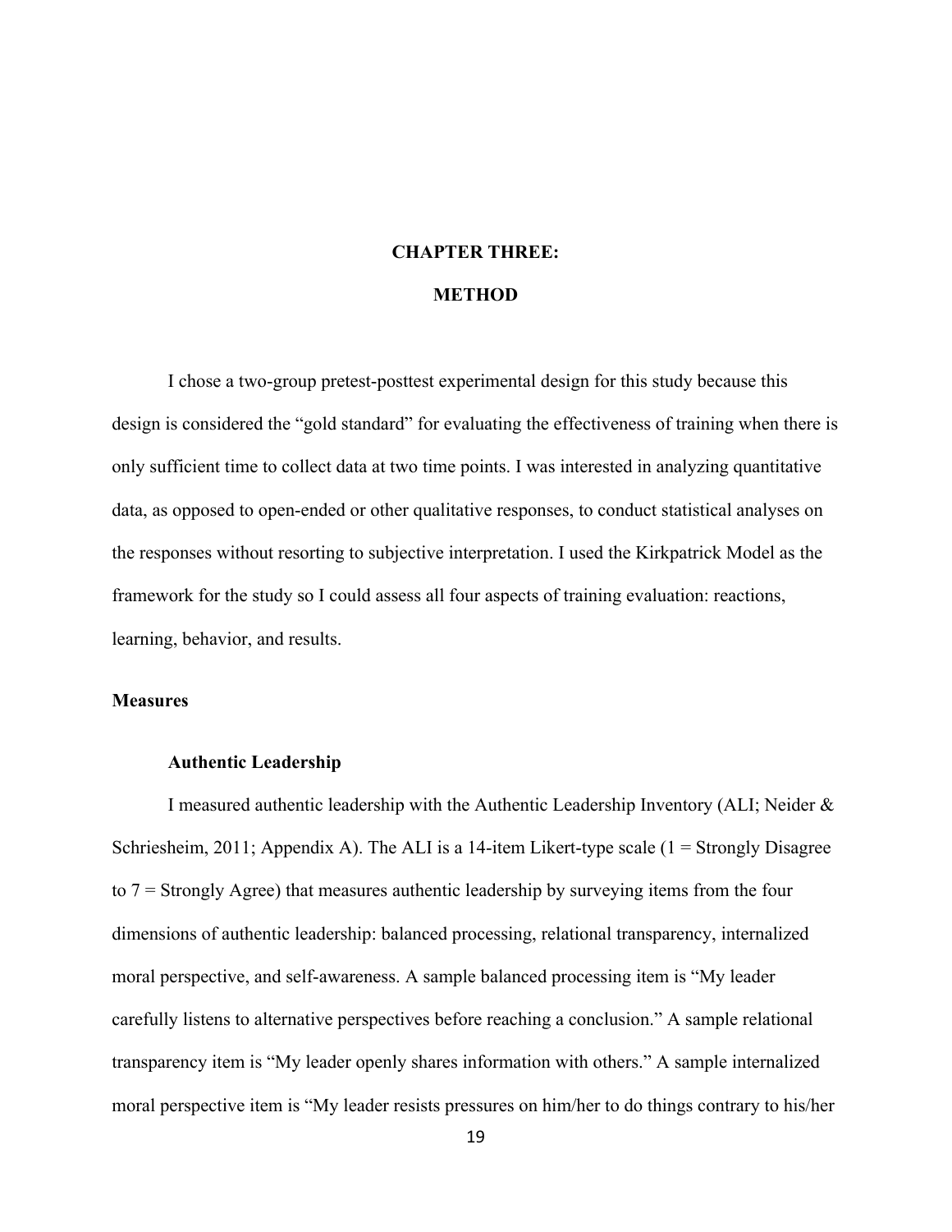# CHAPTER THREE:

# METHOD

I chose a two-group pretest-posttest experimental design for this study because this design is considered the "gold standard" for evaluating the effectiveness of training when there is only sufficient time to collect data at two time points. I was interested in analyzing quantitative data, as opposed to open-ended or other qualitative responses, to conduct statistical analyses on the responses without resorting to subjective interpretation. I used the Kirkpatrick Model as the framework for the study so I could assess all four aspects of training evaluation: reactions, learning, behavior, and results.

## Measures

### Authentic Leadership

I measured authentic leadership with the Authentic Leadership Inventory (ALI; Neider & Schriesheim, 2011; Appendix A). The ALI is a 14-item Likert-type scale (1 = Strongly Disagree to 7 = Strongly Agree) that measures authentic leadership by surveying items from the four dimensions of authentic leadership: balanced processing, relational transparency, internalized moral perspective, and self-awareness. A sample balanced processing item is "My leader carefully listens to alternative perspectives before reaching a conclusion." A sample relational transparency item is "My leader openly shares information with others." A sample internalized moral perspective item is "My leader resists pressures on him/her to do things contrary to his/her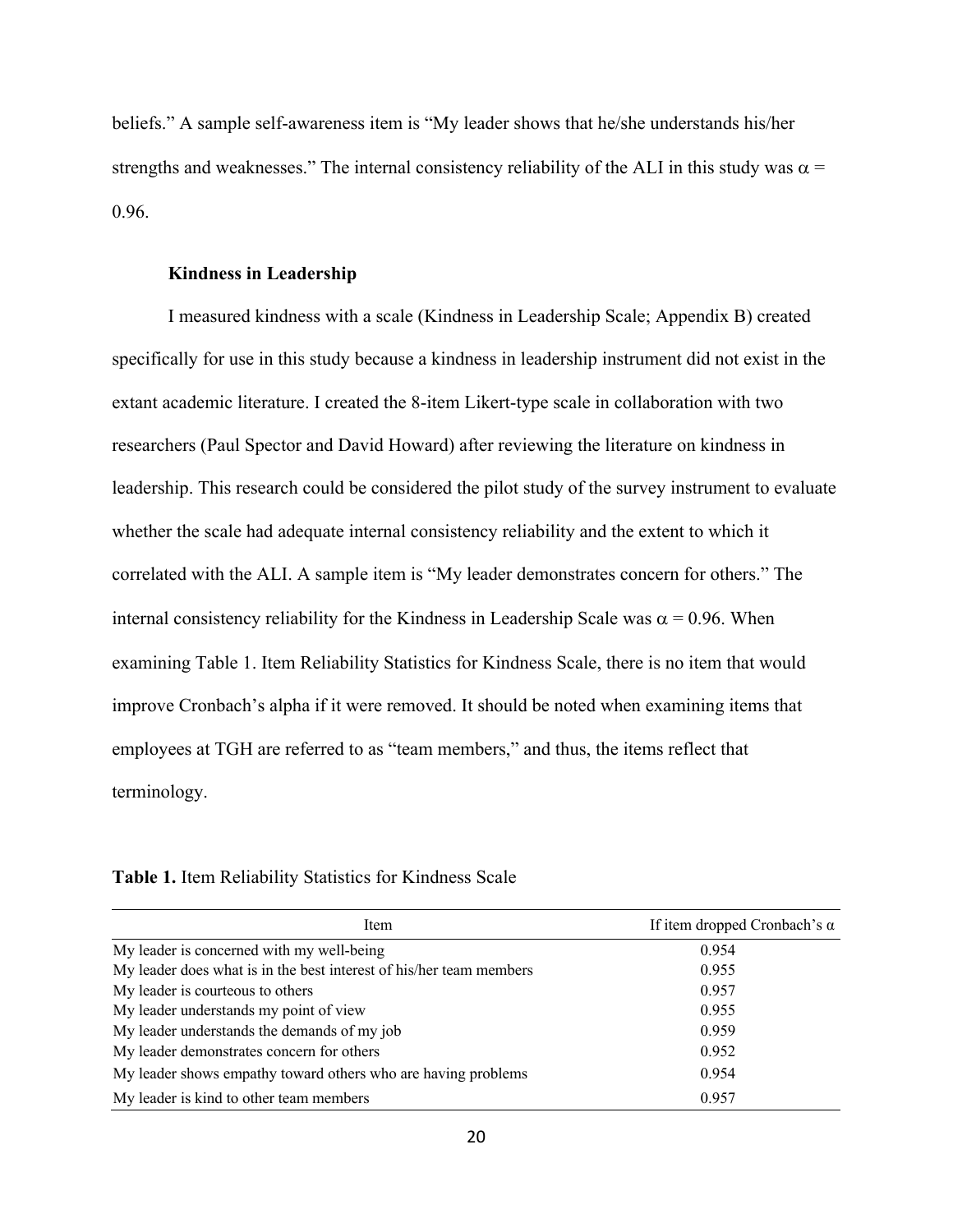beliefs." A sample self-awareness item is "My leader shows that he/she understands his/her strengths and weaknesses." The internal consistency reliability of the ALI in this study was $\alpha$ = 0.96.

**Kindness in Leadership**

I measured kindness with a scale (Kindness in Leadership Scale; Appendix B) created specifically for use in this study because a kindness in leadership instrument did not exist in the extant academic literature. I created the 8-item Likert-type scale in collaboration with two researchers (Paul Spector and David Howard) after reviewing the literature on kindness in leadership. This research could be considered the pilot study of the survey instrument to evaluate whether the scale had adequate internal consistency reliability and the extent to which it correlated with the ALI. A sample item is "My leader demonstrates concern for others." The internal consistency reliability for the Kindness in Leadership Scale was $\alpha$ = 0.96. When examining Table 1. Item Reliability Statistics for Kindness Scale, there is no item that would improve Cronbach's alpha if it were removed. It should be noted when examining items that employees at TGH are referred to as "team members," and thus, the items reflect that terminology.

**Table 1.** Item Reliability Statistics for Kindness Scale

| Item | If item dropped Cronbach's $\alpha$ |
|---|---|
| My leader is concerned with my well-being | 0.954 |
| My leader does what is in the best interest of his/her team members | 0.955 |
| My leader is courteous to others | 0.957 |
| My leader understands my point of view | 0.955 |
| My leader understands the demands of my job | 0.959 |
| My leader demonstrates concern for others | 0.952 |
| My leader shows empathy toward others who are having problems | 0.954 |
| My leader is kind to other team members | 0.957 |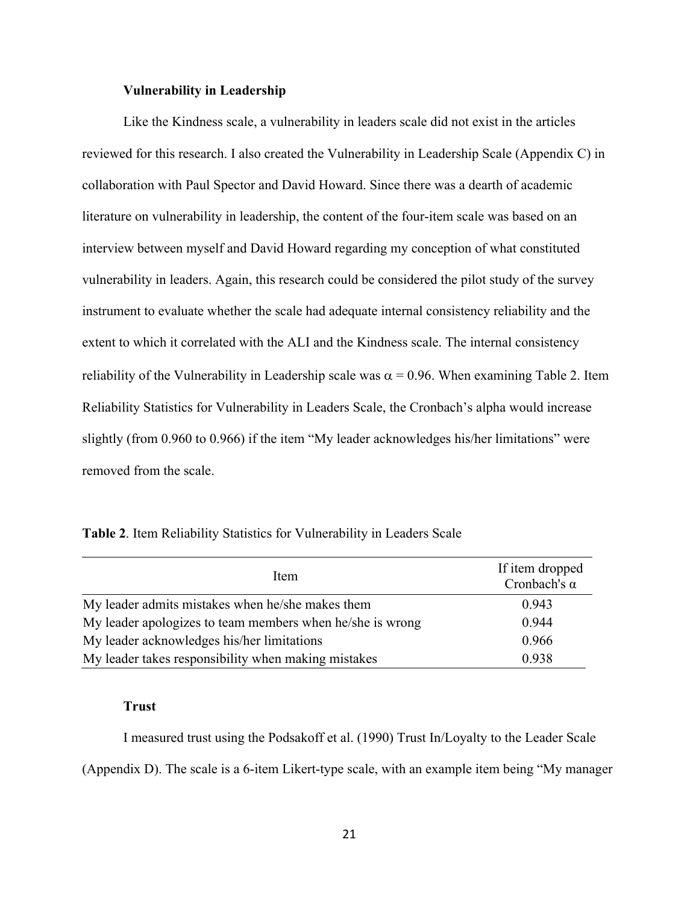### Vulnerability in Leadership

Like the Kindness scale, a vulnerability in leaders scale did not exist in the articles reviewed for this research. I also created the Vulnerability in Leadership Scale (Appendix C) in collaboration with Paul Spector and David Howard. Since there was a dearth of academic literature on vulnerability in leadership, the content of the four-item scale was based on an interview between myself and David Howard regarding my conception of what constituted vulnerability in leaders. Again, this research could be considered the pilot study of the survey instrument to evaluate whether the scale had adequate internal consistency reliability and the extent to which it correlated with the ALI and the Kindness scale. The internal consistency reliability of the Vulnerability in Leadership scale was $\alpha = 0.96$. When examining Table 2. Item Reliability Statistics for Vulnerability in Leaders Scale, the Cronbach's alpha would increase slightly (from 0.960 to 0.966) if the item "My leader acknowledges his/her limitations" were removed from the scale.

**Table 2**. Item Reliability Statistics for Vulnerability in Leaders Scale

| Item | If item dropped Cronbach's α |
|---|---|
| My leader admits mistakes when he/she makes them | 0.943 |
| My leader apologizes to team members when he/she is wrong | 0.944 |
| My leader acknowledges his/her limitations | 0.966 |
| My leader takes responsibility when making mistakes | 0.938 |

### Trust

I measured trust using the Podsakoff et al. (1990) Trust In/Loyalty to the Leader Scale (Appendix D). The scale is a 6-item Likert-type scale, with an example item being "My manager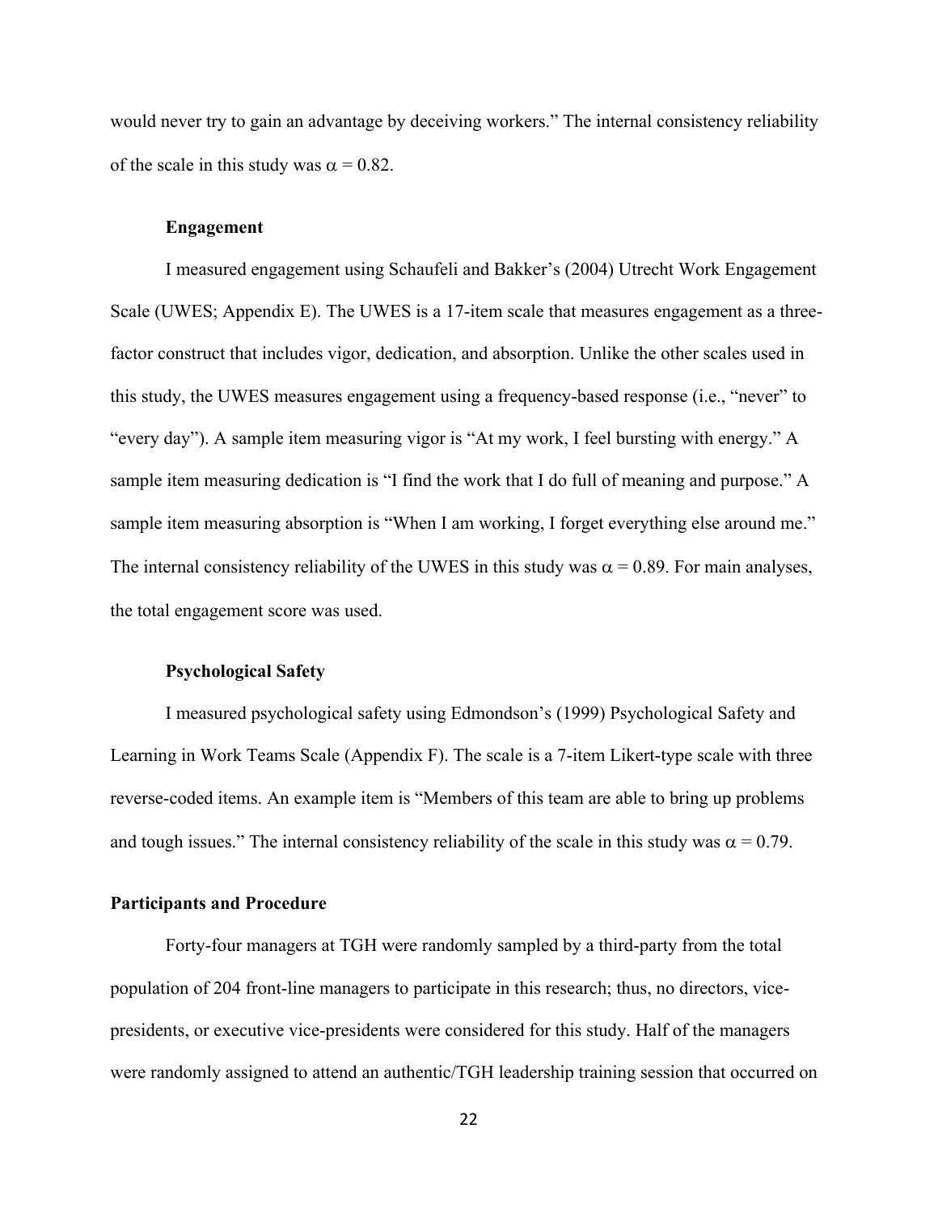would never try to gain an advantage by deceiving workers." The internal consistency reliability of the scale in this study was $\alpha = 0.82$.

### Engagement

I measured engagement using Schaufeli and Bakker's (2004) Utrecht Work Engagement Scale (UWES; Appendix E). The UWES is a 17-item scale that measures engagement as a three-factor construct that includes vigor, dedication, and absorption. Unlike the other scales used in this study, the UWES measures engagement using a frequency-based response (i.e., "never" to "every day"). A sample item measuring vigor is "At my work, I feel bursting with energy." A sample item measuring dedication is "I find the work that I do full of meaning and purpose." A sample item measuring absorption is "When I am working, I forget everything else around me." The internal consistency reliability of the UWES in this study was $\alpha = 0.89$. For main analyses, the total engagement score was used.

### Psychological Safety

I measured psychological safety using Edmondson's (1999) Psychological Safety and Learning in Work Teams Scale (Appendix F). The scale is a 7-item Likert-type scale with three reverse-coded items. An example item is "Members of this team are able to bring up problems and tough issues." The internal consistency reliability of the scale in this study was $\alpha = 0.79$.

## Participants and Procedure

Forty-four managers at TGH were randomly sampled by a third-party from the total population of 204 front-line managers to participate in this research; thus, no directors, vice-presidents, or executive vice-presidents were considered for this study. Half of the managers were randomly assigned to attend an authentic/TGH leadership training session that occurred on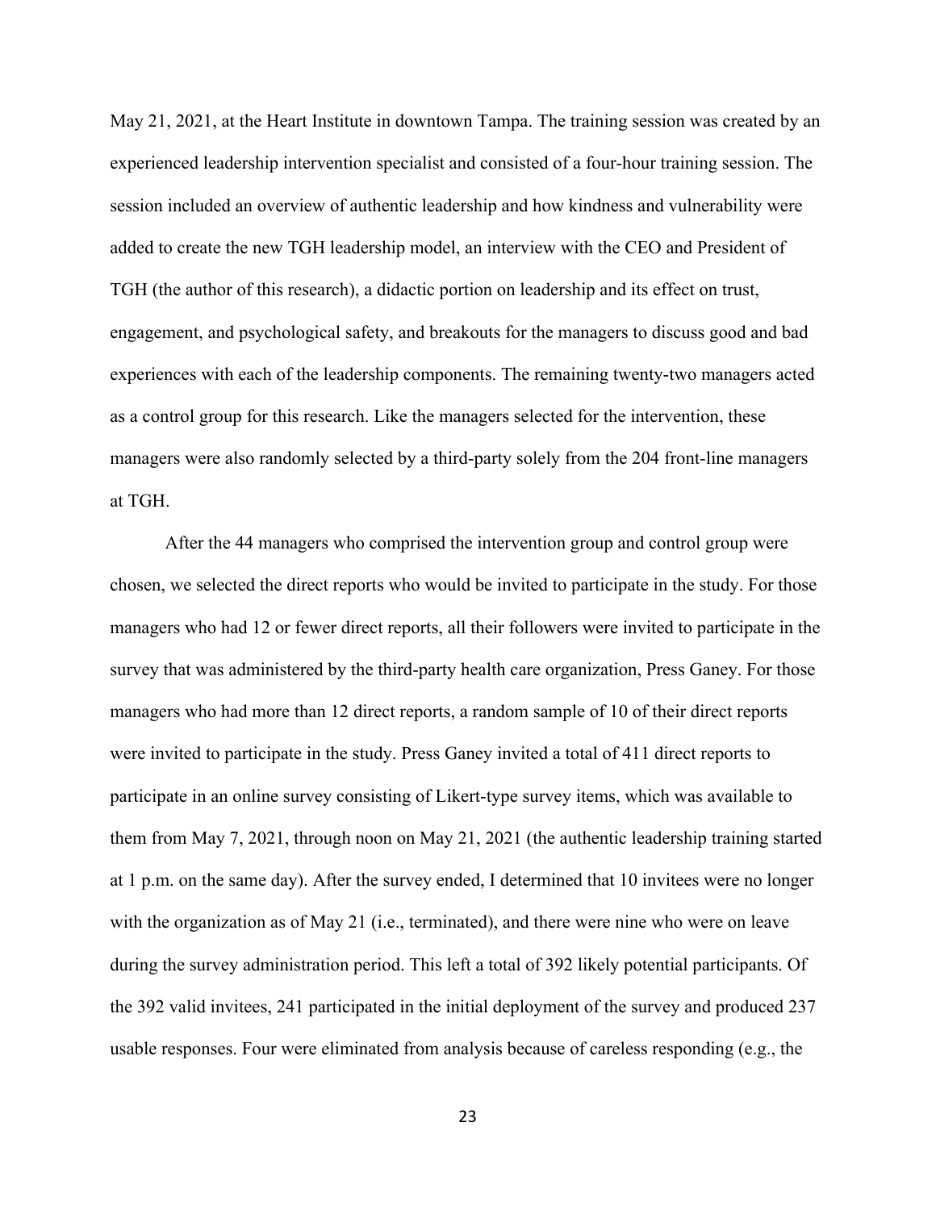May 21, 2021, at the Heart Institute in downtown Tampa. The training session was created by an experienced leadership intervention specialist and consisted of a four-hour training session. The session included an overview of authentic leadership and how kindness and vulnerability were added to create the new TGH leadership model, an interview with the CEO and President of TGH (the author of this research), a didactic portion on leadership and its effect on trust, engagement, and psychological safety, and breakouts for the managers to discuss good and bad experiences with each of the leadership components. The remaining twenty-two managers acted as a control group for this research. Like the managers selected for the intervention, these managers were also randomly selected by a third-party solely from the 204 front-line managers at TGH.

After the 44 managers who comprised the intervention group and control group were chosen, we selected the direct reports who would be invited to participate in the study. For those managers who had 12 or fewer direct reports, all their followers were invited to participate in the survey that was administered by the third-party health care organization, Press Ganey. For those managers who had more than 12 direct reports, a random sample of 10 of their direct reports were invited to participate in the study. Press Ganey invited a total of 411 direct reports to participate in an online survey consisting of Likert-type survey items, which was available to them from May 7, 2021, through noon on May 21, 2021 (the authentic leadership training started at 1 p.m. on the same day). After the survey ended, I determined that 10 invitees were no longer with the organization as of May 21 (i.e., terminated), and there were nine who were on leave during the survey administration period. This left a total of 392 likely potential participants. Of the 392 valid invitees, 241 participated in the initial deployment of the survey and produced 237 usable responses. Four were eliminated from analysis because of careless responding (e.g., the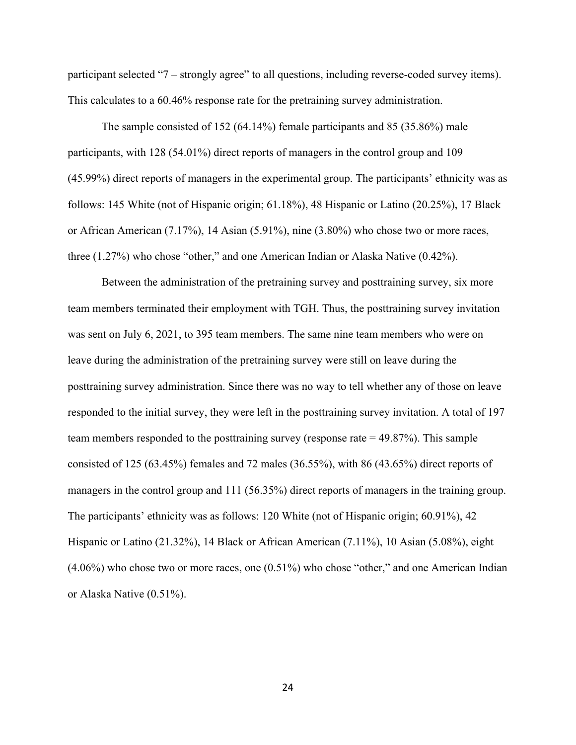participant selected “7 – strongly agree” to all questions, including reverse-coded survey items). This calculates to a 60.46% response rate for the pretraining survey administration.

The sample consisted of 152 (64.14%) female participants and 85 (35.86%) male participants, with 128 (54.01%) direct reports of managers in the control group and 109 (45.99%) direct reports of managers in the experimental group. The participants’ ethnicity was as follows: 145 White (not of Hispanic origin; 61.18%), 48 Hispanic or Latino (20.25%), 17 Black or African American (7.17%), 14 Asian (5.91%), nine (3.80%) who chose two or more races, three (1.27%) who chose “other,” and one American Indian or Alaska Native (0.42%).

Between the administration of the pretraining survey and posttraining survey, six more team members terminated their employment with TGH. Thus, the posttraining survey invitation was sent on July 6, 2021, to 395 team members. The same nine team members who were on leave during the administration of the pretraining survey were still on leave during the posttraining survey administration. Since there was no way to tell whether any of those on leave responded to the initial survey, they were left in the posttraining survey invitation. A total of 197 team members responded to the posttraining survey (response rate = 49.87%). This sample consisted of 125 (63.45%) females and 72 males (36.55%), with 86 (43.65%) direct reports of managers in the control group and 111 (56.35%) direct reports of managers in the training group. The participants’ ethnicity was as follows: 120 White (not of Hispanic origin; 60.91%), 42 Hispanic or Latino (21.32%), 14 Black or African American (7.11%), 10 Asian (5.08%), eight (4.06%) who chose two or more races, one (0.51%) who chose “other,” and one American Indian or Alaska Native (0.51%).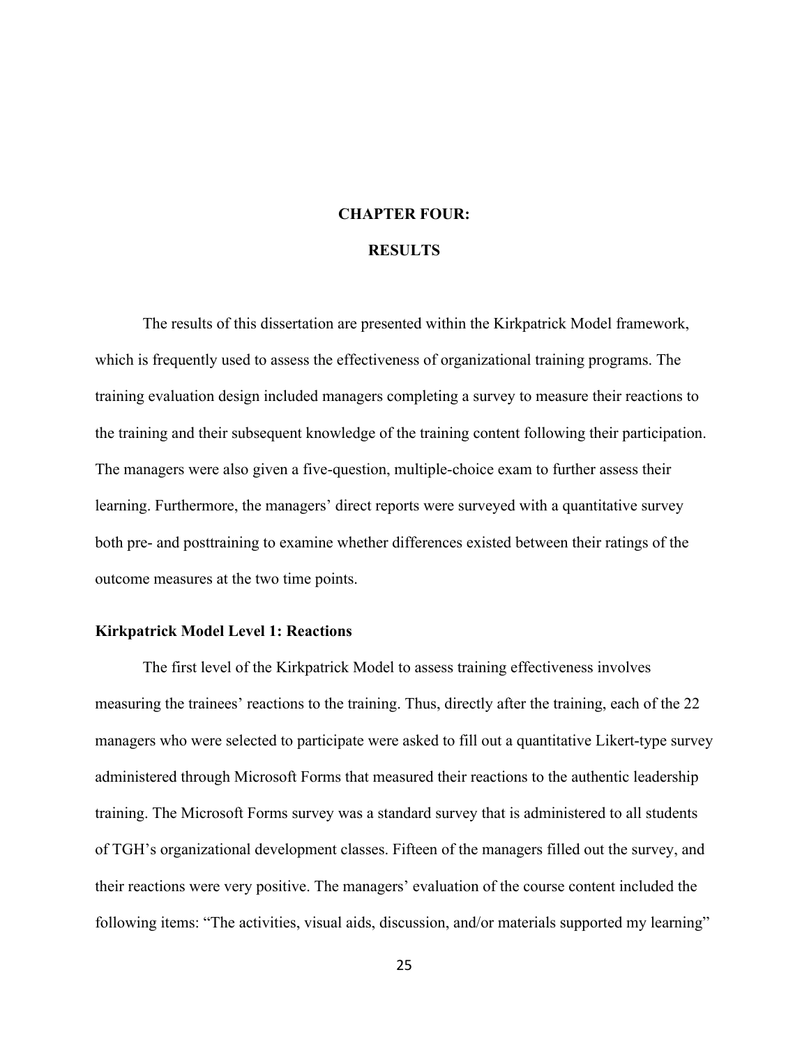# CHAPTER FOUR:

# RESULTS

The results of this dissertation are presented within the Kirkpatrick Model framework, which is frequently used to assess the effectiveness of organizational training programs. The training evaluation design included managers completing a survey to measure their reactions to the training and their subsequent knowledge of the training content following their participation. The managers were also given a five-question, multiple-choice exam to further assess their learning. Furthermore, the managers' direct reports were surveyed with a quantitative survey both pre- and posttraining to examine whether differences existed between their ratings of the outcome measures at the two time points.

## Kirkpatrick Model Level 1: Reactions

The first level of the Kirkpatrick Model to assess training effectiveness involves measuring the trainees' reactions to the training. Thus, directly after the training, each of the 22 managers who were selected to participate were asked to fill out a quantitative Likert-type survey administered through Microsoft Forms that measured their reactions to the authentic leadership training. The Microsoft Forms survey was a standard survey that is administered to all students of TGH's organizational development classes. Fifteen of the managers filled out the survey, and their reactions were very positive. The managers' evaluation of the course content included the following items: "The activities, visual aids, discussion, and/or materials supported my learning"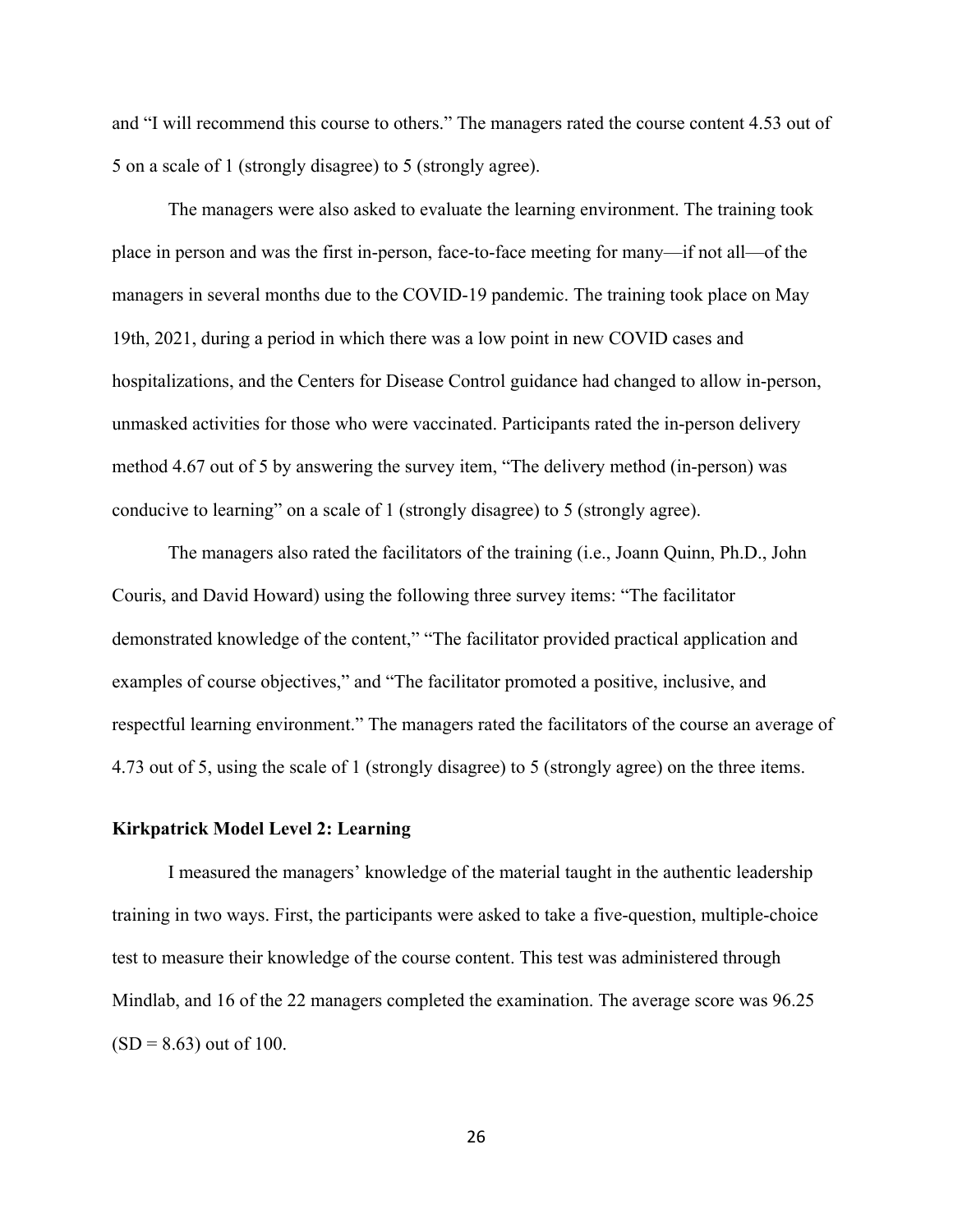and "I will recommend this course to others." The managers rated the course content 4.53 out of 5 on a scale of 1 (strongly disagree) to 5 (strongly agree).

The managers were also asked to evaluate the learning environment. The training took place in person and was the first in-person, face-to-face meeting for many—if not all—of the managers in several months due to the COVID-19 pandemic. The training took place on May 19th, 2021, during a period in which there was a low point in new COVID cases and hospitalizations, and the Centers for Disease Control guidance had changed to allow in-person, unmasked activities for those who were vaccinated. Participants rated the in-person delivery method 4.67 out of 5 by answering the survey item, "The delivery method (in-person) was conducive to learning" on a scale of 1 (strongly disagree) to 5 (strongly agree).

The managers also rated the facilitators of the training (i.e., Joann Quinn, Ph.D., John Couris, and David Howard) using the following three survey items: "The facilitator demonstrated knowledge of the content," "The facilitator provided practical application and examples of course objectives," and "The facilitator promoted a positive, inclusive, and respectful learning environment." The managers rated the facilitators of the course an average of 4.73 out of 5, using the scale of 1 (strongly disagree) to 5 (strongly agree) on the three items.

### Kirkpatrick Model Level 2: Learning

I measured the managers' knowledge of the material taught in the authentic leadership training in two ways. First, the participants were asked to take a five-question, multiple-choice test to measure their knowledge of the course content. This test was administered through Mindlab, and 16 of the 22 managers completed the examination. The average score was 96.25 ($SD = 8.63$) out of 100.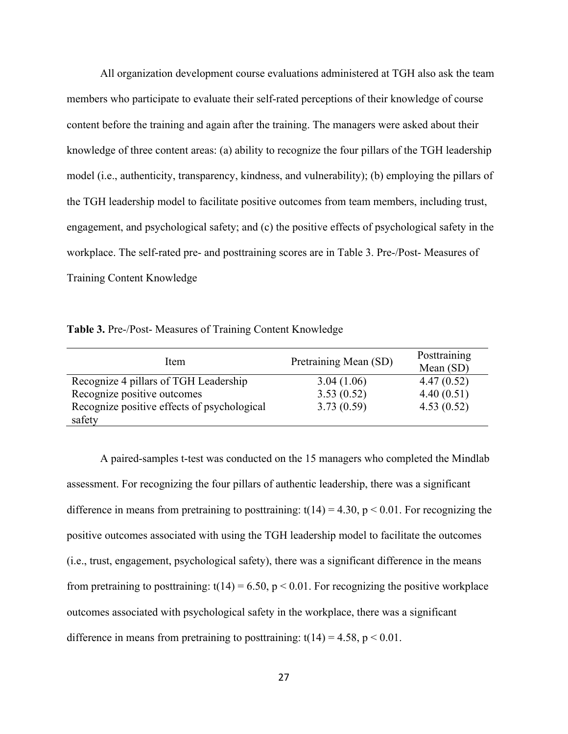All organization development course evaluations administered at TGH also ask the team members who participate to evaluate their self-rated perceptions of their knowledge of course content before the training and again after the training. The managers were asked about their knowledge of three content areas: (a) ability to recognize the four pillars of the TGH leadership model (i.e., authenticity, transparency, kindness, and vulnerability); (b) employing the pillars of the TGH leadership model to facilitate positive outcomes from team members, including trust, engagement, and psychological safety; and (c) the positive effects of psychological safety in the workplace. The self-rated pre- and posttraining scores are in Table 3. Pre-/Post- Measures of Training Content Knowledge

**Table 3.** Pre-/Post- Measures of Training Content Knowledge

| Item | Pretraining Mean (SD) | Posttraining Mean (SD) |
|---|---|---|
| Recognize 4 pillars of TGH Leadership | 3.04 (1.06) | 4.47 (0.52) |
| Recognize positive outcomes | 3.53 (0.52) | 4.40 (0.51) |
| Recognize positive effects of psychological safety | 3.73 (0.59) | 4.53 (0.52) |

A paired-samples t-test was conducted on the 15 managers who completed the Mindlab assessment. For recognizing the four pillars of authentic leadership, there was a significant difference in means from pretraining to posttraining: $t(14) = 4.30$, $p < 0.01$. For recognizing the positive outcomes associated with using the TGH leadership model to facilitate the outcomes (i.e., trust, engagement, psychological safety), there was a significant difference in the means from pretraining to posttraining: $t(14) = 6.50$, $p < 0.01$. For recognizing the positive workplace outcomes associated with psychological safety in the workplace, there was a significant difference in means from pretraining to posttraining: $t(14) = 4.58$, $p < 0.01$.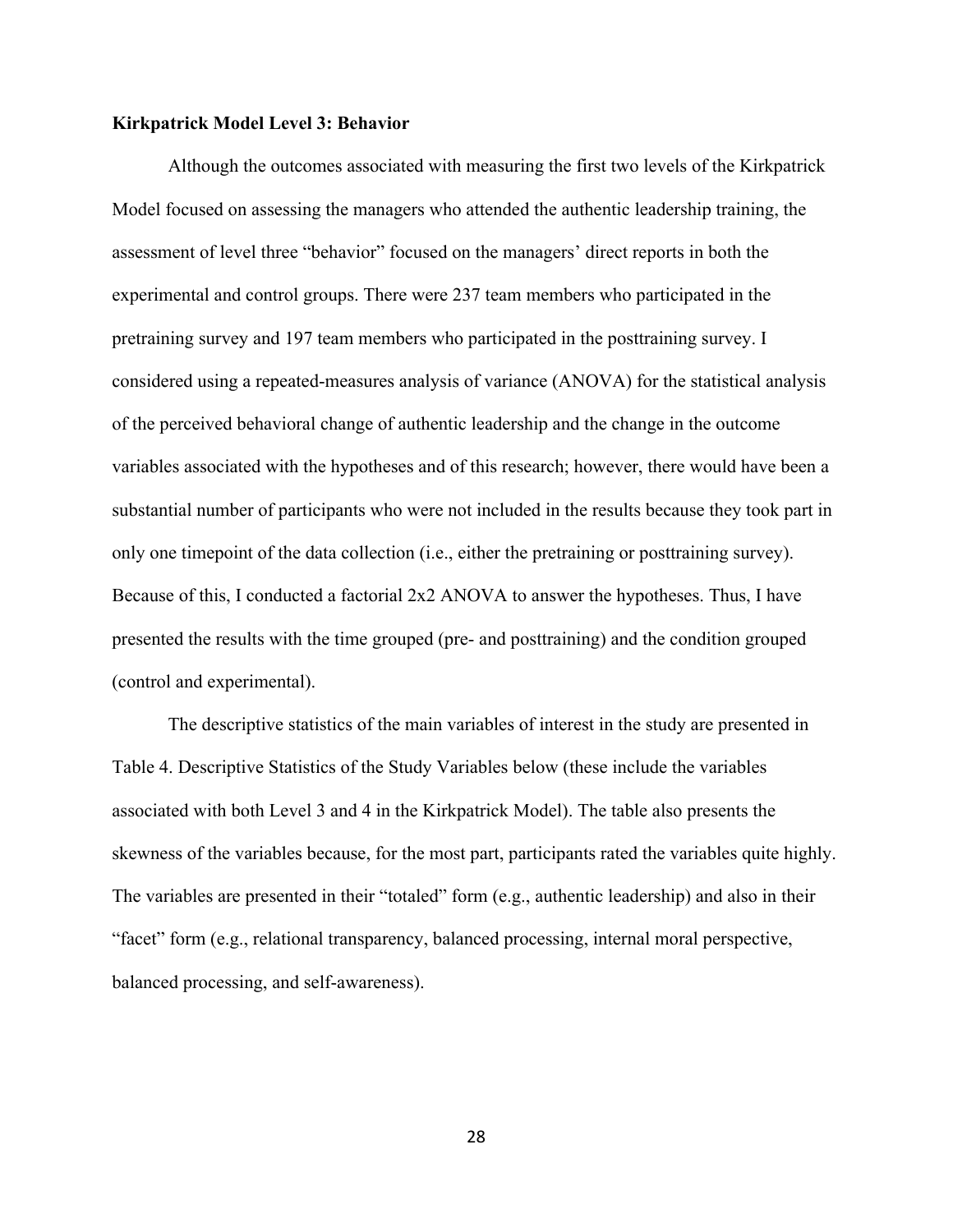**Kirkpatrick Model Level 3: Behavior**

Although the outcomes associated with measuring the first two levels of the Kirkpatrick Model focused on assessing the managers who attended the authentic leadership training, the assessment of level three "behavior" focused on the managers' direct reports in both the experimental and control groups. There were 237 team members who participated in the pretraining survey and 197 team members who participated in the posttraining survey. I considered using a repeated-measures analysis of variance (ANOVA) for the statistical analysis of the perceived behavioral change of authentic leadership and the change in the outcome variables associated with the hypotheses and of this research; however, there would have been a substantial number of participants who were not included in the results because they took part in only one timepoint of the data collection (i.e., either the pretraining or posttraining survey). Because of this, I conducted a factorial 2x2 ANOVA to answer the hypotheses. Thus, I have presented the results with the time grouped (pre- and posttraining) and the condition grouped (control and experimental).

The descriptive statistics of the main variables of interest in the study are presented in Table 4. Descriptive Statistics of the Study Variables below (these include the variables associated with both Level 3 and 4 in the Kirkpatrick Model). The table also presents the skewness of the variables because, for the most part, participants rated the variables quite highly. The variables are presented in their "totaled" form (e.g., authentic leadership) and also in their "facet" form (e.g., relational transparency, balanced processing, internal moral perspective, balanced processing, and self-awareness).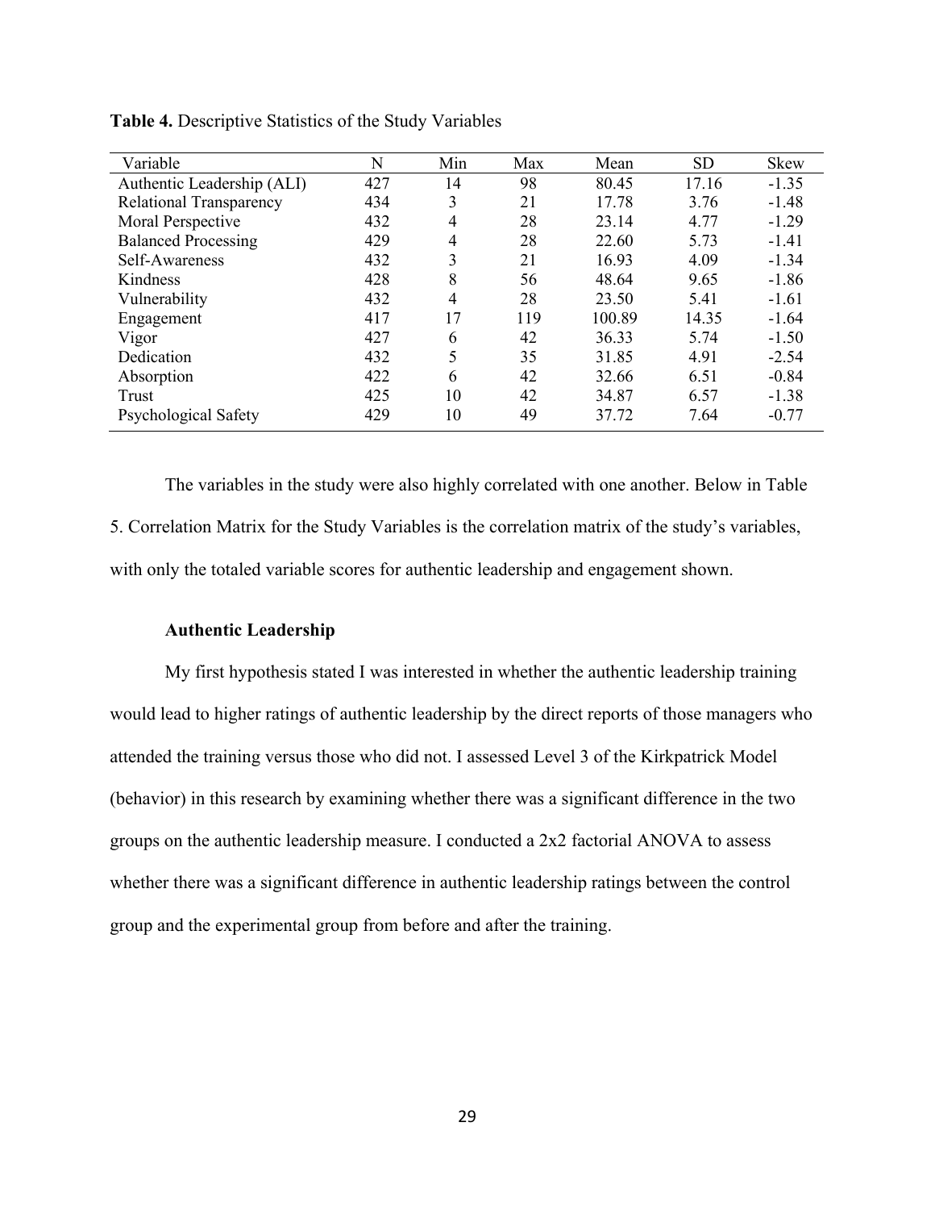**Table 4.** Descriptive Statistics of the Study Variables

| Variable | N | Min | Max | Mean | SD | Skew |
|---|---|---|---|---|---|---|
| Authentic Leadership (ALI) | 427 | 14 | 98 | 80.45 | 17.16 | -1.35 |
| Relational Transparency | 434 | 3 | 21 | 17.78 | 3.76 | -1.48 |
| Moral Perspective | 432 | 4 | 28 | 23.14 | 4.77 | -1.29 |
| Balanced Processing | 429 | 4 | 28 | 22.60 | 5.73 | -1.41 |
| Self-Awareness | 432 | 3 | 21 | 16.93 | 4.09 | -1.34 |
| Kindness | 428 | 8 | 56 | 48.64 | 9.65 | -1.86 |
| Vulnerability | 432 | 4 | 28 | 23.50 | 5.41 | -1.61 |
| Engagement | 417 | 17 | 119 | 100.89 | 14.35 | -1.64 |
| Vigor | 427 | 6 | 42 | 36.33 | 5.74 | -1.50 |
| Dedication | 432 | 5 | 35 | 31.85 | 4.91 | -2.54 |
| Absorption | 422 | 6 | 42 | 32.66 | 6.51 | -0.84 |
| Trust | 425 | 10 | 42 | 34.87 | 6.57 | -1.38 |
| Psychological Safety | 429 | 10 | 49 | 37.72 | 7.64 | -0.77 |

The variables in the study were also highly correlated with one another. Below in Table 5. Correlation Matrix for the Study Variables is the correlation matrix of the study's variables, with only the totaled variable scores for authentic leadership and engagement shown.

**Authentic Leadership**

My first hypothesis stated I was interested in whether the authentic leadership training would lead to higher ratings of authentic leadership by the direct reports of those managers who attended the training versus those who did not. I assessed Level 3 of the Kirkpatrick Model (behavior) in this research by examining whether there was a significant difference in the two groups on the authentic leadership measure. I conducted a 2x2 factorial ANOVA to assess whether there was a significant difference in authentic leadership ratings between the control group and the experimental group from before and after the training.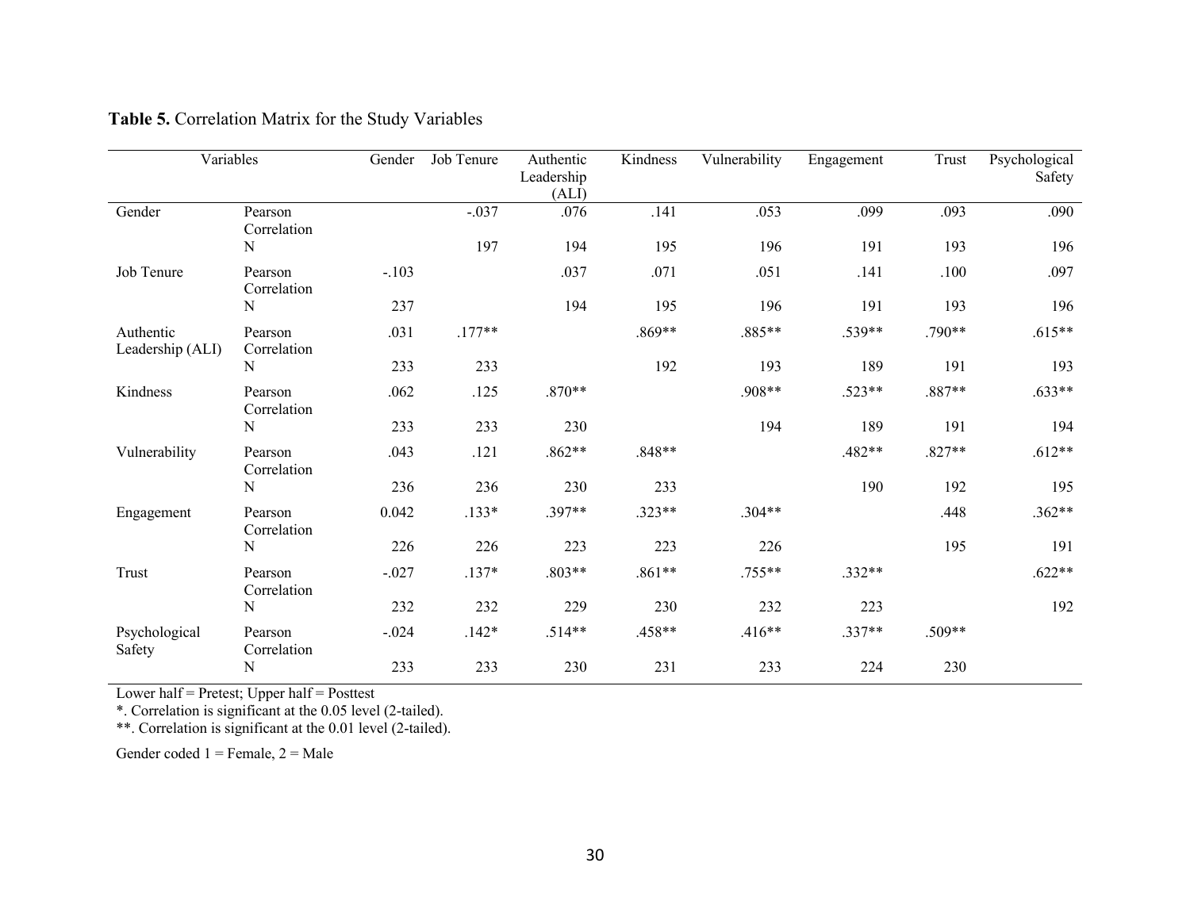**Table 5.** Correlation Matrix for the Study Variables

| Variables | | Gender | Job Tenure | Authentic Leadership (ALI) | Kindness | Vulnerability | Engagement | Trust | Psychological Safety |
|---|---|---|---|---|---|---|---|---|---|
| Gender | Pearson Correlation | | -.037 | .076 | .141 | .053 | .099 | .093 | .090 |
| | N | | 197 | 194 | 195 | 196 | 191 | 193 | 196 |
| Job Tenure | Pearson Correlation | -.103 | | .037 | .071 | .051 | .141 | .100 | .097 |
| | N | 237 | | 194 | 195 | 196 | 191 | 193 | 196 |
| Authentic Leadership (ALI) | Pearson Correlation | .031 | .177** | | .869** | .885** | .539** | .790** | .615** |
| | N | 233 | 233 | | 192 | 193 | 189 | 191 | 193 |
| Kindness | Pearson Correlation | .062 | .125 | .870** | | .908** | .523** | .887** | .633** |
| | N | 233 | 233 | 230 | | 194 | 189 | 191 | 194 |
| Vulnerability | Pearson Correlation | .043 | .121 | .862** | .848** | | .482** | .827** | .612** |
| | N | 236 | 236 | 230 | 233 | | 190 | 192 | 195 |
| Engagement | Pearson Correlation | 0.042 | .133* | .397** | .323** | .304** | | .448 | .362** |
| | N | 226 | 226 | 223 | 223 | 226 | | 195 | 191 |
| Trust | Pearson Correlation | -.027 | .137* | .803** | .861** | .755** | .332** | | .622** |
| | N | 232 | 232 | 229 | 230 | 232 | 223 | | 192 |
| Psychological Safety | Pearson Correlation | -.024 | .142* | .514** | .458** | .416** | .337** | .509** | |
| | N | 233 | 233 | 230 | 231 | 233 | 224 | 230 | |

Lower half = Pretest; Upper half = Posttest

*. Correlation is significant at the 0.05 level (2-tailed).

**. Correlation is significant at the 0.01 level (2-tailed).

Gender coded 1 = Female, 2 = Male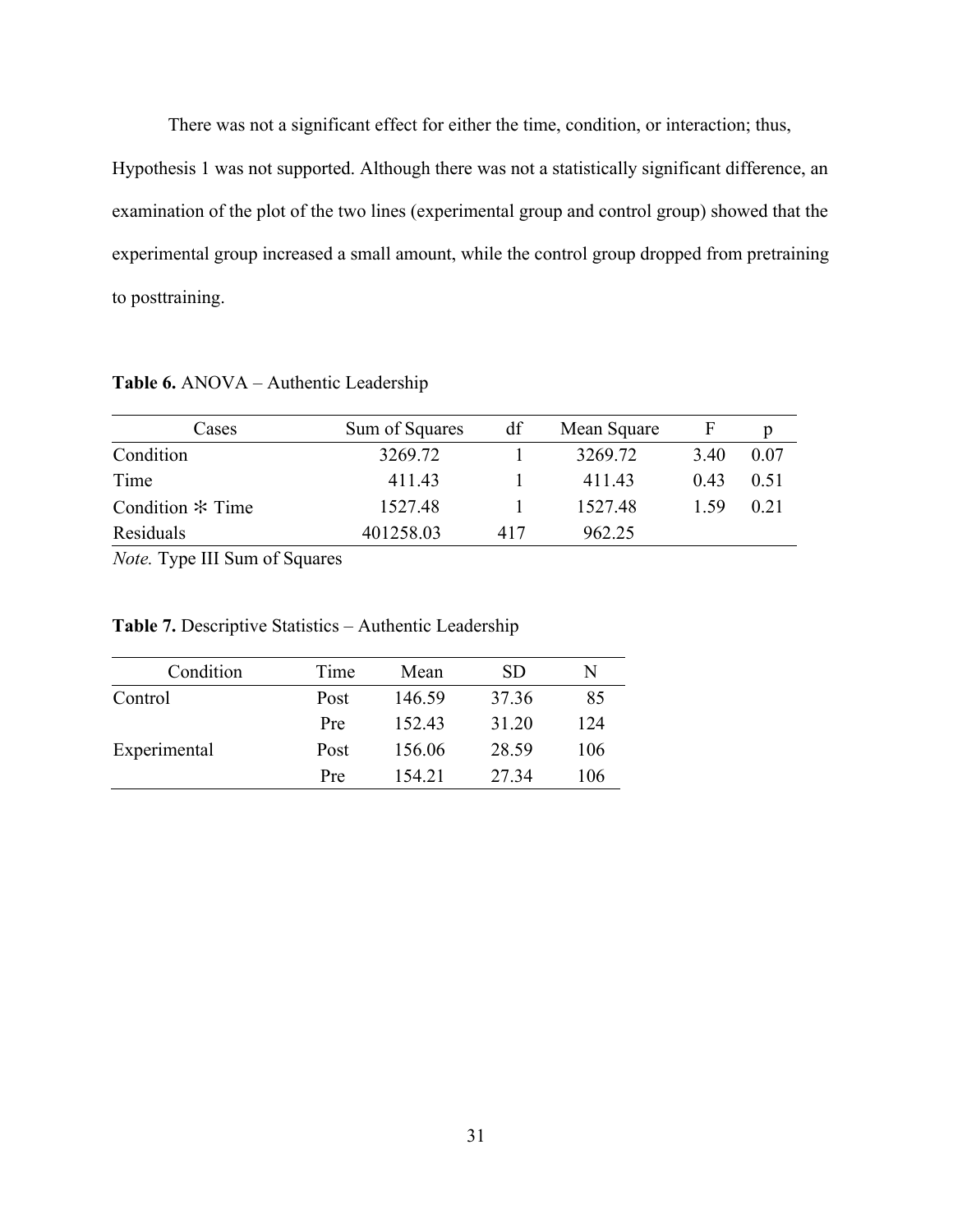There was not a significant effect for either the time, condition, or interaction; thus, Hypothesis 1 was not supported. Although there was not a statistically significant difference, an examination of the plot of the two lines (experimental group and control group) showed that the experimental group increased a small amount, while the control group dropped from pretraining to posttraining.

**Table 6.** ANOVA – Authentic Leadership

| Cases | Sum of Squares | df | Mean Square | F | p |
|---|---|---|---|---|---|
| Condition | 3269.72 | 1 | 3269.72 | 3.40 | 0.07 |
| Time | 411.43 | 1 | 411.43 | 0.43 | 0.51 |
| Condition ✻ Time | 1527.48 | 1 | 1527.48 | 1.59 | 0.21 |
| Residuals | 401258.03 | 417 | 962.25 | | |

*Note.* Type III Sum of Squares

**Table 7.** Descriptive Statistics – Authentic Leadership

| Condition | Time | Mean | SD | N |
|---|---|---|---|---|
| Control | Post | 146.59 | 37.36 | 85 |
| | Pre | 152.43 | 31.20 | 124 |
| Experimental | Post | 156.06 | 28.59 | 106 |
| | Pre | 154.21 | 27.34 | 106 |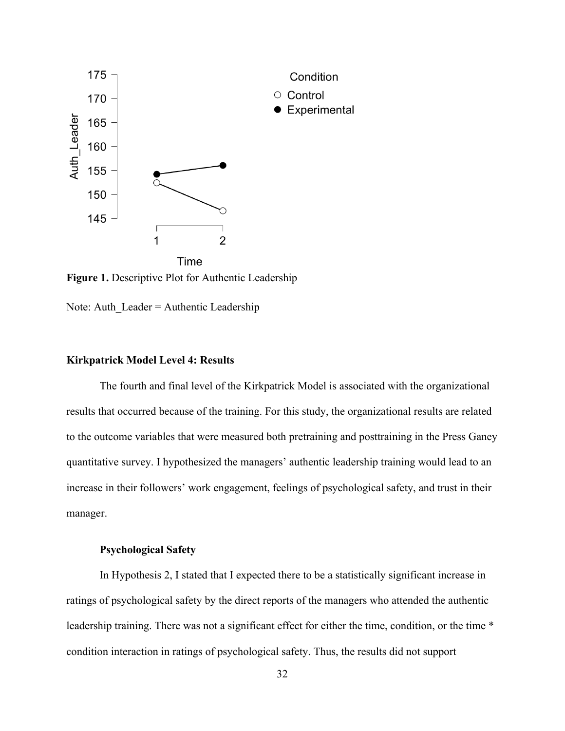**Figure 1.** Descriptive Plot for Authentic Leadership

Note: Auth_Leader = Authentic Leadership

### Kirkpatrick Model Level 4: Results

The fourth and final level of the Kirkpatrick Model is associated with the organizational results that occurred because of the training. For this study, the organizational results are related to the outcome variables that were measured both pretraining and posttraining in the Press Ganey quantitative survey. I hypothesized the managers' authentic leadership training would lead to an increase in their followers' work engagement, feelings of psychological safety, and trust in their manager.

#### Psychological Safety

In Hypothesis 2, I stated that I expected there to be a statistically significant increase in ratings of psychological safety by the direct reports of the managers who attended the authentic leadership training. There was not a significant effect for either the time, condition, or the time * condition interaction in ratings of psychological safety. Thus, the results did not support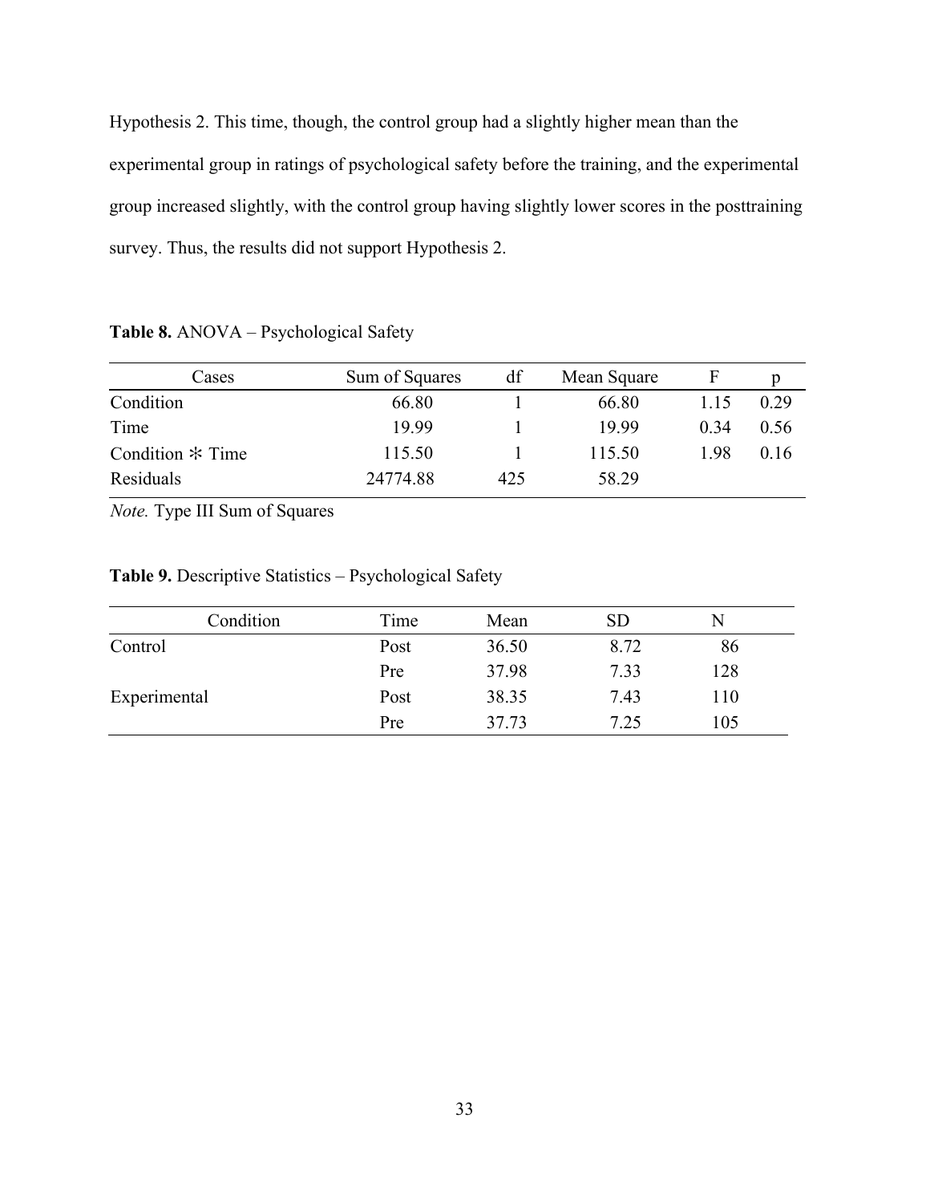Hypothesis 2. This time, though, the control group had a slightly higher mean than the experimental group in ratings of psychological safety before the training, and the experimental group increased slightly, with the control group having slightly lower scores in the posttraining survey. Thus, the results did not support Hypothesis 2.

**Table 8.** ANOVA – Psychological Safety

| Cases | Sum of Squares | df | Mean Square | F | p |
|---|---|---|---|---|---|
| Condition | 66.80 | 1 | 66.80 | 1.15 | 0.29 |
| Time | 19.99 | 1 | 19.99 | 0.34 | 0.56 |
| Condition ✻ Time | 115.50 | 1 | 115.50 | 1.98 | 0.16 |
| Residuals | 24774.88 | 425 | 58.29 | | |

*Note.* Type III Sum of Squares

**Table 9.** Descriptive Statistics – Psychological Safety

| Condition | Time | Mean | SD | N |
|---|---|---|---|---|
| Control | Post | 36.50 | 8.72 | 86 |
| | Pre | 37.98 | 7.33 | 128 |
| Experimental | Post | 38.35 | 7.43 | 110 |
| | Pre | 37.73 | 7.25 | 105 |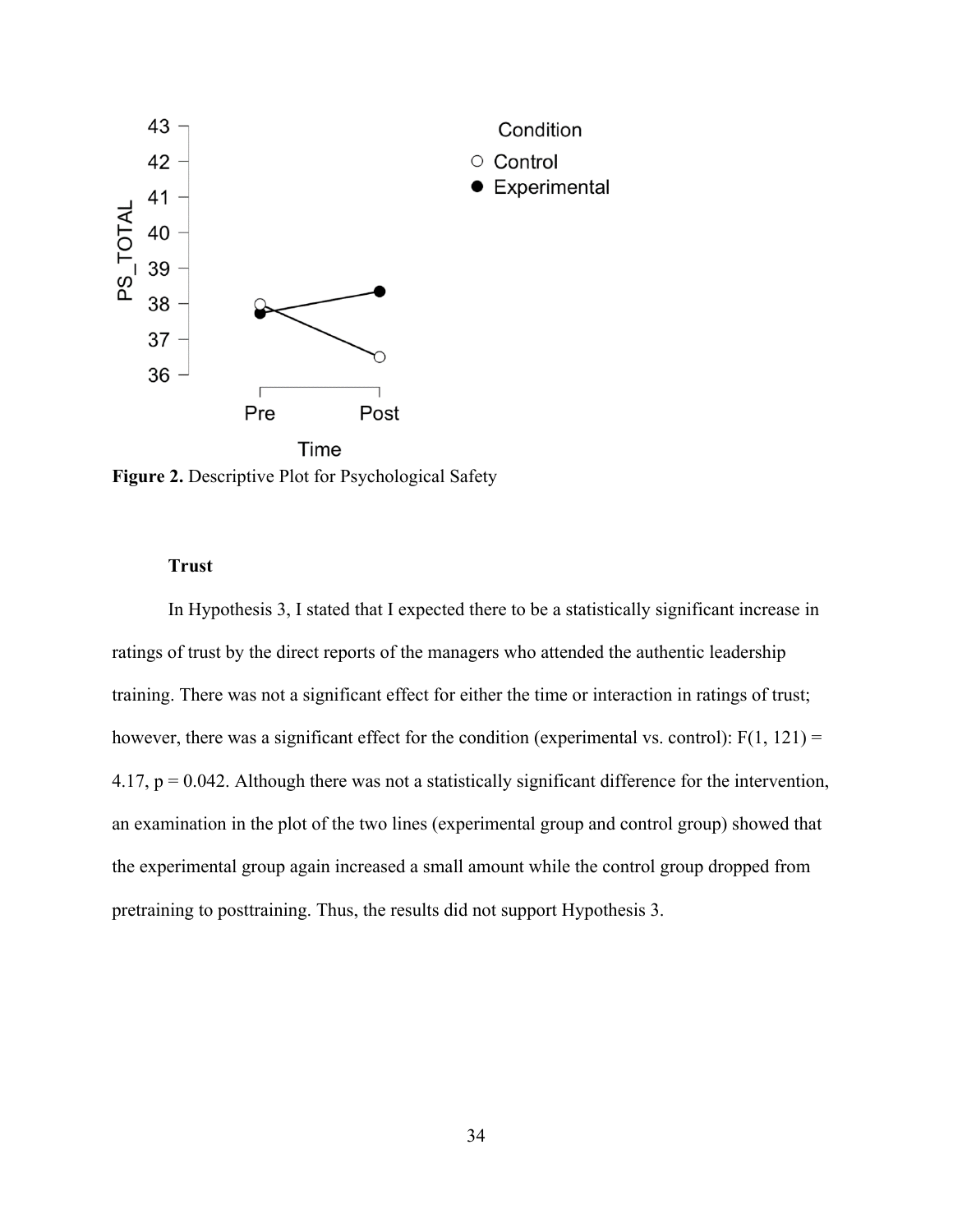**Figure 2.** Descriptive Plot for Psychological Safety

### Trust

In Hypothesis 3, I stated that I expected there to be a statistically significant increase in ratings of trust by the direct reports of the managers who attended the authentic leadership training. There was not a significant effect for either the time or interaction in ratings of trust; however, there was a significant effect for the condition (experimental vs. control): $F(1, 121) = 4.17$, $p = 0.042$. Although there was not a statistically significant difference for the intervention, an examination in the plot of the two lines (experimental group and control group) showed that the experimental group again increased a small amount while the control group dropped from pretraining to posttraining. Thus, the results did not support Hypothesis 3.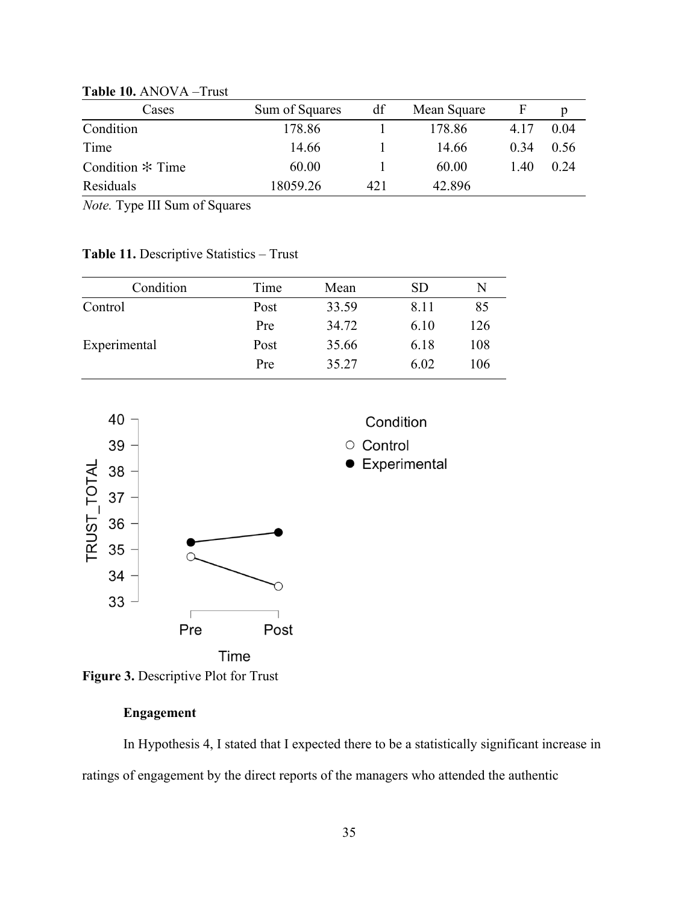**Table 10.** ANOVA –Trust

| Cases | Sum of Squares | df | Mean Square | F | p |
|---|---|---|---|---|---|
| Condition | 178.86 | 1 | 178.86 | 4.17 | 0.04 |
| Time | 14.66 | 1 | 14.66 | 0.34 | 0.56 |
| Condition ✻ Time | 60.00 | 1 | 60.00 | 1.40 | 0.24 |
| Residuals | 18059.26 | 421 | 42.896 | | |

*Note.* Type III Sum of Squares

**Table 11.** Descriptive Statistics – Trust

| Condition | Time | Mean | SD | N |
|---|---|---|---|---|
| Control | Post | 33.59 | 8.11 | 85 |
| | Pre | 34.72 | 6.10 | 126 |
| Experimental | Post | 35.66 | 6.18 | 108 |
| | Pre | 35.27 | 6.02 | 106 |

**Figure 3.** Descriptive Plot for Trust

**Engagement**

In Hypothesis 4, I stated that I expected there to be a statistically significant increase in ratings of engagement by the direct reports of the managers who attended the authentic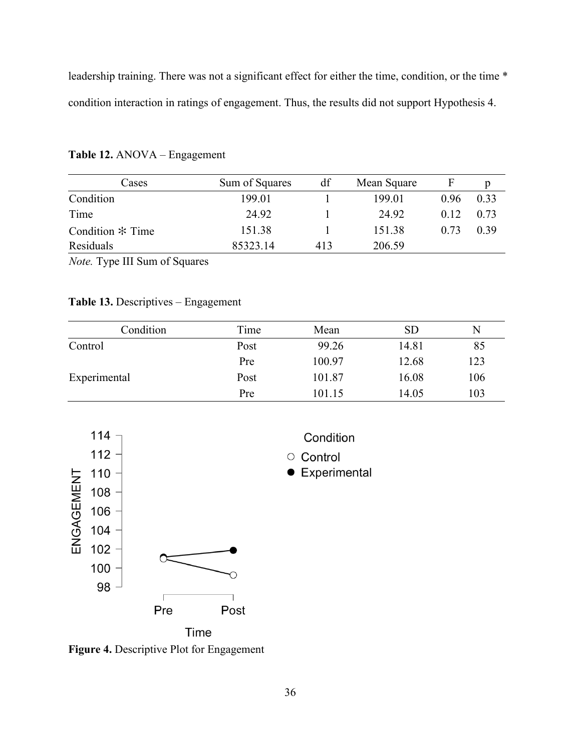leadership training. There was not a significant effect for either the time, condition, or the time * condition interaction in ratings of engagement. Thus, the results did not support Hypothesis 4.

**Table 12.** ANOVA – Engagement

| Cases | Sum of Squares | df | Mean Square | F | p |
|---|---|---|---|---|---|
| Condition | 199.01 | 1 | 199.01 | 0.96 | 0.33 |
| Time | 24.92 | 1 | 24.92 | 0.12 | 0.73 |
| Condition ✻ Time | 151.38 | 1 | 151.38 | 0.73 | 0.39 |
| Residuals | 85323.14 | 413 | 206.59 | | |

*Note.* Type III Sum of Squares

**Table 13.** Descriptives – Engagement

| Condition | Time | Mean | SD | N |
|---|---|---|---|---|
| Control | Post | 99.26 | 14.81 | 85 |
| | Pre | 100.97 | 12.68 | 123 |
| Experimental | Post | 101.87 | 16.08 | 106 |
| | Pre | 101.15 | 14.05 | 103 |

**Figure 4.** Descriptive Plot for Engagement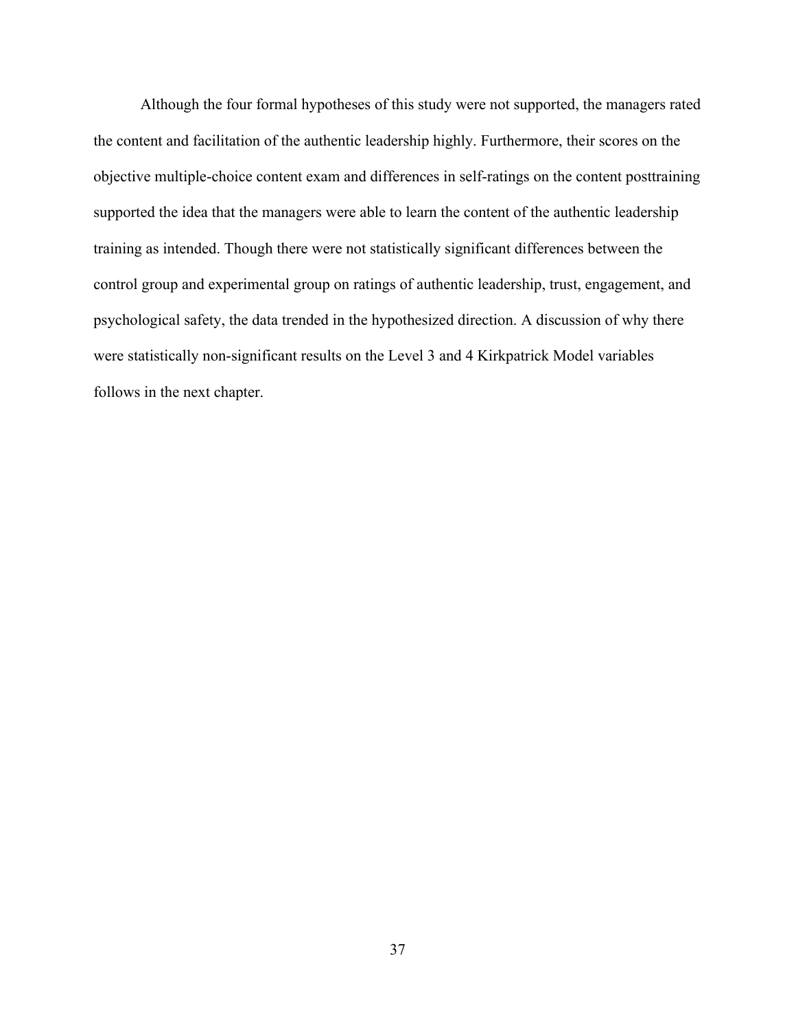Although the four formal hypotheses of this study were not supported, the managers rated the content and facilitation of the authentic leadership highly. Furthermore, their scores on the objective multiple-choice content exam and differences in self-ratings on the content posttraining supported the idea that the managers were able to learn the content of the authentic leadership training as intended. Though there were not statistically significant differences between the control group and experimental group on ratings of authentic leadership, trust, engagement, and psychological safety, the data trended in the hypothesized direction. A discussion of why there were statistically non-significant results on the Level 3 and 4 Kirkpatrick Model variables follows in the next chapter.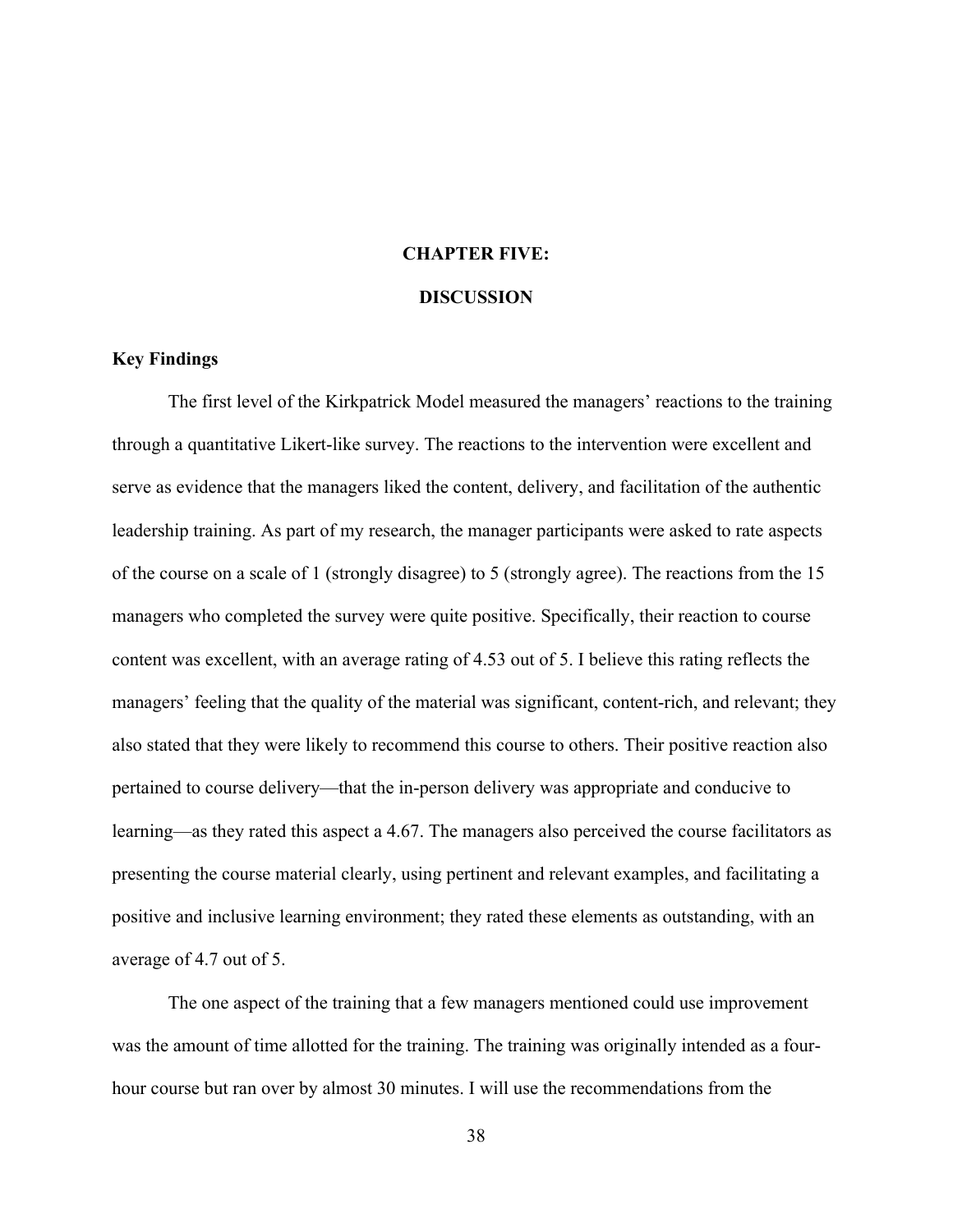# CHAPTER FIVE:

# DISCUSSION

## Key Findings

The first level of the Kirkpatrick Model measured the managers' reactions to the training through a quantitative Likert-like survey. The reactions to the intervention were excellent and serve as evidence that the managers liked the content, delivery, and facilitation of the authentic leadership training. As part of my research, the manager participants were asked to rate aspects of the course on a scale of 1 (strongly disagree) to 5 (strongly agree). The reactions from the 15 managers who completed the survey were quite positive. Specifically, their reaction to course content was excellent, with an average rating of 4.53 out of 5. I believe this rating reflects the managers' feeling that the quality of the material was significant, content-rich, and relevant; they also stated that they were likely to recommend this course to others. Their positive reaction also pertained to course delivery—that the in-person delivery was appropriate and conducive to learning—as they rated this aspect a 4.67. The managers also perceived the course facilitators as presenting the course material clearly, using pertinent and relevant examples, and facilitating a positive and inclusive learning environment; they rated these elements as outstanding, with an average of 4.7 out of 5.

The one aspect of the training that a few managers mentioned could use improvement was the amount of time allotted for the training. The training was originally intended as a four-hour course but ran over by almost 30 minutes. I will use the recommendations from the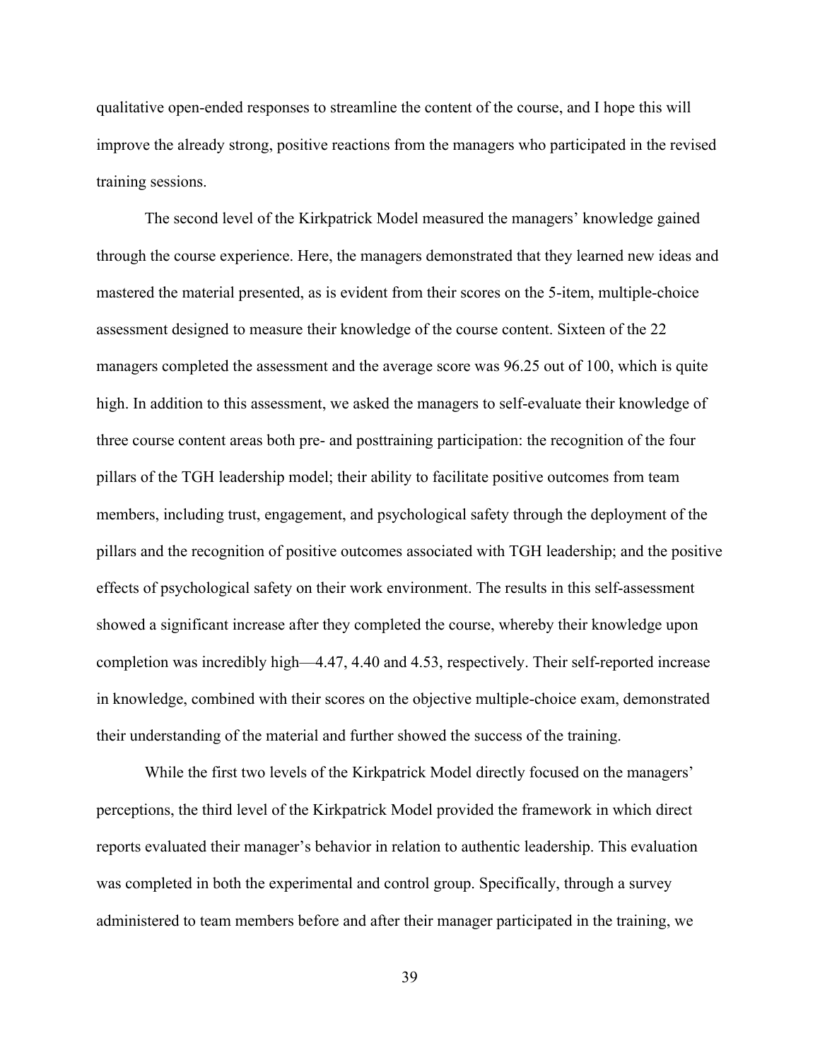qualitative open-ended responses to streamline the content of the course, and I hope this will improve the already strong, positive reactions from the managers who participated in the revised training sessions.

The second level of the Kirkpatrick Model measured the managers' knowledge gained through the course experience. Here, the managers demonstrated that they learned new ideas and mastered the material presented, as is evident from their scores on the 5-item, multiple-choice assessment designed to measure their knowledge of the course content. Sixteen of the 22 managers completed the assessment and the average score was 96.25 out of 100, which is quite high. In addition to this assessment, we asked the managers to self-evaluate their knowledge of three course content areas both pre- and posttraining participation: the recognition of the four pillars of the TGH leadership model; their ability to facilitate positive outcomes from team members, including trust, engagement, and psychological safety through the deployment of the pillars and the recognition of positive outcomes associated with TGH leadership; and the positive effects of psychological safety on their work environment. The results in this self-assessment showed a significant increase after they completed the course, whereby their knowledge upon completion was incredibly high—4.47, 4.40 and 4.53, respectively. Their self-reported increase in knowledge, combined with their scores on the objective multiple-choice exam, demonstrated their understanding of the material and further showed the success of the training.

While the first two levels of the Kirkpatrick Model directly focused on the managers' perceptions, the third level of the Kirkpatrick Model provided the framework in which direct reports evaluated their manager's behavior in relation to authentic leadership. This evaluation was completed in both the experimental and control group. Specifically, through a survey administered to team members before and after their manager participated in the training, we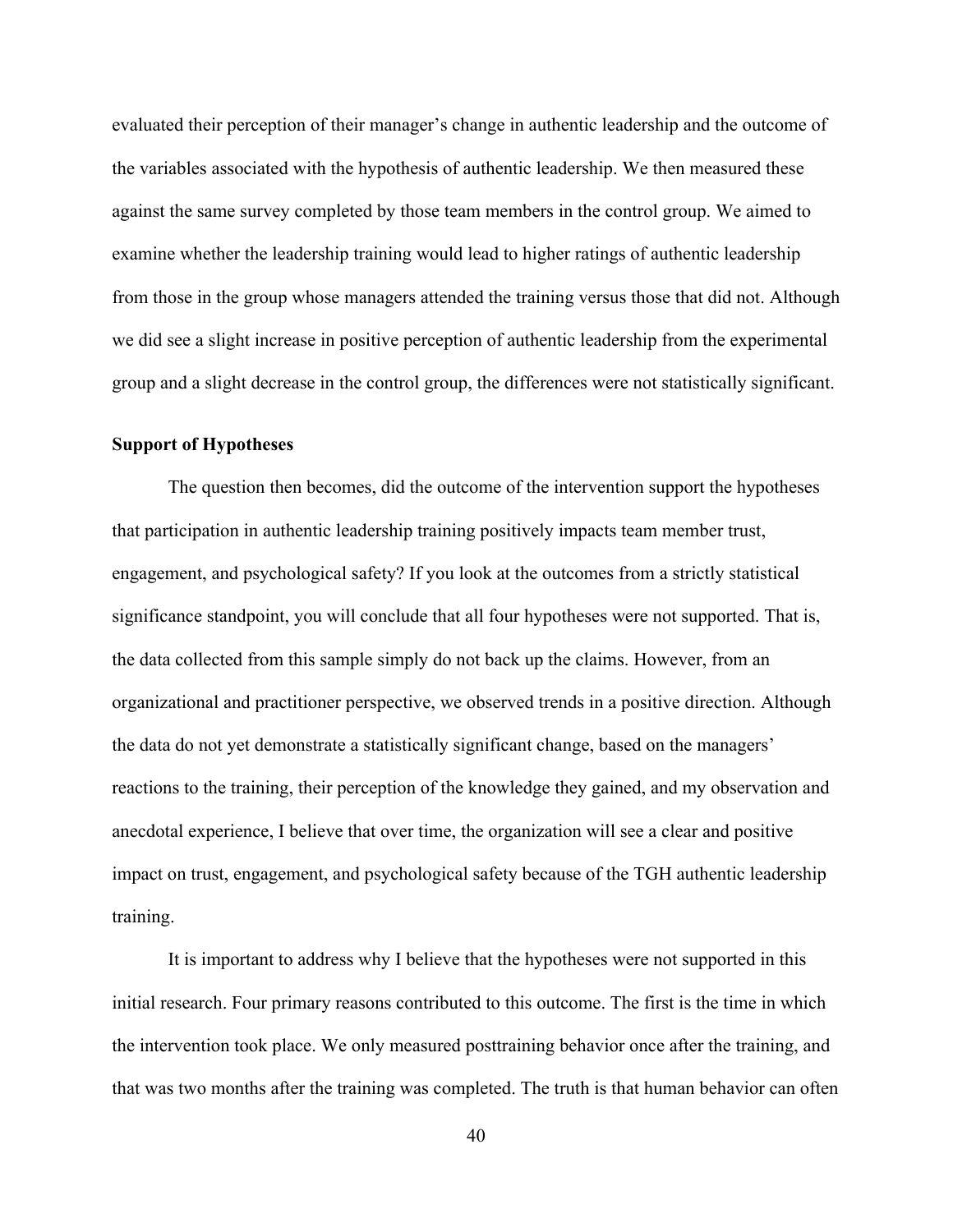evaluated their perception of their manager's change in authentic leadership and the outcome of the variables associated with the hypothesis of authentic leadership. We then measured these against the same survey completed by those team members in the control group. We aimed to examine whether the leadership training would lead to higher ratings of authentic leadership from those in the group whose managers attended the training versus those that did not. Although we did see a slight increase in positive perception of authentic leadership from the experimental group and a slight decrease in the control group, the differences were not statistically significant.

## Support of Hypotheses

The question then becomes, did the outcome of the intervention support the hypotheses that participation in authentic leadership training positively impacts team member trust, engagement, and psychological safety? If you look at the outcomes from a strictly statistical significance standpoint, you will conclude that all four hypotheses were not supported. That is, the data collected from this sample simply do not back up the claims. However, from an organizational and practitioner perspective, we observed trends in a positive direction. Although the data do not yet demonstrate a statistically significant change, based on the managers' reactions to the training, their perception of the knowledge they gained, and my observation and anecdotal experience, I believe that over time, the organization will see a clear and positive impact on trust, engagement, and psychological safety because of the TGH authentic leadership training.

It is important to address why I believe that the hypotheses were not supported in this initial research. Four primary reasons contributed to this outcome. The first is the time in which the intervention took place. We only measured posttraining behavior once after the training, and that was two months after the training was completed. The truth is that human behavior can often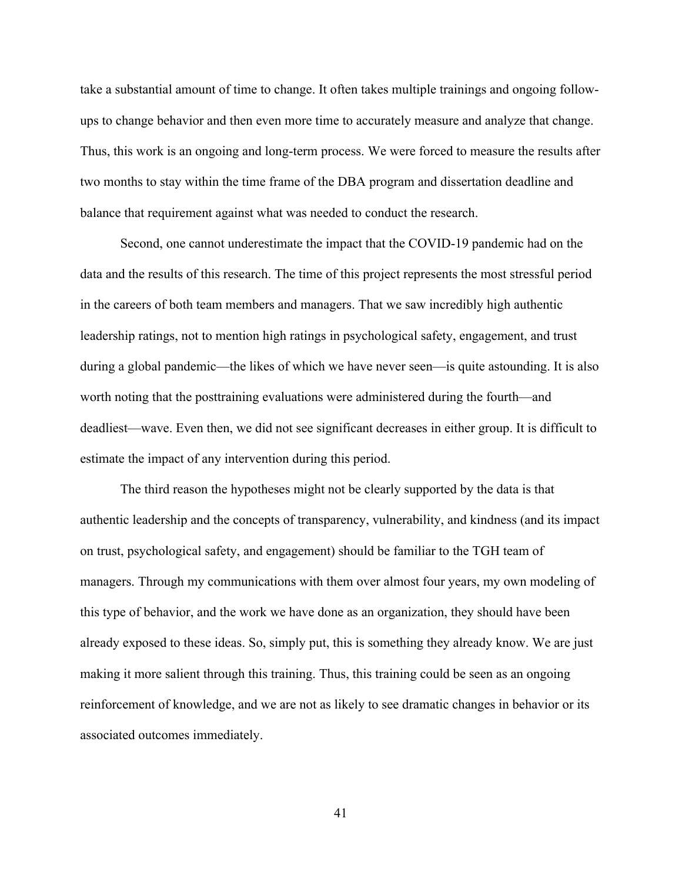take a substantial amount of time to change. It often takes multiple trainings and ongoing follow-ups to change behavior and then even more time to accurately measure and analyze that change. Thus, this work is an ongoing and long-term process. We were forced to measure the results after two months to stay within the time frame of the DBA program and dissertation deadline and balance that requirement against what was needed to conduct the research.

Second, one cannot underestimate the impact that the COVID-19 pandemic had on the data and the results of this research. The time of this project represents the most stressful period in the careers of both team members and managers. That we saw incredibly high authentic leadership ratings, not to mention high ratings in psychological safety, engagement, and trust during a global pandemic—the likes of which we have never seen—is quite astounding. It is also worth noting that the posttraining evaluations were administered during the fourth—and deadliest—wave. Even then, we did not see significant decreases in either group. It is difficult to estimate the impact of any intervention during this period.

The third reason the hypotheses might not be clearly supported by the data is that authentic leadership and the concepts of transparency, vulnerability, and kindness (and its impact on trust, psychological safety, and engagement) should be familiar to the TGH team of managers. Through my communications with them over almost four years, my own modeling of this type of behavior, and the work we have done as an organization, they should have been already exposed to these ideas. So, simply put, this is something they already know. We are just making it more salient through this training. Thus, this training could be seen as an ongoing reinforcement of knowledge, and we are not as likely to see dramatic changes in behavior or its associated outcomes immediately.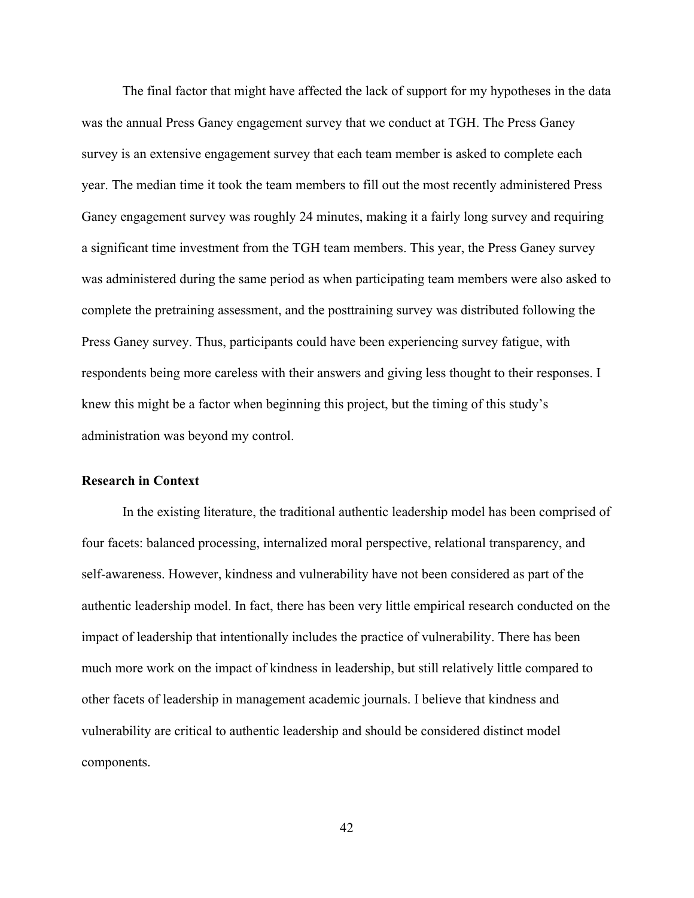The final factor that might have affected the lack of support for my hypotheses in the data was the annual Press Ganey engagement survey that we conduct at TGH. The Press Ganey survey is an extensive engagement survey that each team member is asked to complete each year. The median time it took the team members to fill out the most recently administered Press Ganey engagement survey was roughly 24 minutes, making it a fairly long survey and requiring a significant time investment from the TGH team members. This year, the Press Ganey survey was administered during the same period as when participating team members were also asked to complete the pretraining assessment, and the posttraining survey was distributed following the Press Ganey survey. Thus, participants could have been experiencing survey fatigue, with respondents being more careless with their answers and giving less thought to their responses. I knew this might be a factor when beginning this project, but the timing of this study's administration was beyond my control.

## Research in Context

In the existing literature, the traditional authentic leadership model has been comprised of four facets: balanced processing, internalized moral perspective, relational transparency, and self-awareness. However, kindness and vulnerability have not been considered as part of the authentic leadership model. In fact, there has been very little empirical research conducted on the impact of leadership that intentionally includes the practice of vulnerability. There has been much more work on the impact of kindness in leadership, but still relatively little compared to other facets of leadership in management academic journals. I believe that kindness and vulnerability are critical to authentic leadership and should be considered distinct model components.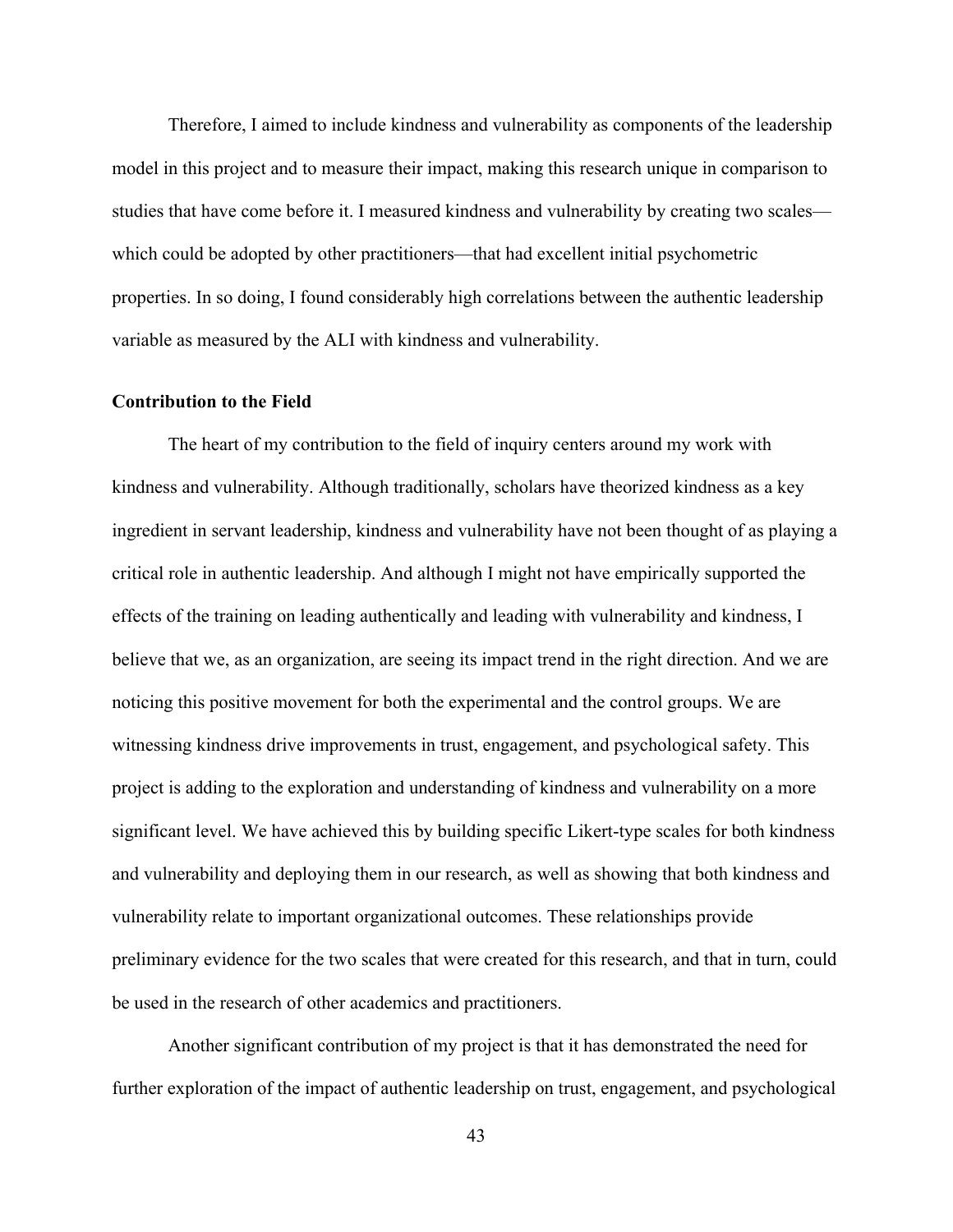Therefore, I aimed to include kindness and vulnerability as components of the leadership model in this project and to measure their impact, making this research unique in comparison to studies that have come before it. I measured kindness and vulnerability by creating two scales—which could be adopted by other practitioners—that had excellent initial psychometric properties. In so doing, I found considerably high correlations between the authentic leadership variable as measured by the ALI with kindness and vulnerability.

**Contribution to the Field**

The heart of my contribution to the field of inquiry centers around my work with kindness and vulnerability. Although traditionally, scholars have theorized kindness as a key ingredient in servant leadership, kindness and vulnerability have not been thought of as playing a critical role in authentic leadership. And although I might not have empirically supported the effects of the training on leading authentically and leading with vulnerability and kindness, I believe that we, as an organization, are seeing its impact trend in the right direction. And we are noticing this positive movement for both the experimental and the control groups. We are witnessing kindness drive improvements in trust, engagement, and psychological safety. This project is adding to the exploration and understanding of kindness and vulnerability on a more significant level. We have achieved this by building specific Likert-type scales for both kindness and vulnerability and deploying them in our research, as well as showing that both kindness and vulnerability relate to important organizational outcomes. These relationships provide preliminary evidence for the two scales that were created for this research, and that in turn, could be used in the research of other academics and practitioners.

Another significant contribution of my project is that it has demonstrated the need for further exploration of the impact of authentic leadership on trust, engagement, and psychological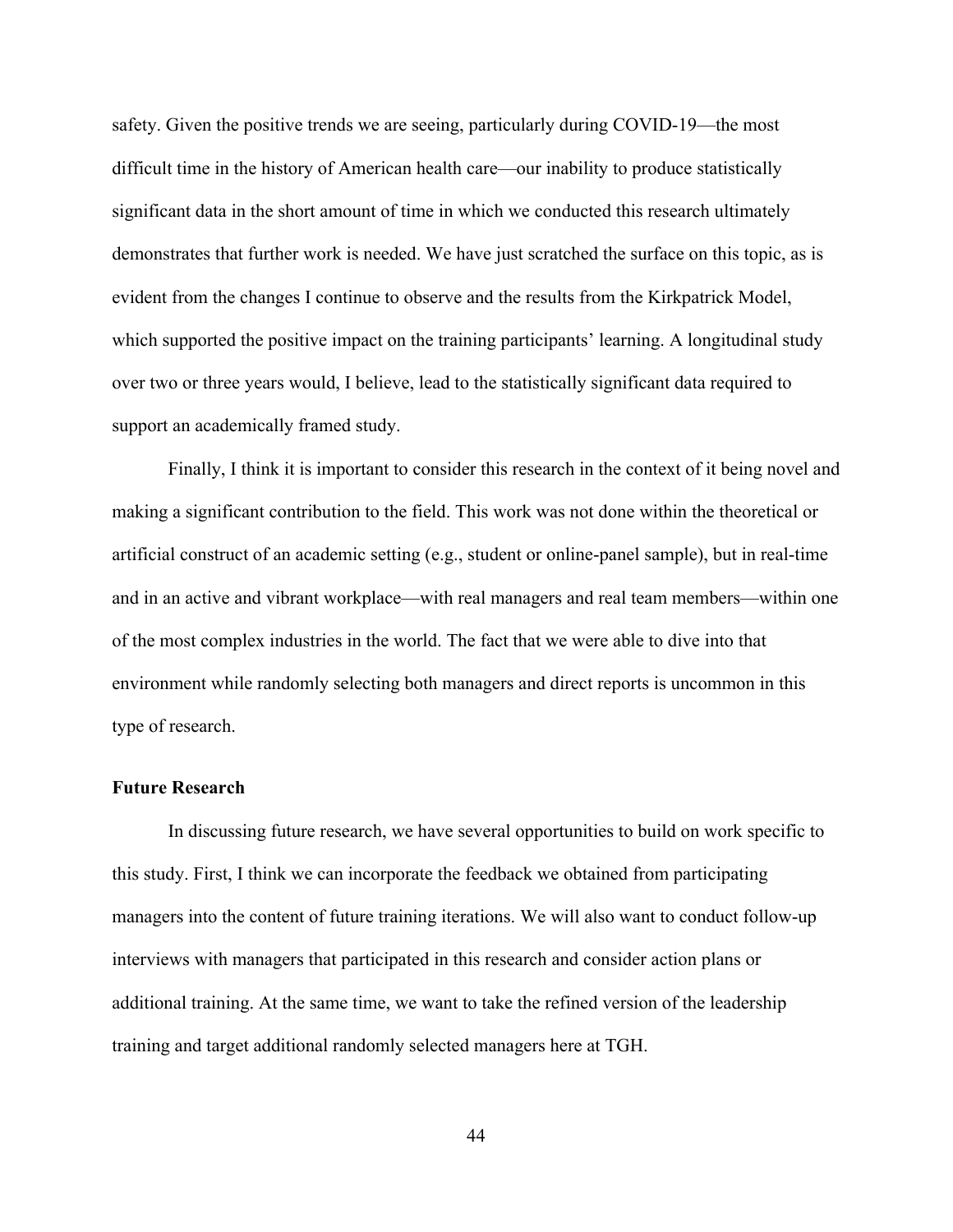safety. Given the positive trends we are seeing, particularly during COVID-19—the most difficult time in the history of American health care—our inability to produce statistically significant data in the short amount of time in which we conducted this research ultimately demonstrates that further work is needed. We have just scratched the surface on this topic, as is evident from the changes I continue to observe and the results from the Kirkpatrick Model, which supported the positive impact on the training participants' learning. A longitudinal study over two or three years would, I believe, lead to the statistically significant data required to support an academically framed study.

Finally, I think it is important to consider this research in the context of it being novel and making a significant contribution to the field. This work was not done within the theoretical or artificial construct of an academic setting (e.g., student or online-panel sample), but in real-time and in an active and vibrant workplace—with real managers and real team members—within one of the most complex industries in the world. The fact that we were able to dive into that environment while randomly selecting both managers and direct reports is uncommon in this type of research.

### Future Research

In discussing future research, we have several opportunities to build on work specific to this study. First, I think we can incorporate the feedback we obtained from participating managers into the content of future training iterations. We will also want to conduct follow-up interviews with managers that participated in this research and consider action plans or additional training. At the same time, we want to take the refined version of the leadership training and target additional randomly selected managers here at TGH.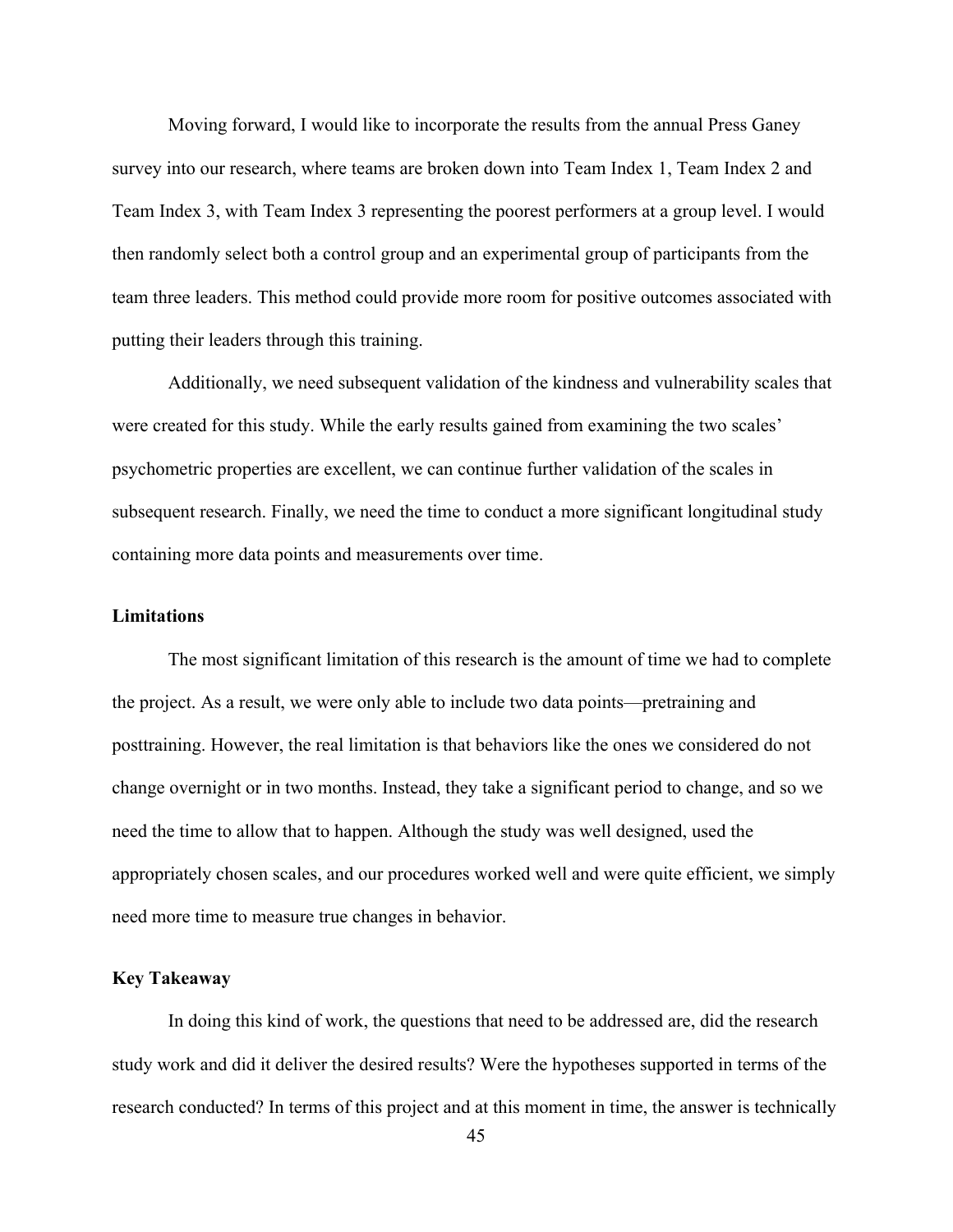Moving forward, I would like to incorporate the results from the annual Press Ganey survey into our research, where teams are broken down into Team Index 1, Team Index 2 and Team Index 3, with Team Index 3 representing the poorest performers at a group level. I would then randomly select both a control group and an experimental group of participants from the team three leaders. This method could provide more room for positive outcomes associated with putting their leaders through this training.

Additionally, we need subsequent validation of the kindness and vulnerability scales that were created for this study. While the early results gained from examining the two scales' psychometric properties are excellent, we can continue further validation of the scales in subsequent research. Finally, we need the time to conduct a more significant longitudinal study containing more data points and measurements over time.

### Limitations

The most significant limitation of this research is the amount of time we had to complete the project. As a result, we were only able to include two data points—pretraining and posttraining. However, the real limitation is that behaviors like the ones we considered do not change overnight or in two months. Instead, they take a significant period to change, and so we need the time to allow that to happen. Although the study was well designed, used the appropriately chosen scales, and our procedures worked well and were quite efficient, we simply need more time to measure true changes in behavior.

### Key Takeaway

In doing this kind of work, the questions that need to be addressed are, did the research study work and did it deliver the desired results? Were the hypotheses supported in terms of the research conducted? In terms of this project and at this moment in time, the answer is technically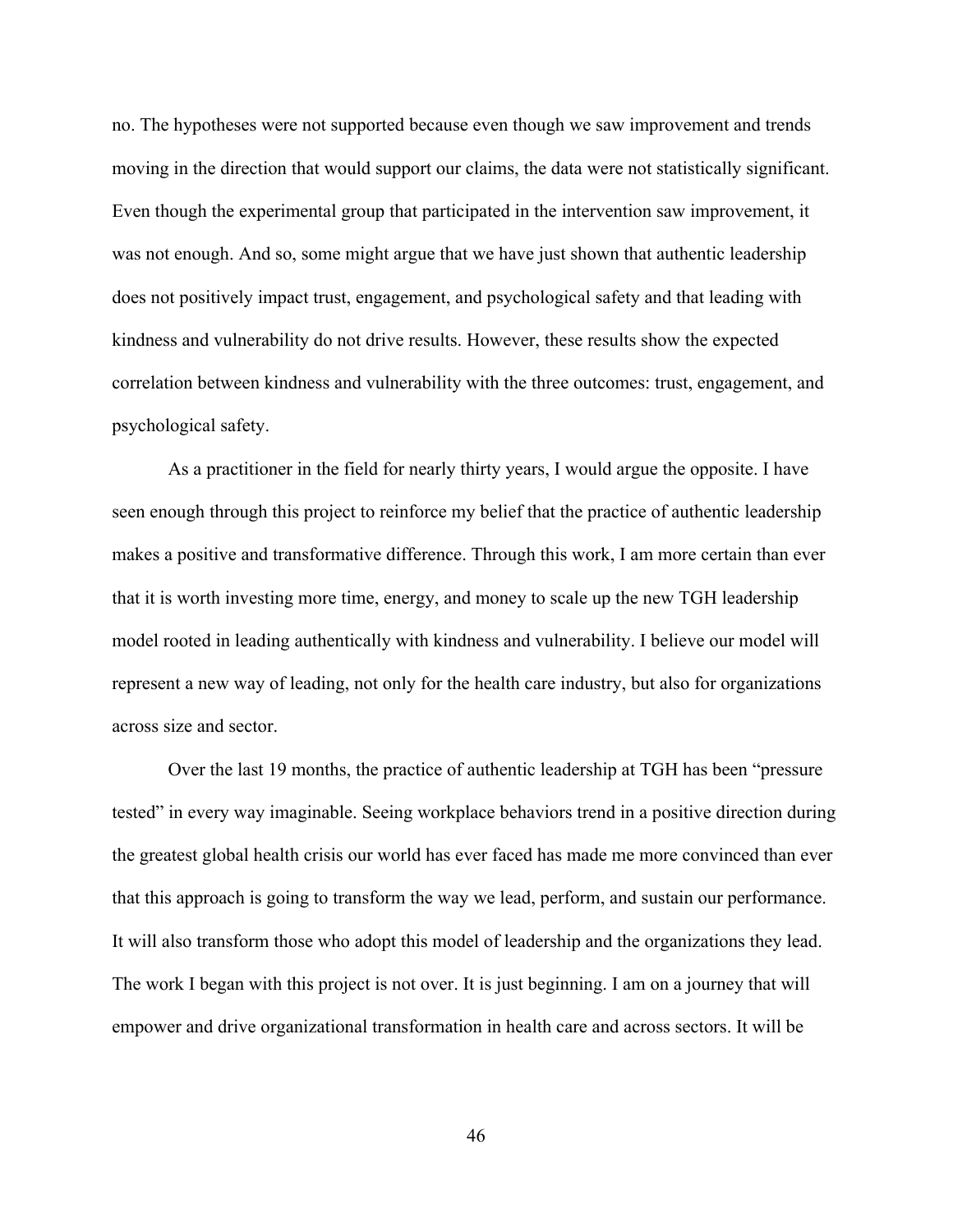no. The hypotheses were not supported because even though we saw improvement and trends moving in the direction that would support our claims, the data were not statistically significant. Even though the experimental group that participated in the intervention saw improvement, it was not enough. And so, some might argue that we have just shown that authentic leadership does not positively impact trust, engagement, and psychological safety and that leading with kindness and vulnerability do not drive results. However, these results show the expected correlation between kindness and vulnerability with the three outcomes: trust, engagement, and psychological safety.

As a practitioner in the field for nearly thirty years, I would argue the opposite. I have seen enough through this project to reinforce my belief that the practice of authentic leadership makes a positive and transformative difference. Through this work, I am more certain than ever that it is worth investing more time, energy, and money to scale up the new TGH leadership model rooted in leading authentically with kindness and vulnerability. I believe our model will represent a new way of leading, not only for the health care industry, but also for organizations across size and sector.

Over the last 19 months, the practice of authentic leadership at TGH has been "pressure tested" in every way imaginable. Seeing workplace behaviors trend in a positive direction during the greatest global health crisis our world has ever faced has made me more convinced than ever that this approach is going to transform the way we lead, perform, and sustain our performance. It will also transform those who adopt this model of leadership and the organizations they lead. The work I began with this project is not over. It is just beginning. I am on a journey that will empower and drive organizational transformation in health care and across sectors. It will be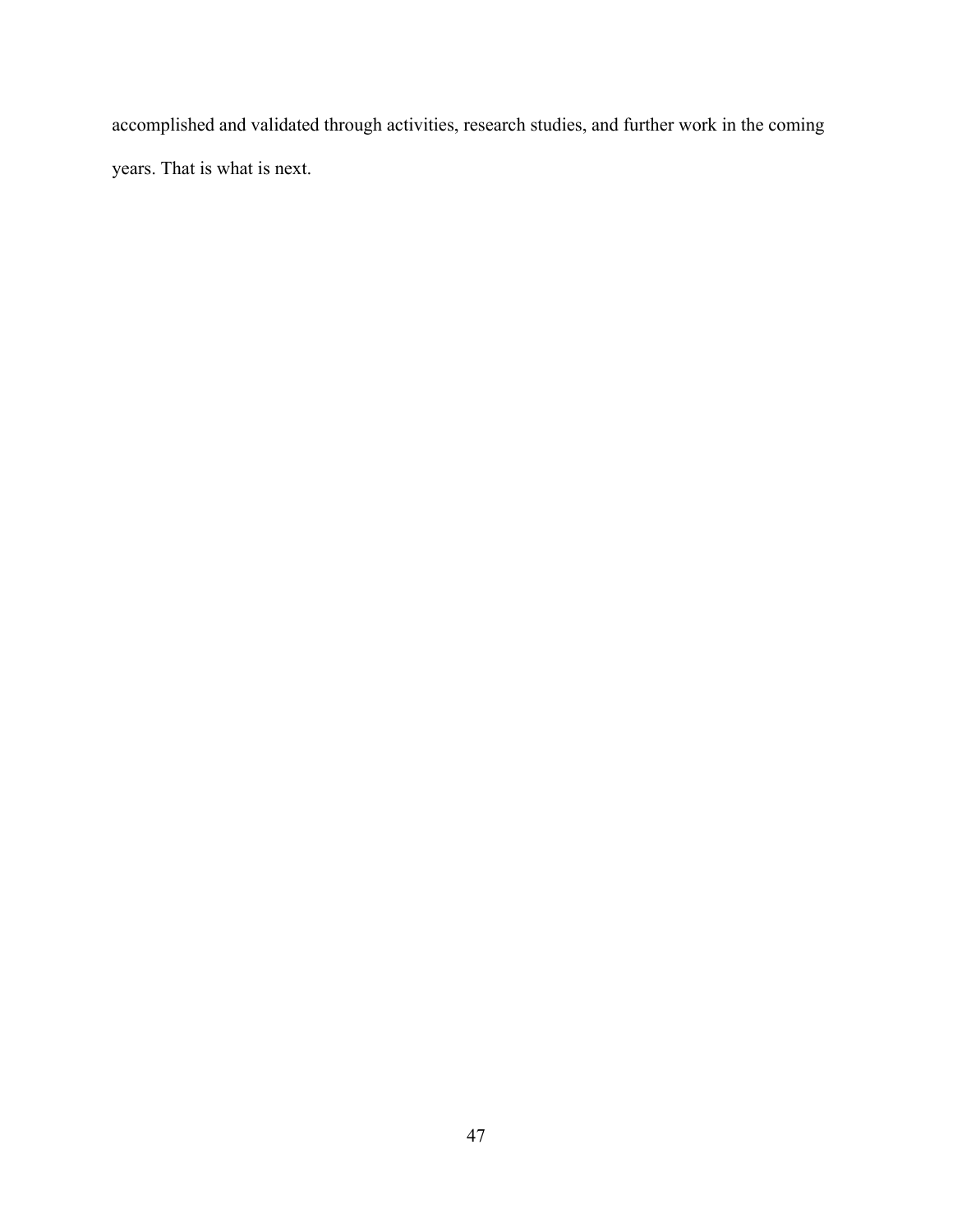accomplished and validated through activities, research studies, and further work in the coming years. That is what is next.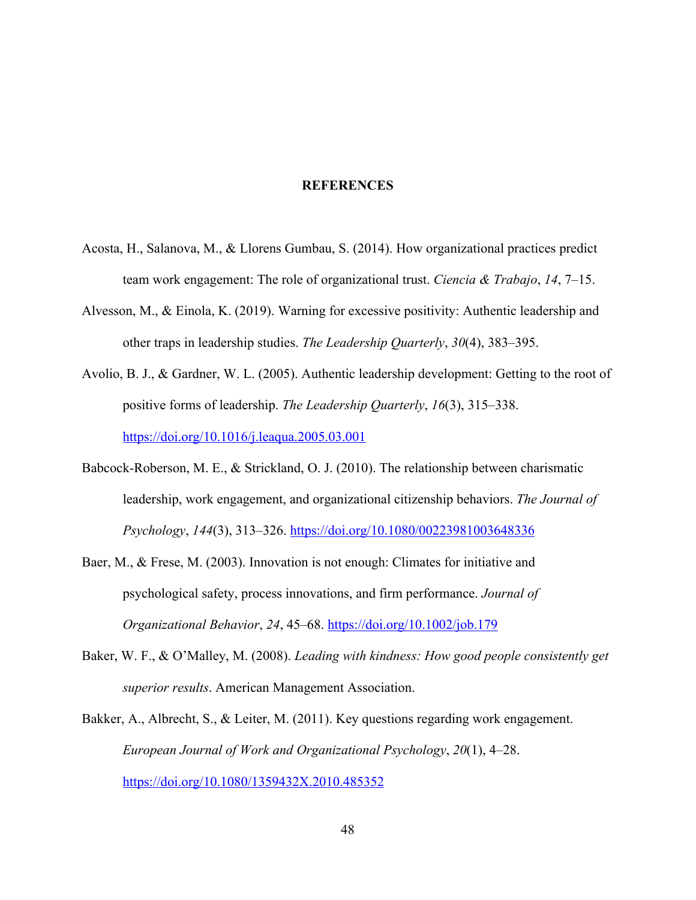# REFERENCES

Acosta, H., Salanova, M., & Llorens Gumbau, S. (2014). How organizational practices predict team work engagement: The role of organizational trust. *Ciencia & Trabajo*, *14*, 7–15.

Alvesson, M., & Einola, K. (2019). Warning for excessive positivity: Authentic leadership and other traps in leadership studies. *The Leadership Quarterly*, *30*(4), 383–395.

Avolio, B. J., & Gardner, W. L. (2005). Authentic leadership development: Getting to the root of positive forms of leadership. *The Leadership Quarterly*, *16*(3), 315–338. https://doi.org/10.1016/j.leaqua.2005.03.001

Babcock-Roberson, M. E., & Strickland, O. J. (2010). The relationship between charismatic leadership, work engagement, and organizational citizenship behaviors. *The Journal of Psychology*, *144*(3), 313–326. https://doi.org/10.1080/00223981003648336

Baer, M., & Frese, M. (2003). Innovation is not enough: Climates for initiative and psychological safety, process innovations, and firm performance. *Journal of Organizational Behavior*, *24*, 45–68. https://doi.org/10.1002/job.179

Baker, W. F., & O'Malley, M. (2008). *Leading with kindness: How good people consistently get superior results*. American Management Association.

Bakker, A., Albrecht, S., & Leiter, M. (2011). Key questions regarding work engagement. *European Journal of Work and Organizational Psychology*, *20*(1), 4–28. https://doi.org/10.1080/1359432X.2010.485352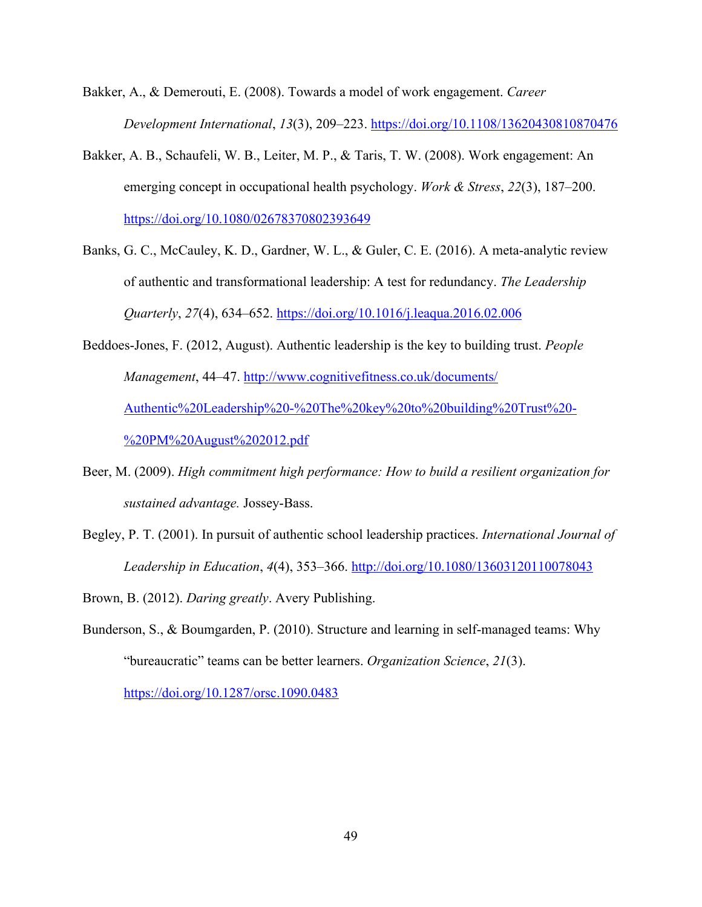Bakker, A., & Demerouti, E. (2008). Towards a model of work engagement. *Career Development International*, *13*(3), 209–223. https://doi.org/10.1108/13620430810870476

Bakker, A. B., Schaufeli, W. B., Leiter, M. P., & Taris, T. W. (2008). Work engagement: An emerging concept in occupational health psychology. *Work & Stress*, *22*(3), 187–200. https://doi.org/10.1080/02678370802393649

Banks, G. C., McCauley, K. D., Gardner, W. L., & Guler, C. E. (2016). A meta-analytic review of authentic and transformational leadership: A test for redundancy. *The Leadership Quarterly*, *27*(4), 634–652. https://doi.org/10.1016/j.leaqua.2016.02.006

Beddoes-Jones, F. (2012, August). Authentic leadership is the key to building trust. *People Management*, 44–47. http://www.cognitivefitness.co.uk/documents/Authentic%20Leadership%20-%20The%20key%20to%20building%20Trust%20-%20PM%20August%202012.pdf

Beer, M. (2009). *High commitment high performance: How to build a resilient organization for sustained advantage.* Jossey-Bass.

Begley, P. T. (2001). In pursuit of authentic school leadership practices. *International Journal of Leadership in Education*, *4*(4), 353–366. http://doi.org/10.1080/13603120110078043

Brown, B. (2012). *Daring greatly*. Avery Publishing.

Bunderson, S., & Boumgarden, P. (2010). Structure and learning in self-managed teams: Why "bureaucratic" teams can be better learners. *Organization Science*, *21*(3). https://doi.org/10.1287/orsc.1090.0483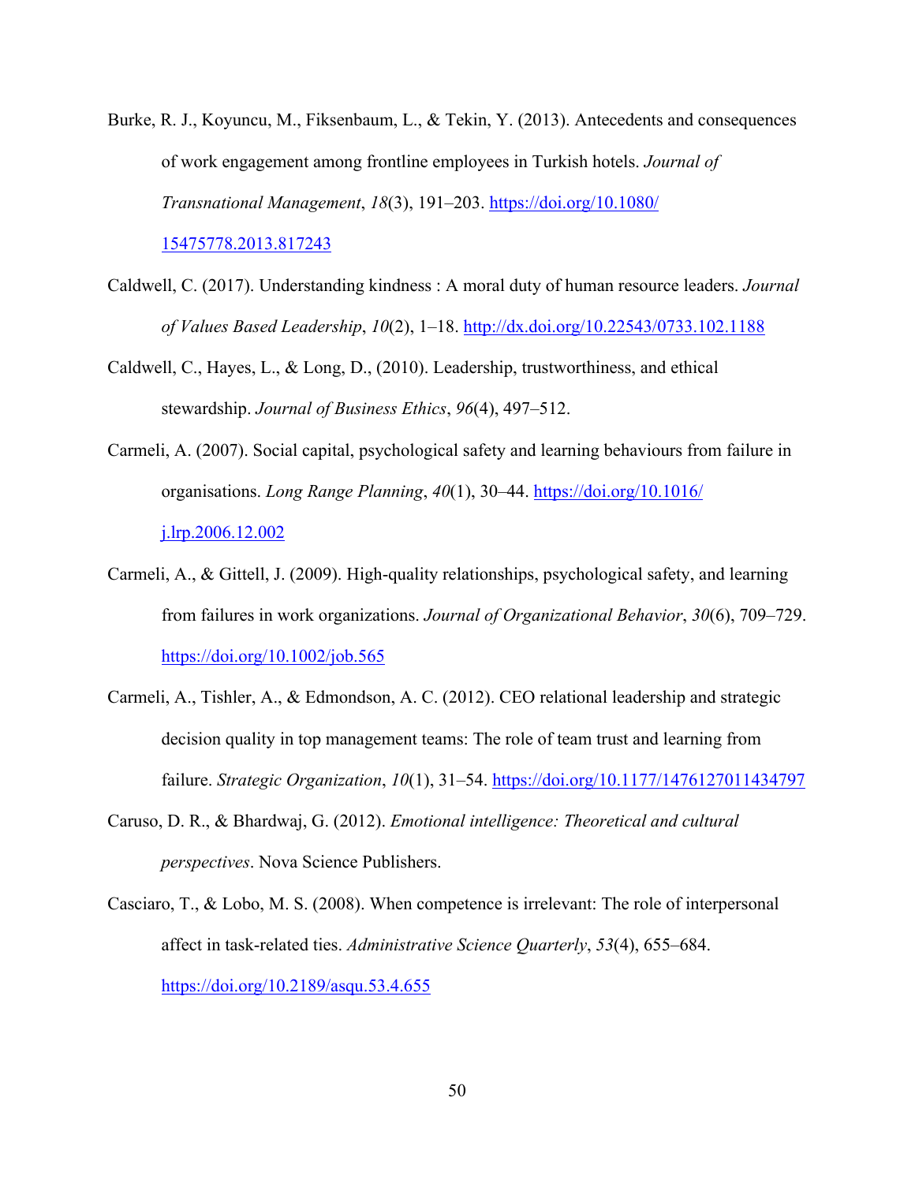Burke, R. J., Koyuncu, M., Fiksenbaum, L., & Tekin, Y. (2013). Antecedents and consequences of work engagement among frontline employees in Turkish hotels. *Journal of Transnational Management*, *18*(3), 191–203. https://doi.org/10.1080/15475778.2013.817243

Caldwell, C. (2017). Understanding kindness : A moral duty of human resource leaders. *Journal of Values Based Leadership*, *10*(2), 1–18. http://dx.doi.org/10.22543/0733.102.1188

Caldwell, C., Hayes, L., & Long, D., (2010). Leadership, trustworthiness, and ethical stewardship. *Journal of Business Ethics*, *96*(4), 497–512.

Carmeli, A. (2007). Social capital, psychological safety and learning behaviours from failure in organisations. *Long Range Planning*, *40*(1), 30–44. https://doi.org/10.1016/j.lrp.2006.12.002

Carmeli, A., & Gittell, J. (2009). High-quality relationships, psychological safety, and learning from failures in work organizations. *Journal of Organizational Behavior*, *30*(6), 709–729. https://doi.org/10.1002/job.565

Carmeli, A., Tishler, A., & Edmondson, A. C. (2012). CEO relational leadership and strategic decision quality in top management teams: The role of team trust and learning from failure. *Strategic Organization*, *10*(1), 31–54. https://doi.org/10.1177/1476127011434797

Caruso, D. R., & Bhardwaj, G. (2012). *Emotional intelligence: Theoretical and cultural perspectives*. Nova Science Publishers.

Casciaro, T., & Lobo, M. S. (2008). When competence is irrelevant: The role of interpersonal affect in task-related ties. *Administrative Science Quarterly*, *53*(4), 655–684. https://doi.org/10.2189/asqu.53.4.655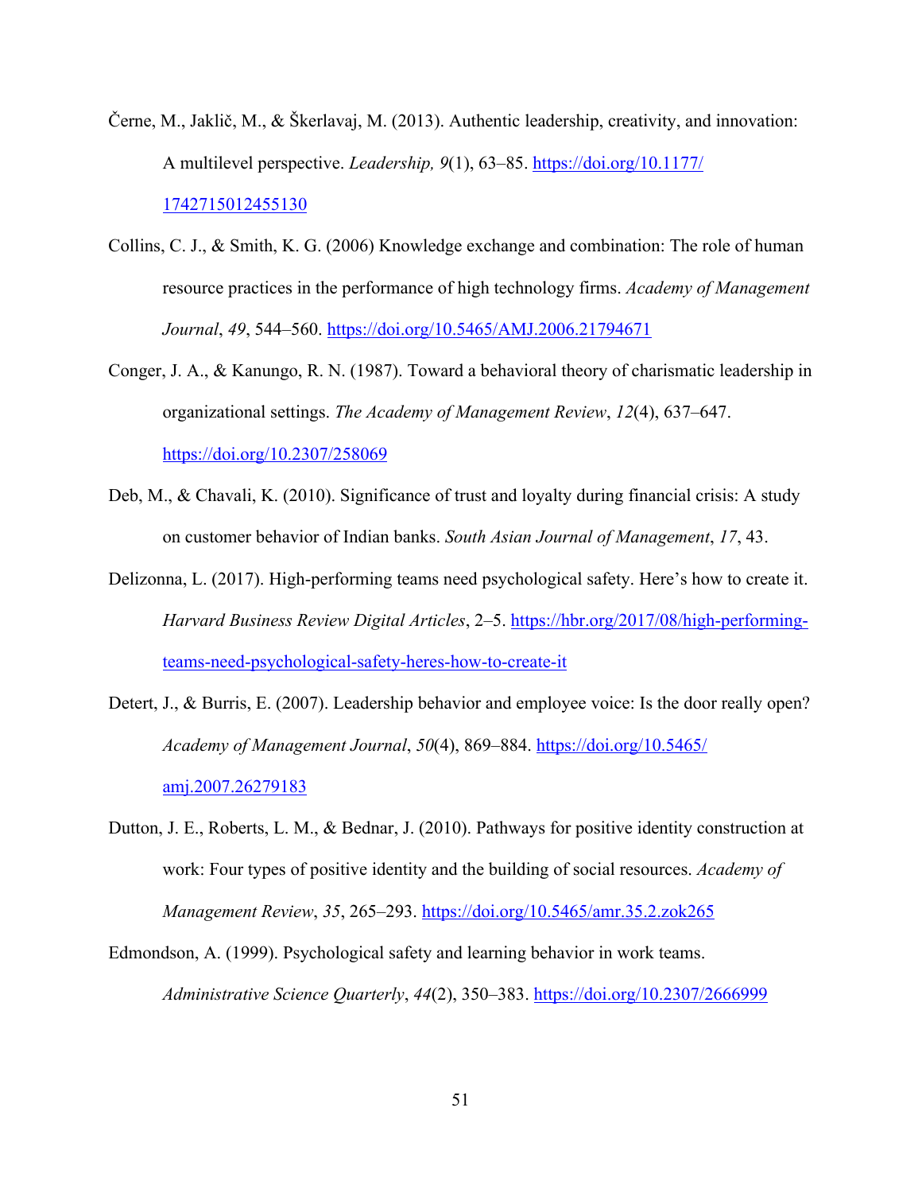Černe, M., Jaklič, M., & Škerlavaj, M. (2013). Authentic leadership, creativity, and innovation: A multilevel perspective. *Leadership, 9*(1), 63–85. https://doi.org/10.1177/1742715012455130

Collins, C. J., & Smith, K. G. (2006) Knowledge exchange and combination: The role of human resource practices in the performance of high technology firms. *Academy of Management Journal*, *49*, 544–560. https://doi.org/10.5465/AMJ.2006.21794671

Conger, J. A., & Kanungo, R. N. (1987). Toward a behavioral theory of charismatic leadership in organizational settings. *The Academy of Management Review*, *12*(4), 637–647. https://doi.org/10.2307/258069

Deb, M., & Chavali, K. (2010). Significance of trust and loyalty during financial crisis: A study on customer behavior of Indian banks. *South Asian Journal of Management*, *17*, 43.

Delizonna, L. (2017). High-performing teams need psychological safety. Here's how to create it. *Harvard Business Review Digital Articles*, 2–5. https://hbr.org/2017/08/high-performing-teams-need-psychological-safety-heres-how-to-create-it

Detert, J., & Burris, E. (2007). Leadership behavior and employee voice: Is the door really open? *Academy of Management Journal*, *50*(4), 869–884. https://doi.org/10.5465/amj.2007.26279183

Dutton, J. E., Roberts, L. M., & Bednar, J. (2010). Pathways for positive identity construction at work: Four types of positive identity and the building of social resources. *Academy of Management Review*, *35*, 265–293. https://doi.org/10.5465/amr.35.2.zok265

Edmondson, A. (1999). Psychological safety and learning behavior in work teams. *Administrative Science Quarterly*, *44*(2), 350–383. https://doi.org/10.2307/2666999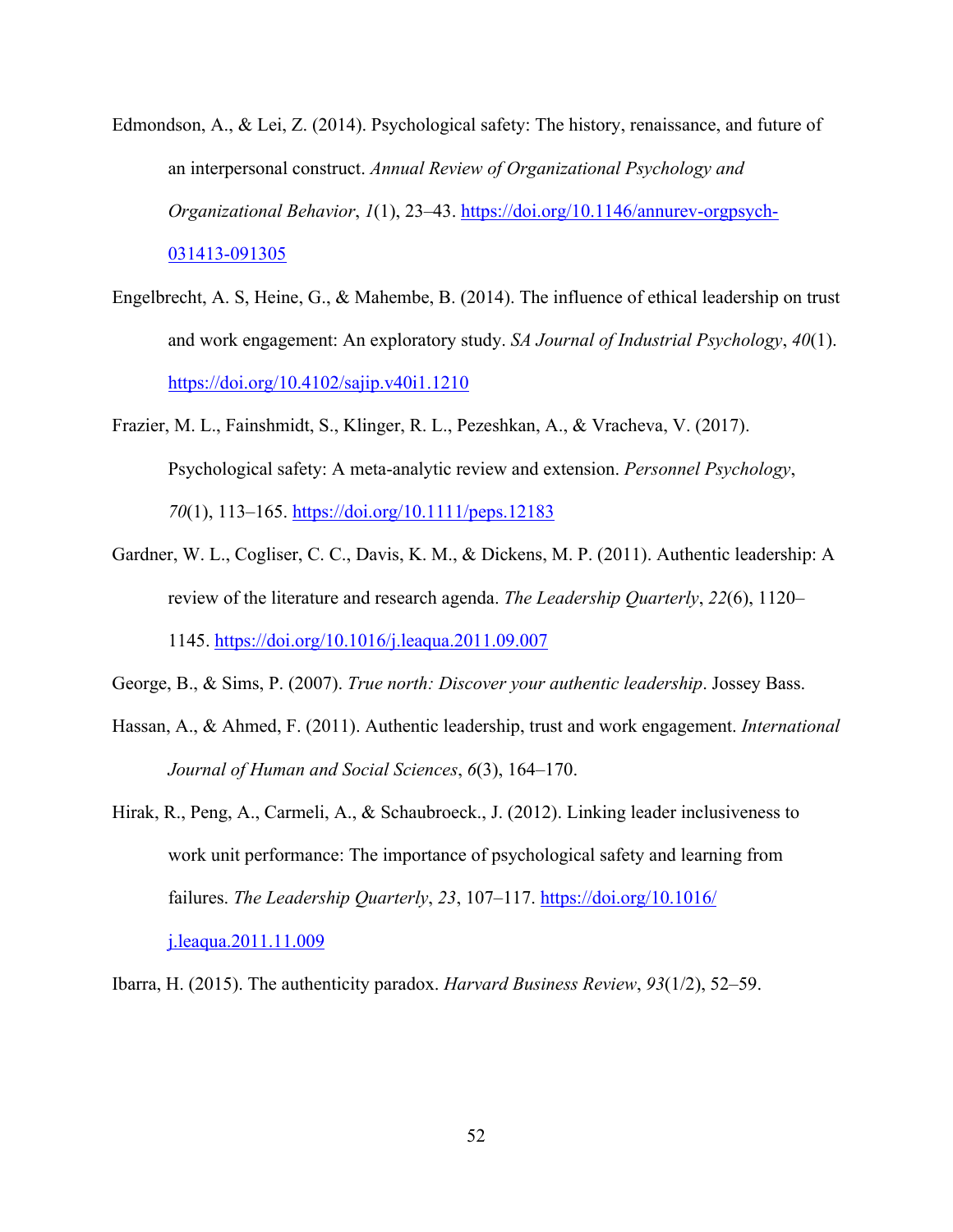Edmondson, A., & Lei, Z. (2014). Psychological safety: The history, renaissance, and future of an interpersonal construct. *Annual Review of Organizational Psychology and Organizational Behavior*, *1*(1), 23–43. https://doi.org/10.1146/annurev-orgpsych-031413-091305

Engelbrecht, A. S, Heine, G., & Mahembe, B. (2014). The influence of ethical leadership on trust and work engagement: An exploratory study. *SA Journal of Industrial Psychology*, *40*(1). https://doi.org/10.4102/sajip.v40i1.1210

Frazier, M. L., Fainshmidt, S., Klinger, R. L., Pezeshkan, A., & Vracheva, V. (2017). Psychological safety: A meta-analytic review and extension. *Personnel Psychology*, *70*(1), 113–165. https://doi.org/10.1111/peps.12183

Gardner, W. L., Cogliser, C. C., Davis, K. M., & Dickens, M. P. (2011). Authentic leadership: A review of the literature and research agenda. *The Leadership Quarterly*, *22*(6), 1120–1145. https://doi.org/10.1016/j.leaqua.2011.09.007

George, B., & Sims, P. (2007). *True north: Discover your authentic leadership*. Jossey Bass.

Hassan, A., & Ahmed, F. (2011). Authentic leadership, trust and work engagement. *International Journal of Human and Social Sciences*, *6*(3), 164–170.

Hirak, R., Peng, A., Carmeli, A., & Schaubroeck., J. (2012). Linking leader inclusiveness to work unit performance: The importance of psychological safety and learning from failures. *The Leadership Quarterly*, *23*, 107–117. https://doi.org/10.1016/j.leaqua.2011.11.009

Ibarra, H. (2015). The authenticity paradox. *Harvard Business Review*, *93*(1/2), 52–59.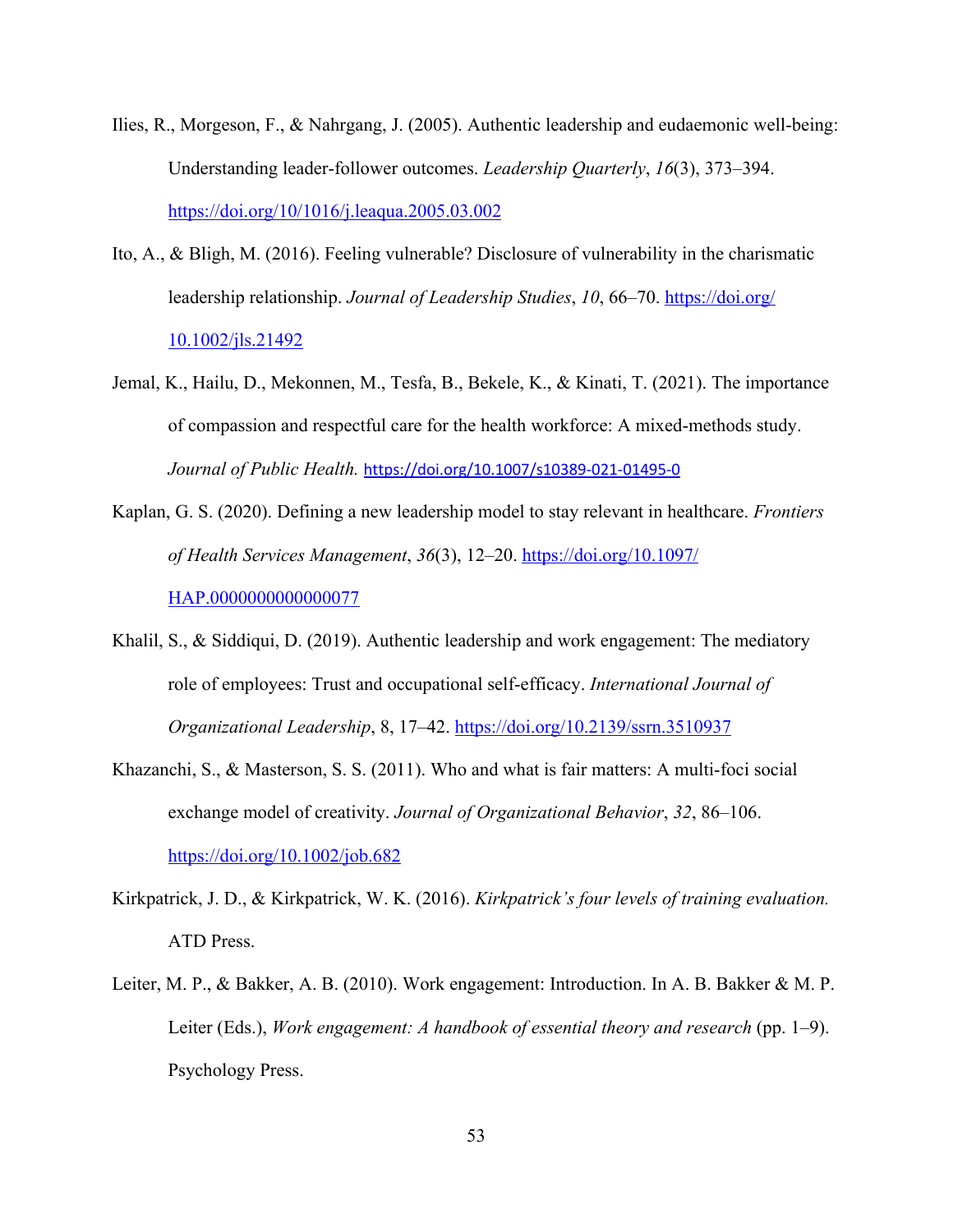Ilies, R., Morgeson, F., & Nahrgang, J. (2005). Authentic leadership and eudaemonic well-being: Understanding leader-follower outcomes. *Leadership Quarterly*, *16*(3), 373–394. https://doi.org/10/1016/j.leaqua.2005.03.002

Ito, A., & Bligh, M. (2016). Feeling vulnerable? Disclosure of vulnerability in the charismatic leadership relationship. *Journal of Leadership Studies*, *10*, 66–70. https://doi.org/10.1002/jls.21492

Jemal, K., Hailu, D., Mekonnen, M., Tesfa, B., Bekele, K., & Kinati, T. (2021). The importance of compassion and respectful care for the health workforce: A mixed-methods study. *Journal of Public Health.* https://doi.org/10.1007/s10389-021-01495-0

Kaplan, G. S. (2020). Defining a new leadership model to stay relevant in healthcare. *Frontiers of Health Services Management*, *36*(3), 12–20. https://doi.org/10.1097/HAP.0000000000000077

Khalil, S., & Siddiqui, D. (2019). Authentic leadership and work engagement: The mediatory role of employees: Trust and occupational self-efficacy. *International Journal of Organizational Leadership*, 8, 17–42. https://doi.org/10.2139/ssrn.3510937

Khazanchi, S., & Masterson, S. S. (2011). Who and what is fair matters: A multi-foci social exchange model of creativity. *Journal of Organizational Behavior*, *32*, 86–106. https://doi.org/10.1002/job.682

Kirkpatrick, J. D., & Kirkpatrick, W. K. (2016). *Kirkpatrick's four levels of training evaluation.* ATD Press.

Leiter, M. P., & Bakker, A. B. (2010). Work engagement: Introduction. In A. B. Bakker & M. P. Leiter (Eds.), *Work engagement: A handbook of essential theory and research* (pp. 1–9). Psychology Press.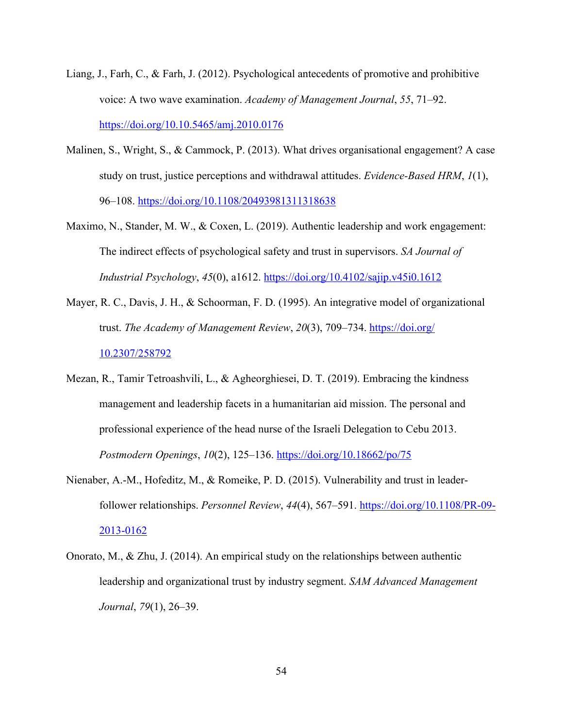Liang, J., Farh, C., & Farh, J. (2012). Psychological antecedents of promotive and prohibitive voice: A two wave examination. *Academy of Management Journal*, *55*, 71–92. https://doi.org/10.10.5465/amj.2010.0176

Malinen, S., Wright, S., & Cammock, P. (2013). What drives organisational engagement? A case study on trust, justice perceptions and withdrawal attitudes. *Evidence-Based HRM*, *1*(1), 96–108. https://doi.org/10.1108/20493981311318638

Maximo, N., Stander, M. W., & Coxen, L. (2019). Authentic leadership and work engagement: The indirect effects of psychological safety and trust in supervisors. *SA Journal of Industrial Psychology*, *45*(0), a1612. https://doi.org/10.4102/sajip.v45i0.1612

Mayer, R. C., Davis, J. H., & Schoorman, F. D. (1995). An integrative model of organizational trust. *The Academy of Management Review*, *20*(3), 709–734. https://doi.org/10.2307/258792

Mezan, R., Tamir Tetroashvili, L., & Agheorghiesei, D. T. (2019). Embracing the kindness management and leadership facets in a humanitarian aid mission. The personal and professional experience of the head nurse of the Israeli Delegation to Cebu 2013. *Postmodern Openings*, *10*(2), 125–136. https://doi.org/10.18662/po/75

Nienaber, A.-M., Hofeditz, M., & Romeike, P. D. (2015). Vulnerability and trust in leader-follower relationships. *Personnel Review*, *44*(4), 567–591. https://doi.org/10.1108/PR-09-2013-0162

Onorato, M., & Zhu, J. (2014). An empirical study on the relationships between authentic leadership and organizational trust by industry segment. *SAM Advanced Management Journal*, *79*(1), 26–39.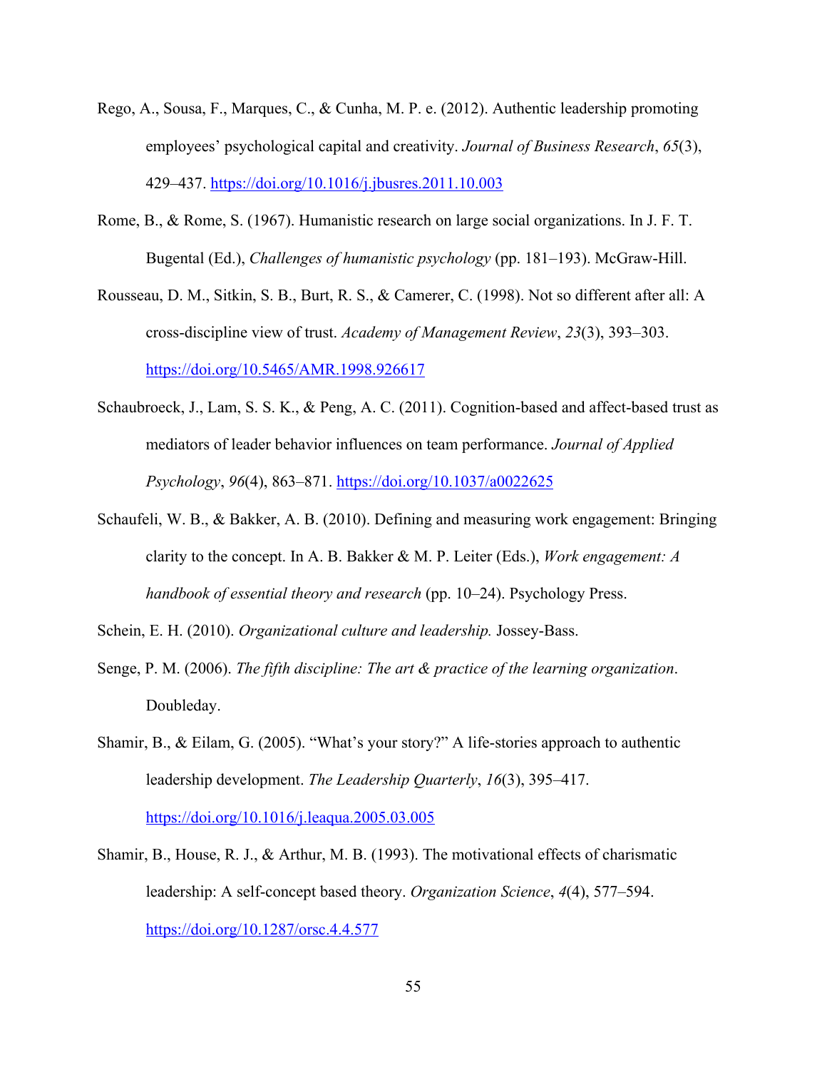Rego, A., Sousa, F., Marques, C., & Cunha, M. P. e. (2012). Authentic leadership promoting employees' psychological capital and creativity. *Journal of Business Research*, *65*(3), 429–437. https://doi.org/10.1016/j.jbusres.2011.10.003

Rome, B., & Rome, S. (1967). Humanistic research on large social organizations. In J. F. T. Bugental (Ed.), *Challenges of humanistic psychology* (pp. 181–193). McGraw-Hill.

Rousseau, D. M., Sitkin, S. B., Burt, R. S., & Camerer, C. (1998). Not so different after all: A cross-discipline view of trust. *Academy of Management Review*, *23*(3), 393–303. https://doi.org/10.5465/AMR.1998.926617

Schaubroeck, J., Lam, S. S. K., & Peng, A. C. (2011). Cognition-based and affect-based trust as mediators of leader behavior influences on team performance. *Journal of Applied Psychology*, *96*(4), 863–871. https://doi.org/10.1037/a0022625

Schaufeli, W. B., & Bakker, A. B. (2010). Defining and measuring work engagement: Bringing clarity to the concept. In A. B. Bakker & M. P. Leiter (Eds.), *Work engagement: A handbook of essential theory and research* (pp. 10–24). Psychology Press.

Schein, E. H. (2010). *Organizational culture and leadership.* Jossey-Bass.

Senge, P. M. (2006). *The fifth discipline: The art & practice of the learning organization*. Doubleday.

Shamir, B., & Eilam, G. (2005). "What's your story?" A life-stories approach to authentic leadership development. *The Leadership Quarterly*, *16*(3), 395–417. https://doi.org/10.1016/j.leaqua.2005.03.005

Shamir, B., House, R. J., & Arthur, M. B. (1993). The motivational effects of charismatic leadership: A self-concept based theory. *Organization Science*, *4*(4), 577–594. https://doi.org/10.1287/orsc.4.4.577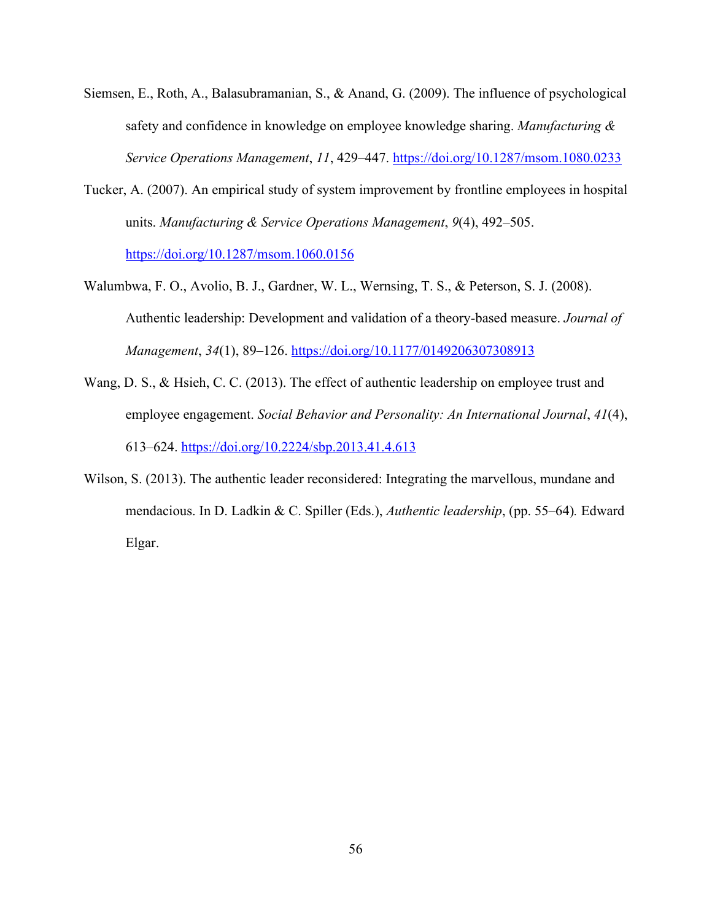Siemsen, E., Roth, A., Balasubramanian, S., & Anand, G. (2009). The influence of psychological safety and confidence in knowledge on employee knowledge sharing. *Manufacturing & Service Operations Management*, *11*, 429–447. https://doi.org/10.1287/msom.1080.0233

Tucker, A. (2007). An empirical study of system improvement by frontline employees in hospital units. *Manufacturing & Service Operations Management*, *9*(4), 492–505. https://doi.org/10.1287/msom.1060.0156

Walumbwa, F. O., Avolio, B. J., Gardner, W. L., Wernsing, T. S., & Peterson, S. J. (2008). Authentic leadership: Development and validation of a theory-based measure. *Journal of Management*, *34*(1), 89–126. https://doi.org/10.1177/0149206307308913

Wang, D. S., & Hsieh, C. C. (2013). The effect of authentic leadership on employee trust and employee engagement. *Social Behavior and Personality: An International Journal*, *41*(4), 613–624. https://doi.org/10.2224/sbp.2013.41.4.613

Wilson, S. (2013). The authentic leader reconsidered: Integrating the marvellous, mundane and mendacious. In D. Ladkin & C. Spiller (Eds.), *Authentic leadership*, (pp. 55–64). Edward Elgar.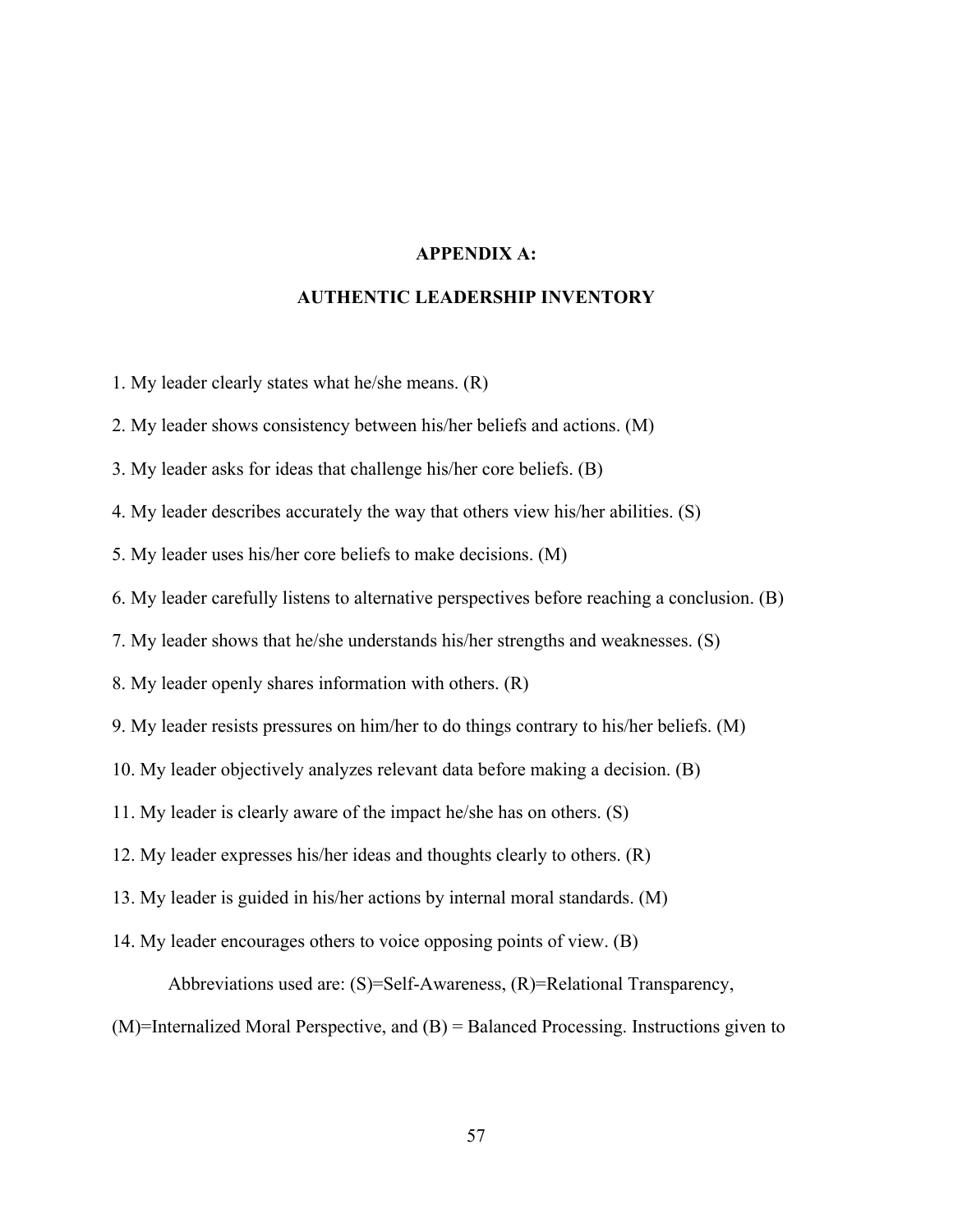## APPENDIX A:

## AUTHENTIC LEADERSHIP INVENTORY

1. My leader clearly states what he/she means. (R)
2. My leader shows consistency between his/her beliefs and actions. (M)
3. My leader asks for ideas that challenge his/her core beliefs. (B)
4. My leader describes accurately the way that others view his/her abilities. (S)
5. My leader uses his/her core beliefs to make decisions. (M)
6. My leader carefully listens to alternative perspectives before reaching a conclusion. (B)
7. My leader shows that he/she understands his/her strengths and weaknesses. (S)
8. My leader openly shares information with others. (R)
9. My leader resists pressures on him/her to do things contrary to his/her beliefs. (M)
10. My leader objectively analyzes relevant data before making a decision. (B)
11. My leader is clearly aware of the impact he/she has on others. (S)
12. My leader expresses his/her ideas and thoughts clearly to others. (R)
13. My leader is guided in his/her actions by internal moral standards. (M)
14. My leader encourages others to voice opposing points of view. (B)

Abbreviations used are: (S)=Self-Awareness, (R)=Relational Transparency, (M)=Internalized Moral Perspective, and (B) = Balanced Processing. Instructions given to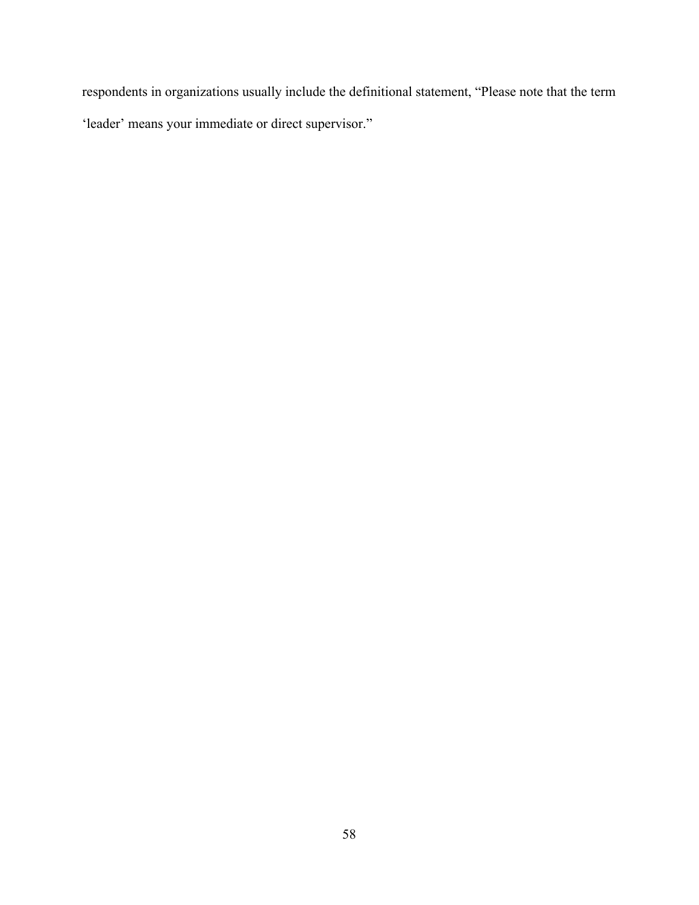respondents in organizations usually include the definitional statement, “Please note that the term ‘leader’ means your immediate or direct supervisor.”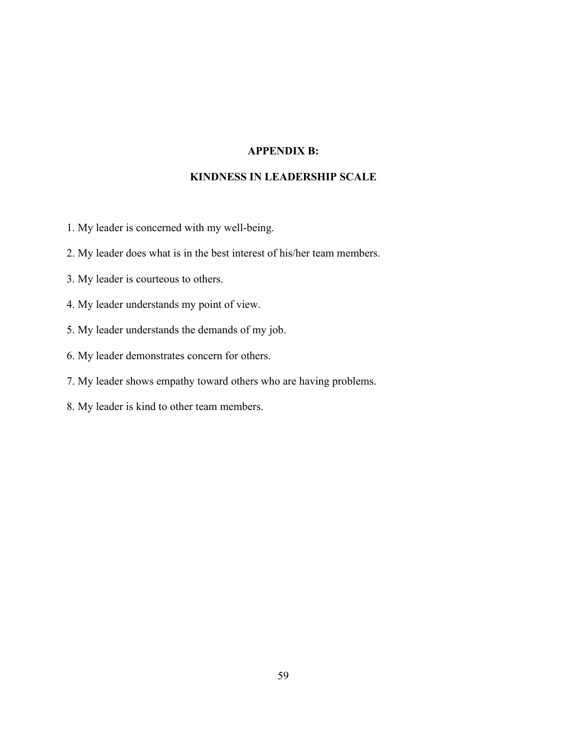## APPENDIX B:

## KINDNESS IN LEADERSHIP SCALE

1. My leader is concerned with my well-being.
2. My leader does what is in the best interest of his/her team members.
3. My leader is courteous to others.
4. My leader understands my point of view.
5. My leader understands the demands of my job.
6. My leader demonstrates concern for others.
7. My leader shows empathy toward others who are having problems.
8. My leader is kind to other team members.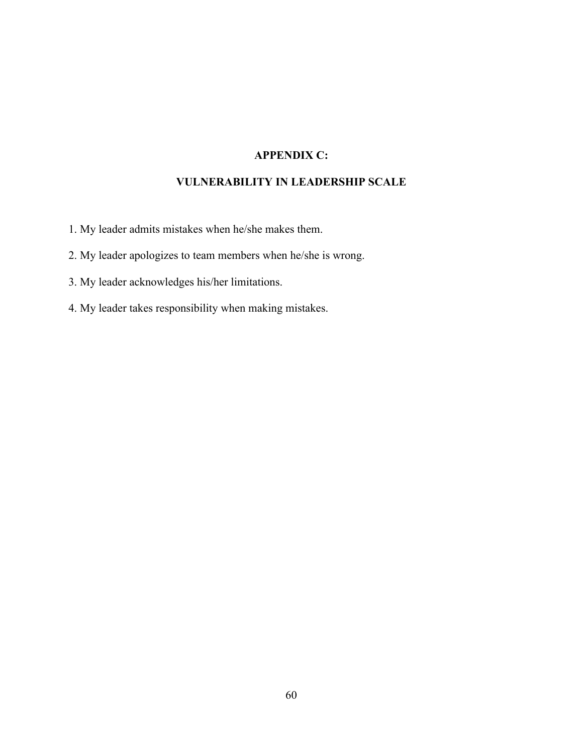## APPENDIX C:

## VULNERABILITY IN LEADERSHIP SCALE

1. My leader admits mistakes when he/she makes them.
2. My leader apologizes to team members when he/she is wrong.
3. My leader acknowledges his/her limitations.
4. My leader takes responsibility when making mistakes.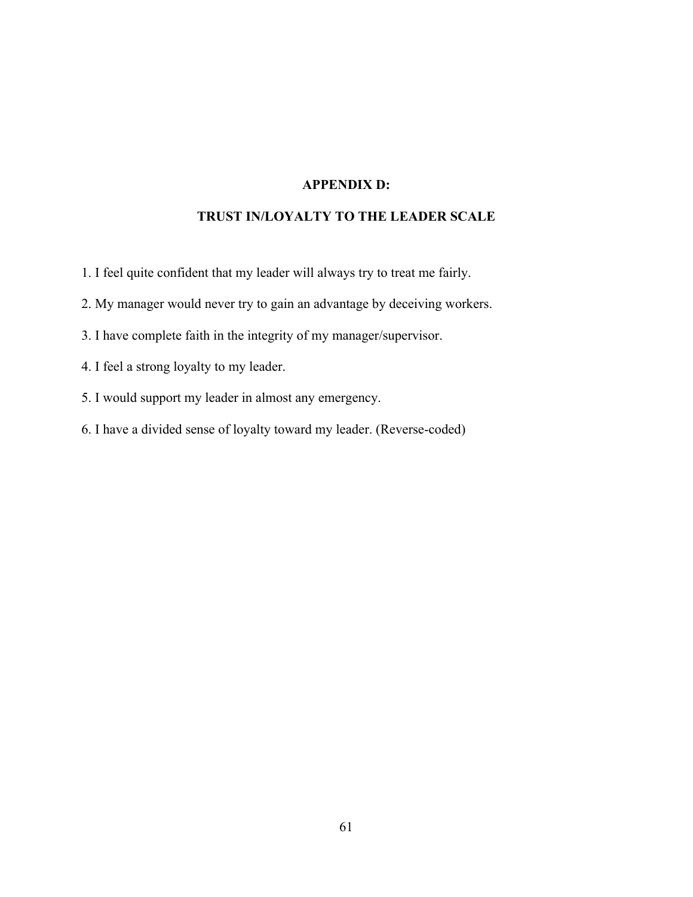# APPENDIX D:

# TRUST IN/LOYALTY TO THE LEADER SCALE

1. I feel quite confident that my leader will always try to treat me fairly.
2. My manager would never try to gain an advantage by deceiving workers.
3. I have complete faith in the integrity of my manager/supervisor.
4. I feel a strong loyalty to my leader.
5. I would support my leader in almost any emergency.
6. I have a divided sense of loyalty toward my leader. (Reverse-coded)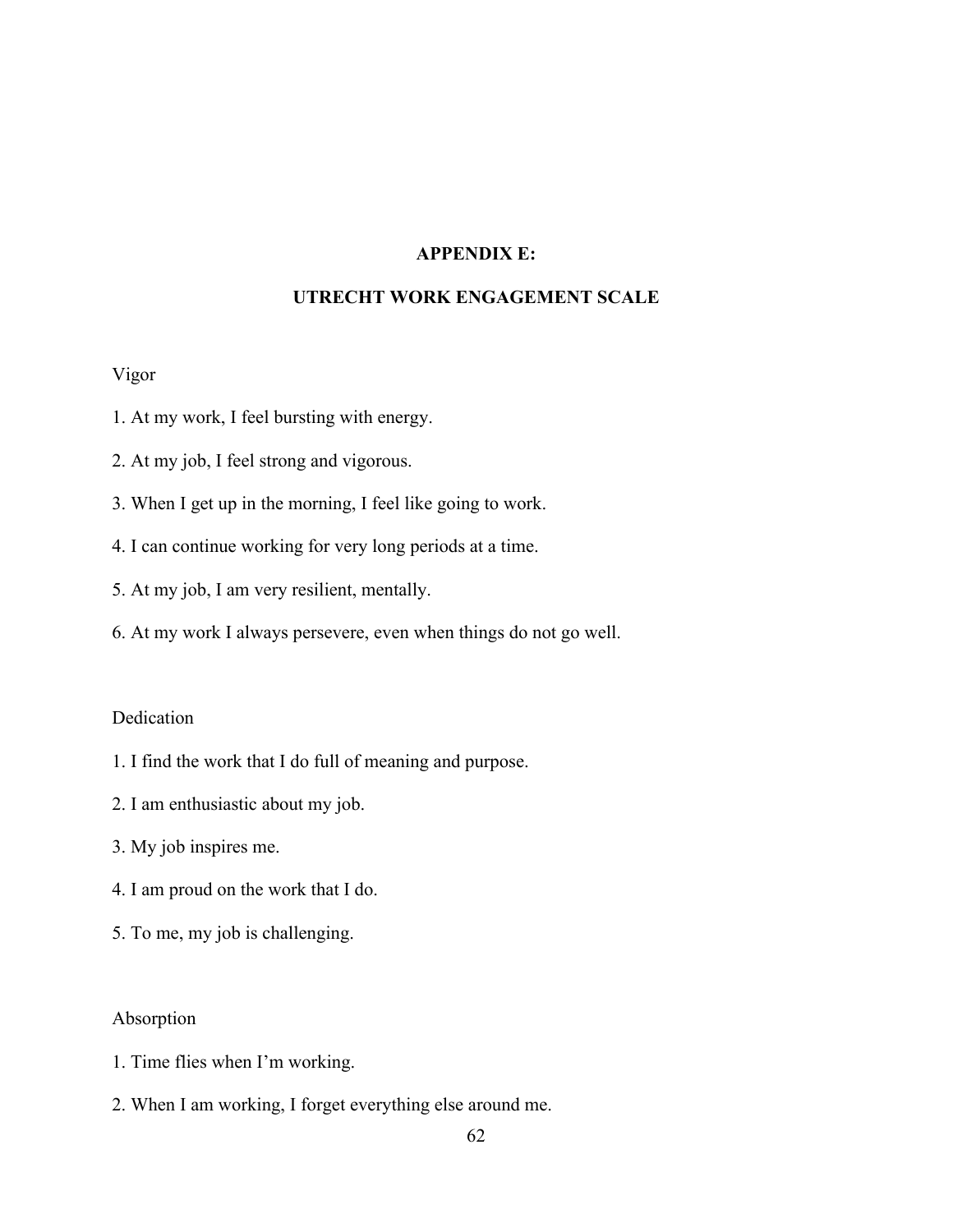# APPENDIX E:

# UTRECHT WORK ENGAGEMENT SCALE

Vigor

1. At my work, I feel bursting with energy.
2. At my job, I feel strong and vigorous.
3. When I get up in the morning, I feel like going to work.
4. I can continue working for very long periods at a time.
5. At my job, I am very resilient, mentally.
6. At my work I always persevere, even when things do not go well.

Dedication

1. I find the work that I do full of meaning and purpose.
2. I am enthusiastic about my job.
3. My job inspires me.
4. I am proud on the work that I do.
5. To me, my job is challenging.

Absorption

1. Time flies when I'm working.
2. When I am working, I forget everything else around me.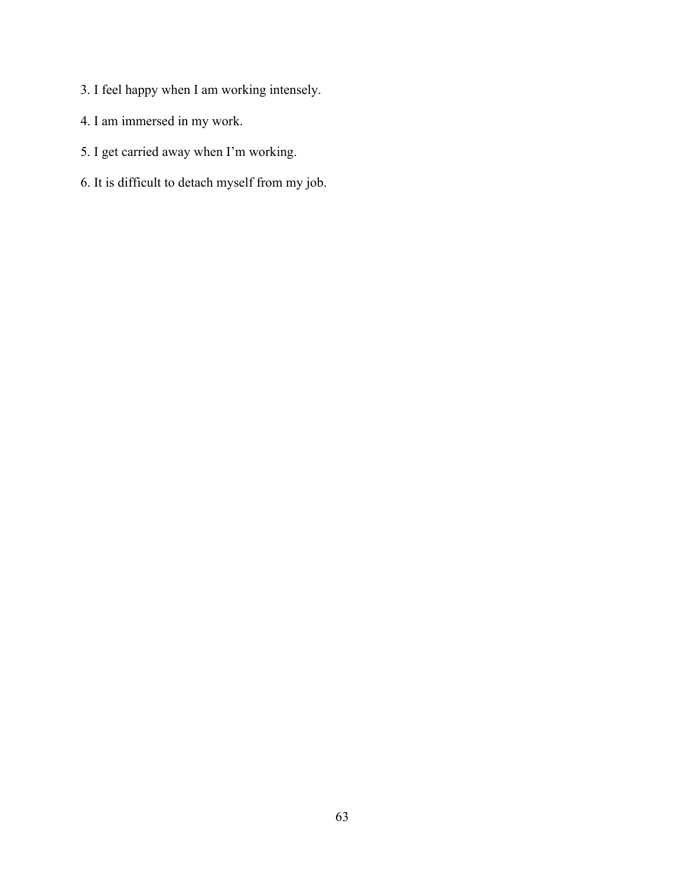3. I feel happy when I am working intensely.

4. I am immersed in my work.

5. I get carried away when I'm working.

6. It is difficult to detach myself from my job.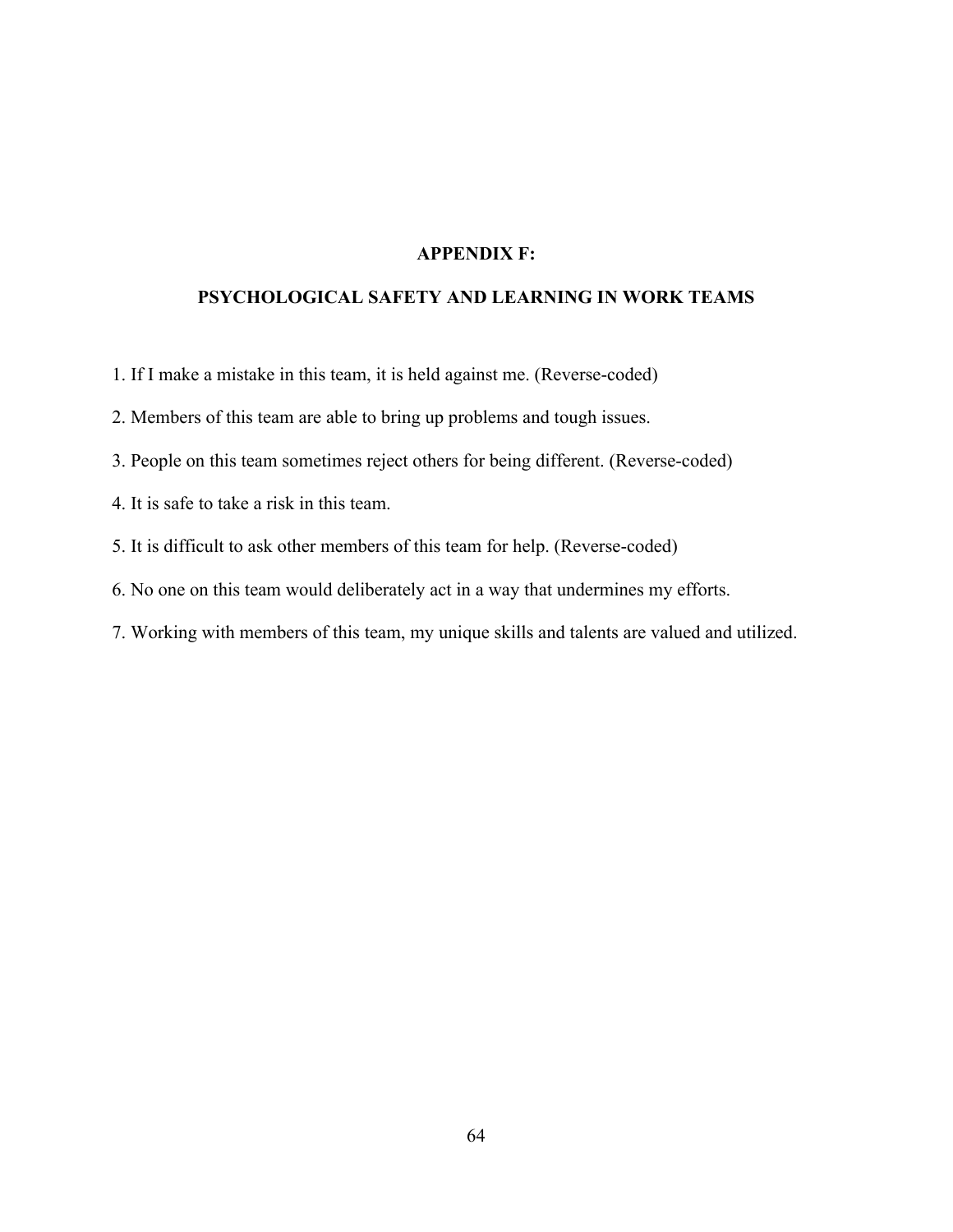## APPENDIX F:

## PSYCHOLOGICAL SAFETY AND LEARNING IN WORK TEAMS

1. If I make a mistake in this team, it is held against me. (Reverse-coded)
2. Members of this team are able to bring up problems and tough issues.
3. People on this team sometimes reject others for being different. (Reverse-coded)
4. It is safe to take a risk in this team.
5. It is difficult to ask other members of this team for help. (Reverse-coded)
6. No one on this team would deliberately act in a way that undermines my efforts.
7. Working with members of this team, my unique skills and talents are valued and utilized.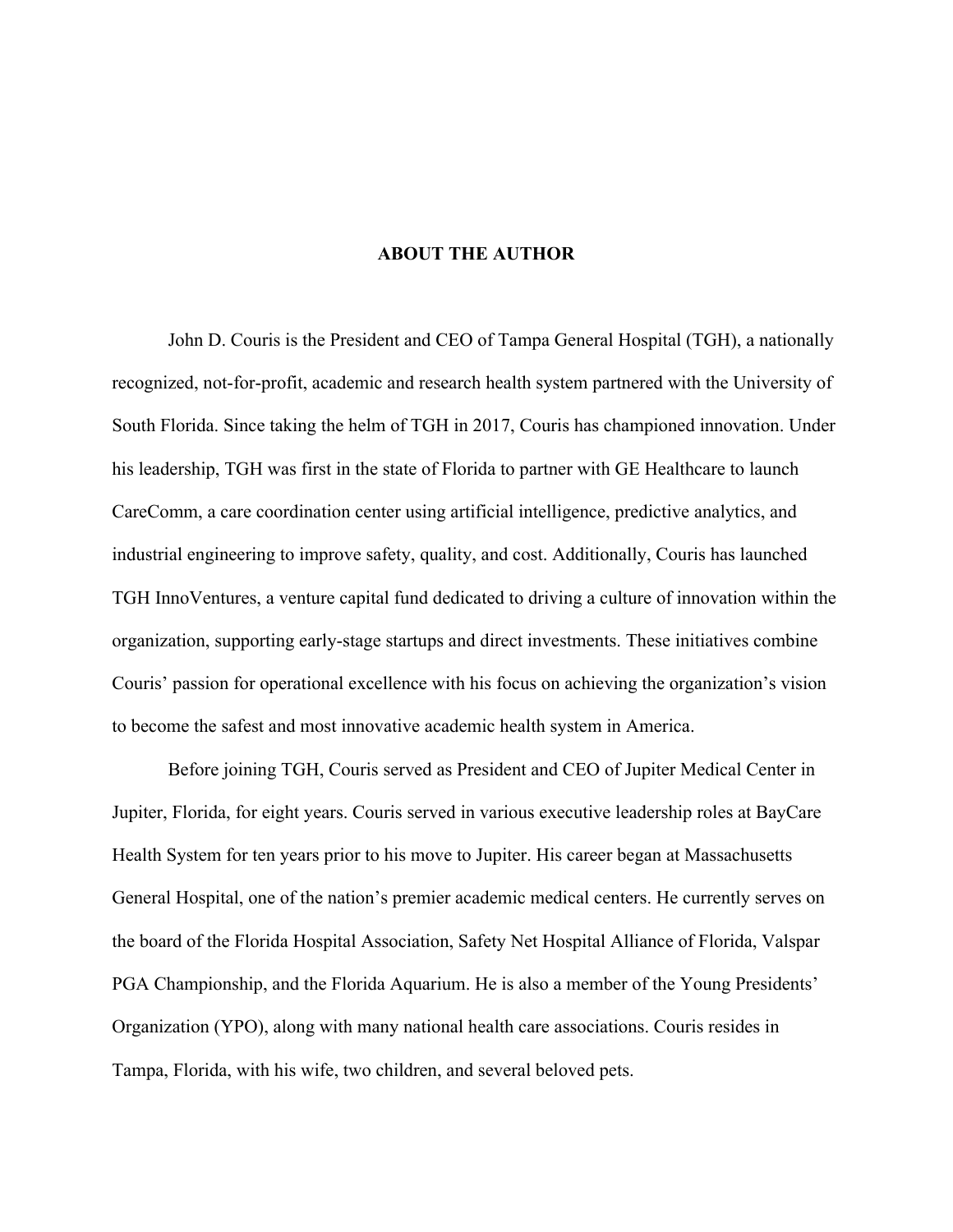## ABOUT THE AUTHOR

John D. Couris is the President and CEO of Tampa General Hospital (TGH), a nationally recognized, not-for-profit, academic and research health system partnered with the University of South Florida. Since taking the helm of TGH in 2017, Couris has championed innovation. Under his leadership, TGH was first in the state of Florida to partner with GE Healthcare to launch CareComm, a care coordination center using artificial intelligence, predictive analytics, and industrial engineering to improve safety, quality, and cost. Additionally, Couris has launched TGH InnoVentures, a venture capital fund dedicated to driving a culture of innovation within the organization, supporting early-stage startups and direct investments. These initiatives combine Couris' passion for operational excellence with his focus on achieving the organization's vision to become the safest and most innovative academic health system in America.

Before joining TGH, Couris served as President and CEO of Jupiter Medical Center in Jupiter, Florida, for eight years. Couris served in various executive leadership roles at BayCare Health System for ten years prior to his move to Jupiter. His career began at Massachusetts General Hospital, one of the nation's premier academic medical centers. He currently serves on the board of the Florida Hospital Association, Safety Net Hospital Alliance of Florida, Valspar PGA Championship, and the Florida Aquarium. He is also a member of the Young Presidents' Organization (YPO), along with many national health care associations. Couris resides in Tampa, Florida, with his wife, two children, and several beloved pets.